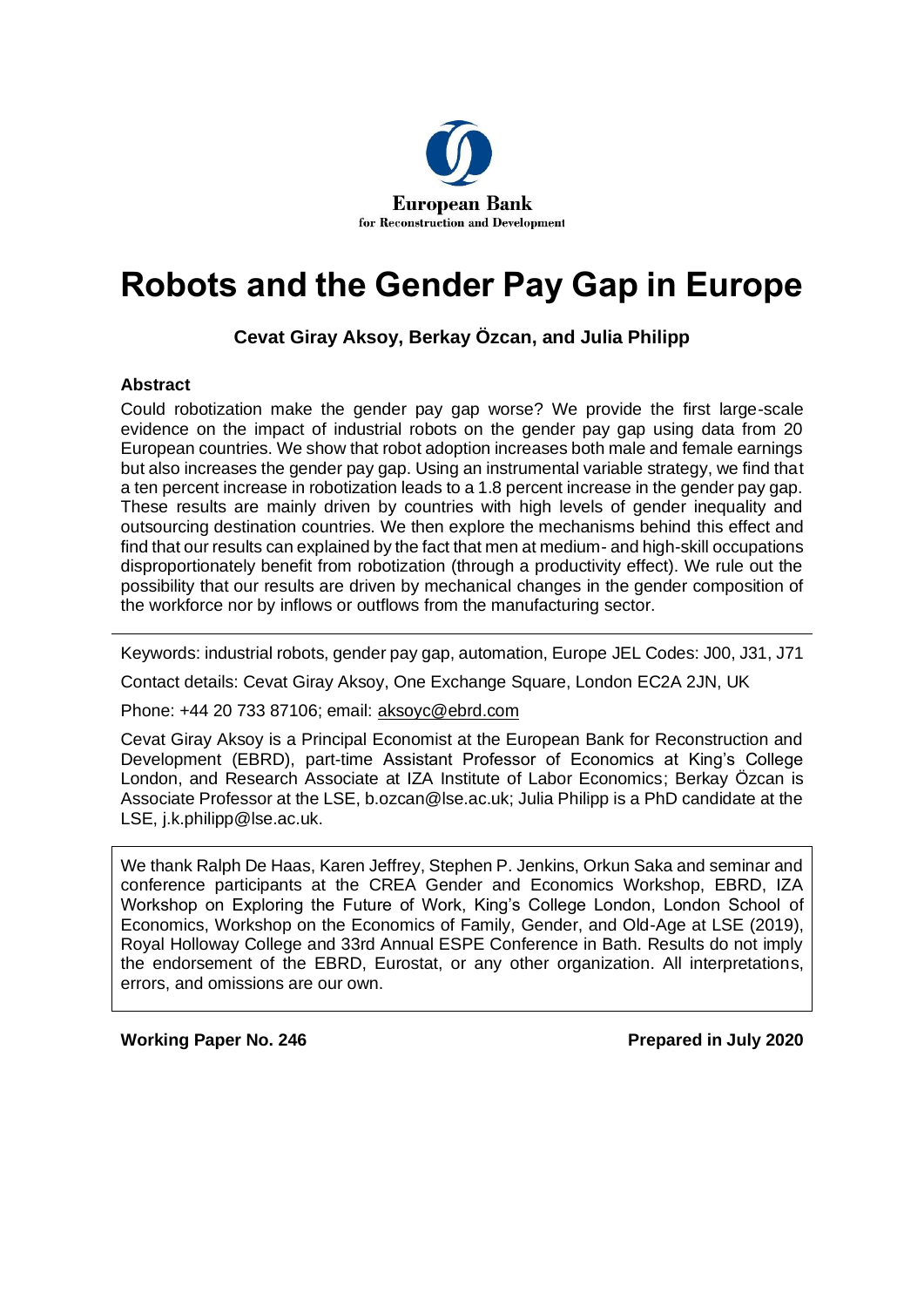European Bank
for Reconstruction and Development

# Robots and the Gender Pay Gap in Europe

**Cevat Giray Aksoy, Berkay Özcan, and Julia Philipp**

### Abstract

Could robotization make the gender pay gap worse? We provide the first large-scale evidence on the impact of industrial robots on the gender pay gap using data from 20 European countries. We show that robot adoption increases both male and female earnings but also increases the gender pay gap. Using an instrumental variable strategy, we find that a ten percent increase in robotization leads to a 1.8 percent increase in the gender pay gap. These results are mainly driven by countries with high levels of gender inequality and outsourcing destination countries. We then explore the mechanisms behind this effect and find that our results can explained by the fact that men at medium- and high-skill occupations disproportionately benefit from robotization (through a productivity effect). We rule out the possibility that our results are driven by mechanical changes in the gender composition of the workforce nor by inflows or outflows from the manufacturing sector.

---

Keywords: industrial robots, gender pay gap, automation, Europe JEL Codes: J00, J31, J71

Contact details: Cevat Giray Aksoy, One Exchange Square, London EC2A 2JN, UK

Phone: +44 20 733 87106; email: aksoyc@ebrd.com

Cevat Giray Aksoy is a Principal Economist at the European Bank for Reconstruction and Development (EBRD), part-time Assistant Professor of Economics at King's College London, and Research Associate at IZA Institute of Labor Economics; Berkay Özcan is Associate Professor at the LSE, b.ozcan@lse.ac.uk; Julia Philipp is a PhD candidate at the LSE, j.k.philipp@lse.ac.uk.

We thank Ralph De Haas, Karen Jeffrey, Stephen P. Jenkins, Orkun Saka and seminar and conference participants at the CREA Gender and Economics Workshop, EBRD, IZA Workshop on Exploring the Future of Work, King's College London, London School of Economics, Workshop on the Economics of Family, Gender, and Old-Age at LSE (2019), Royal Holloway College and 33rd Annual ESPE Conference in Bath. Results do not imply the endorsement of the EBRD, Eurostat, or any other organization. All interpretations, errors, and omissions are our own.

**Working Paper No. 246** **Prepared in July 2020**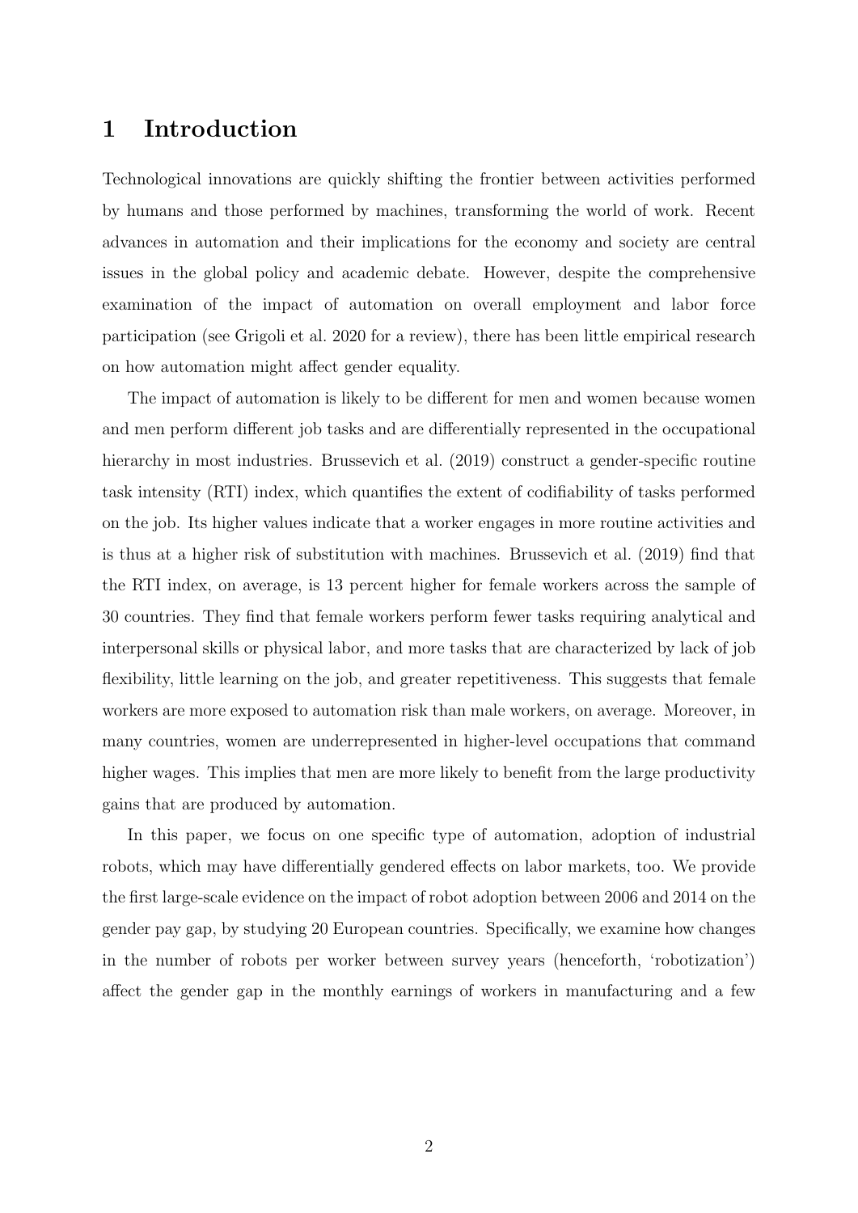## 1 Introduction

Technological innovations are quickly shifting the frontier between activities performed by humans and those performed by machines, transforming the world of work. Recent advances in automation and their implications for the economy and society are central issues in the global policy and academic debate. However, despite the comprehensive examination of the impact of automation on overall employment and labor force participation (see Grigoli et al. 2020 for a review), there has been little empirical research on how automation might affect gender equality.

The impact of automation is likely to be different for men and women because women and men perform different job tasks and are differentially represented in the occupational hierarchy in most industries. Brussevich et al. (2019) construct a gender-specific routine task intensity (RTI) index, which quantifies the extent of codifiability of tasks performed on the job. Its higher values indicate that a worker engages in more routine activities and is thus at a higher risk of substitution with machines. Brussevich et al. (2019) find that the RTI index, on average, is 13 percent higher for female workers across the sample of 30 countries. They find that female workers perform fewer tasks requiring analytical and interpersonal skills or physical labor, and more tasks that are characterized by lack of job flexibility, little learning on the job, and greater repetitiveness. This suggests that female workers are more exposed to automation risk than male workers, on average. Moreover, in many countries, women are underrepresented in higher-level occupations that command higher wages. This implies that men are more likely to benefit from the large productivity gains that are produced by automation.

In this paper, we focus on one specific type of automation, adoption of industrial robots, which may have differentially gendered effects on labor markets, too. We provide the first large-scale evidence on the impact of robot adoption between 2006 and 2014 on the gender pay gap, by studying 20 European countries. Specifically, we examine how changes in the number of robots per worker between survey years (henceforth, 'robotization') affect the gender gap in the monthly earnings of workers in manufacturing and a few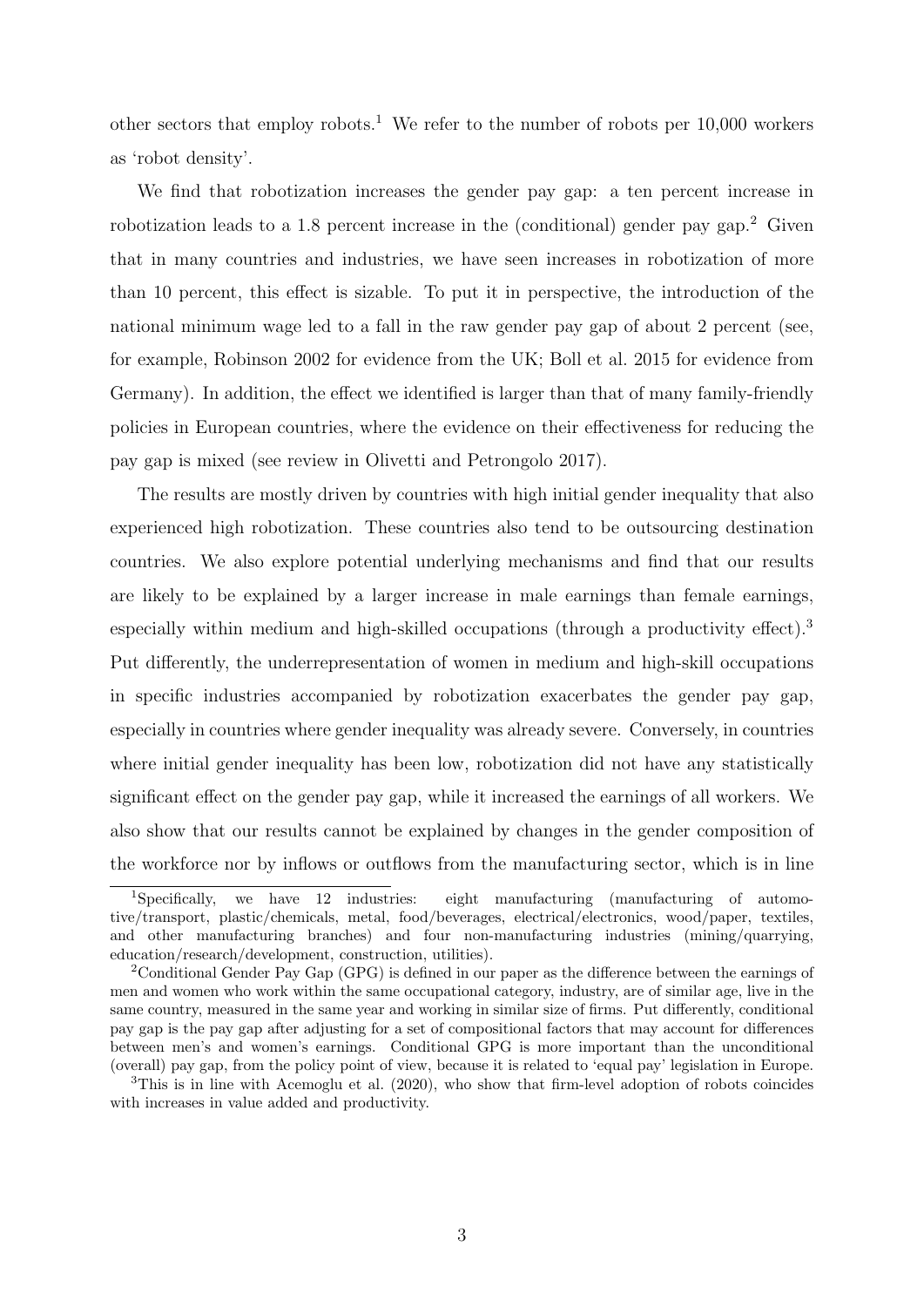other sectors that employ robots.[1] We refer to the number of robots per 10,000 workers as 'robot density'.

We find that robotization increases the gender pay gap: a ten percent increase in robotization leads to a 1.8 percent increase in the (conditional) gender pay gap.[2] Given that in many countries and industries, we have seen increases in robotization of more than 10 percent, this effect is sizable. To put it in perspective, the introduction of the national minimum wage led to a fall in the raw gender pay gap of about 2 percent (see, for example, Robinson 2002 for evidence from the UK; Boll et al. 2015 for evidence from Germany). In addition, the effect we identified is larger than that of many family-friendly policies in European countries, where the evidence on their effectiveness for reducing the pay gap is mixed (see review in Olivetti and Petrongolo 2017).

The results are mostly driven by countries with high initial gender inequality that also experienced high robotization. These countries also tend to be outsourcing destination countries. We also explore potential underlying mechanisms and find that our results are likely to be explained by a larger increase in male earnings than female earnings, especially within medium and high-skilled occupations (through a productivity effect).[3] Put differently, the underrepresentation of women in medium and high-skill occupations in specific industries accompanied by robotization exacerbates the gender pay gap, especially in countries where gender inequality was already severe. Conversely, in countries where initial gender inequality has been low, robotization did not have any statistically significant effect on the gender pay gap, while it increased the earnings of all workers. We also show that our results cannot be explained by changes in the gender composition of the workforce nor by inflows or outflows from the manufacturing sector, which is in line

---

[1] Specifically, we have 12 industries: eight manufacturing (manufacturing of automotive/transport, plastic/chemicals, metal, food/beverages, electrical/electronics, wood/paper, textiles, and other manufacturing branches) and four non-manufacturing industries (mining/quarrying, education/research/development, construction, utilities).

[2] Conditional Gender Pay Gap (GPG) is defined in our paper as the difference between the earnings of men and women who work within the same occupational category, industry, are of similar age, live in the same country, measured in the same year and working in similar size of firms. Put differently, conditional pay gap is the pay gap after adjusting for a set of compositional factors that may account for differences between men's and women's earnings. Conditional GPG is more important than the unconditional (overall) pay gap, from the policy point of view, because it is related to 'equal pay' legislation in Europe.

[3] This is in line with Acemoglu et al. (2020), who show that firm-level adoption of robots coincides with increases in value added and productivity.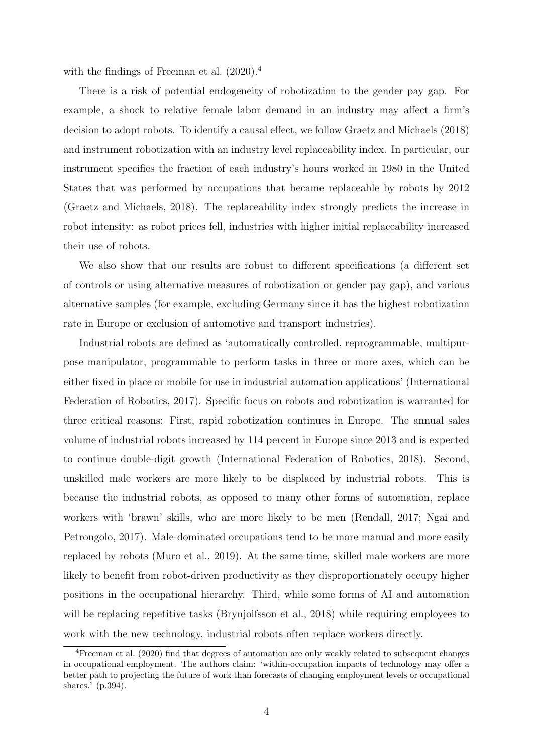with the findings of Freeman et al. (2020).[4]

There is a risk of potential endogeneity of robotization to the gender pay gap. For example, a shock to relative female labor demand in an industry may affect a firm's decision to adopt robots. To identify a causal effect, we follow Graetz and Michaels (2018) and instrument robotization with an industry level replaceability index. In particular, our instrument specifies the fraction of each industry's hours worked in 1980 in the United States that was performed by occupations that became replaceable by robots by 2012 (Graetz and Michaels, 2018). The replaceability index strongly predicts the increase in robot intensity: as robot prices fell, industries with higher initial replaceability increased their use of robots.

We also show that our results are robust to different specifications (a different set of controls or using alternative measures of robotization or gender pay gap), and various alternative samples (for example, excluding Germany since it has the highest robotization rate in Europe or exclusion of automotive and transport industries).

Industrial robots are defined as 'automatically controlled, reprogrammable, multipurpose manipulator, programmable to perform tasks in three or more axes, which can be either fixed in place or mobile for use in industrial automation applications' (International Federation of Robotics, 2017). Specific focus on robots and robotization is warranted for three critical reasons: First, rapid robotization continues in Europe. The annual sales volume of industrial robots increased by 114 percent in Europe since 2013 and is expected to continue double-digit growth (International Federation of Robotics, 2018). Second, unskilled male workers are more likely to be displaced by industrial robots. This is because the industrial robots, as opposed to many other forms of automation, replace workers with 'brawn' skills, who are more likely to be men (Rendall, 2017; Ngai and Petrongolo, 2017). Male-dominated occupations tend to be more manual and more easily replaced by robots (Muro et al., 2019). At the same time, skilled male workers are more likely to benefit from robot-driven productivity as they disproportionately occupy higher positions in the occupational hierarchy. Third, while some forms of AI and automation will be replacing repetitive tasks (Brynjolfsson et al., 2018) while requiring employees to work with the new technology, industrial robots often replace workers directly.

[4] Freeman et al. (2020) find that degrees of automation are only weakly related to subsequent changes in occupational employment. The authors claim: 'within-occupation impacts of technology may offer a better path to projecting the future of work than forecasts of changing employment levels or occupational shares.' (p.394).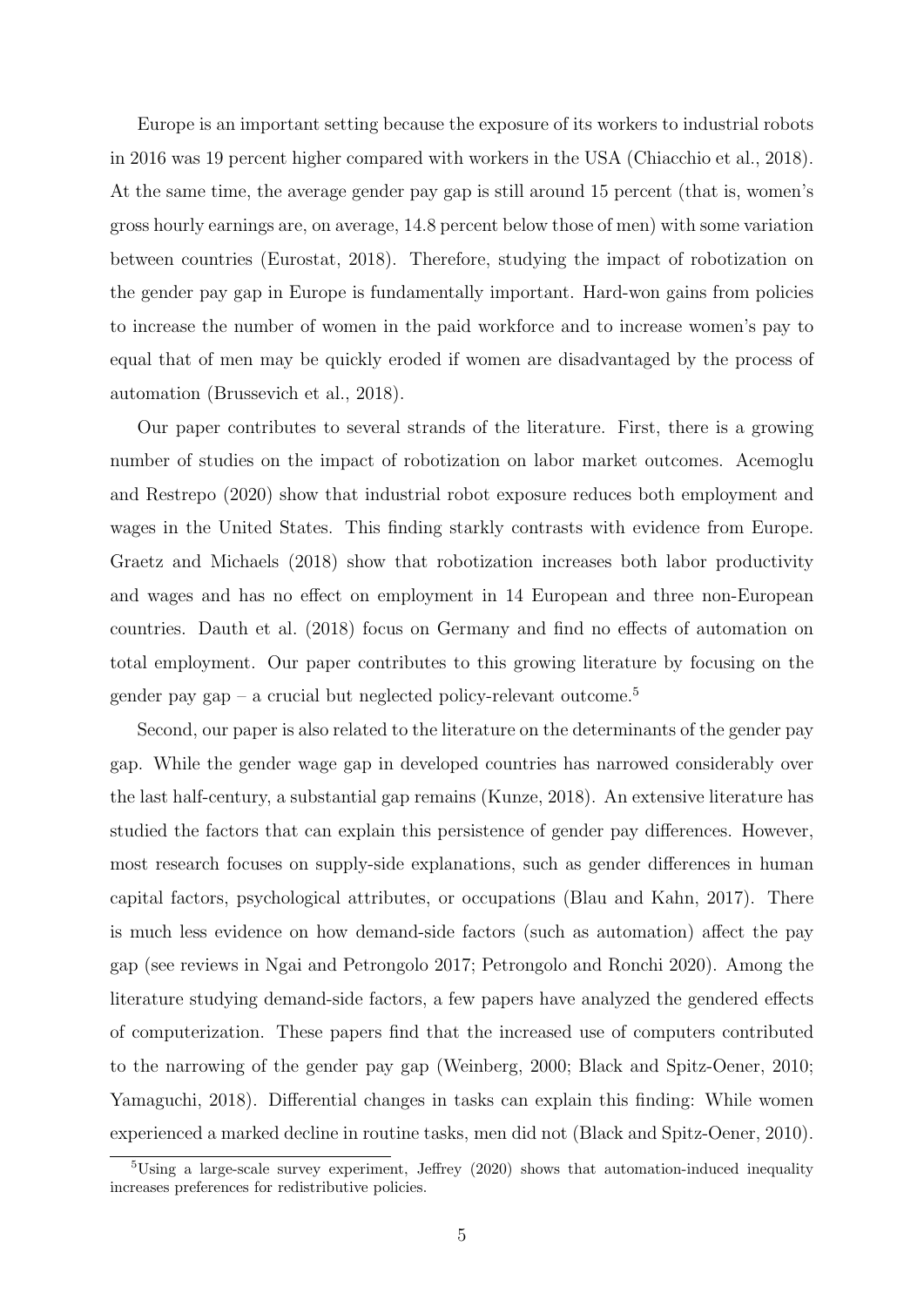Europe is an important setting because the exposure of its workers to industrial robots in 2016 was 19 percent higher compared with workers in the USA (Chiacchio et al., 2018). At the same time, the average gender pay gap is still around 15 percent (that is, women's gross hourly earnings are, on average, 14.8 percent below those of men) with some variation between countries (Eurostat, 2018). Therefore, studying the impact of robotization on the gender pay gap in Europe is fundamentally important. Hard-won gains from policies to increase the number of women in the paid workforce and to increase women's pay to equal that of men may be quickly eroded if women are disadvantaged by the process of automation (Brussevich et al., 2018).

Our paper contributes to several strands of the literature. First, there is a growing number of studies on the impact of robotization on labor market outcomes. Acemoglu and Restrepo (2020) show that industrial robot exposure reduces both employment and wages in the United States. This finding starkly contrasts with evidence from Europe. Graetz and Michaels (2018) show that robotization increases both labor productivity and wages and has no effect on employment in 14 European and three non-European countries. Dauth et al. (2018) focus on Germany and find no effects of automation on total employment. Our paper contributes to this growing literature by focusing on the gender pay gap – a crucial but neglected policy-relevant outcome.[5]

Second, our paper is also related to the literature on the determinants of the gender pay gap. While the gender wage gap in developed countries has narrowed considerably over the last half-century, a substantial gap remains (Kunze, 2018). An extensive literature has studied the factors that can explain this persistence of gender pay differences. However, most research focuses on supply-side explanations, such as gender differences in human capital factors, psychological attributes, or occupations (Blau and Kahn, 2017). There is much less evidence on how demand-side factors (such as automation) affect the pay gap (see reviews in Ngai and Petrongolo 2017; Petrongolo and Ronchi 2020). Among the literature studying demand-side factors, a few papers have analyzed the gendered effects of computerization. These papers find that the increased use of computers contributed to the narrowing of the gender pay gap (Weinberg, 2000; Black and Spitz-Oener, 2010; Yamaguchi, 2018). Differential changes in tasks can explain this finding: While women experienced a marked decline in routine tasks, men did not (Black and Spitz-Oener, 2010).

[5]Using a large-scale survey experiment, Jeffrey (2020) shows that automation-induced inequality increases preferences for redistributive policies.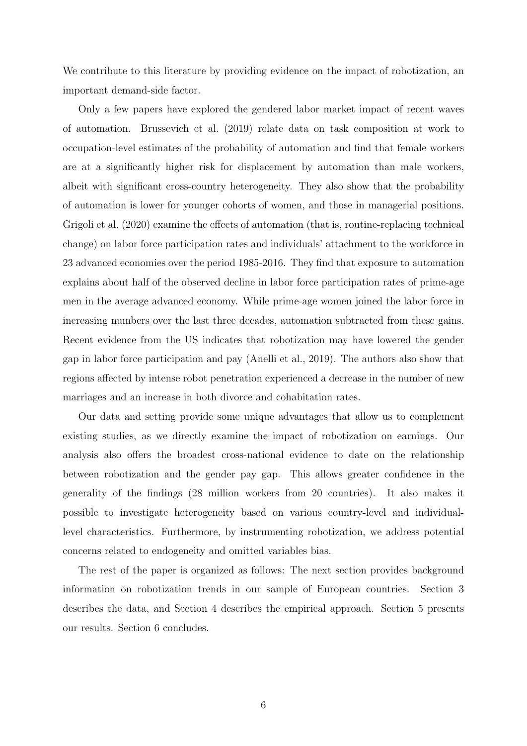We contribute to this literature by providing evidence on the impact of robotization, an important demand-side factor.

Only a few papers have explored the gendered labor market impact of recent waves of automation. Brussevich et al. (2019) relate data on task composition at work to occupation-level estimates of the probability of automation and find that female workers are at a significantly higher risk for displacement by automation than male workers, albeit with significant cross-country heterogeneity. They also show that the probability of automation is lower for younger cohorts of women, and those in managerial positions. Grigoli et al. (2020) examine the effects of automation (that is, routine-replacing technical change) on labor force participation rates and individuals' attachment to the workforce in 23 advanced economies over the period 1985-2016. They find that exposure to automation explains about half of the observed decline in labor force participation rates of prime-age men in the average advanced economy. While prime-age women joined the labor force in increasing numbers over the last three decades, automation subtracted from these gains. Recent evidence from the US indicates that robotization may have lowered the gender gap in labor force participation and pay (Anelli et al., 2019). The authors also show that regions affected by intense robot penetration experienced a decrease in the number of new marriages and an increase in both divorce and cohabitation rates.

Our data and setting provide some unique advantages that allow us to complement existing studies, as we directly examine the impact of robotization on earnings. Our analysis also offers the broadest cross-national evidence to date on the relationship between robotization and the gender pay gap. This allows greater confidence in the generality of the findings (28 million workers from 20 countries). It also makes it possible to investigate heterogeneity based on various country-level and individual-level characteristics. Furthermore, by instrumenting robotization, we address potential concerns related to endogeneity and omitted variables bias.

The rest of the paper is organized as follows: The next section provides background information on robotization trends in our sample of European countries. Section 3 describes the data, and Section 4 describes the empirical approach. Section 5 presents our results. Section 6 concludes.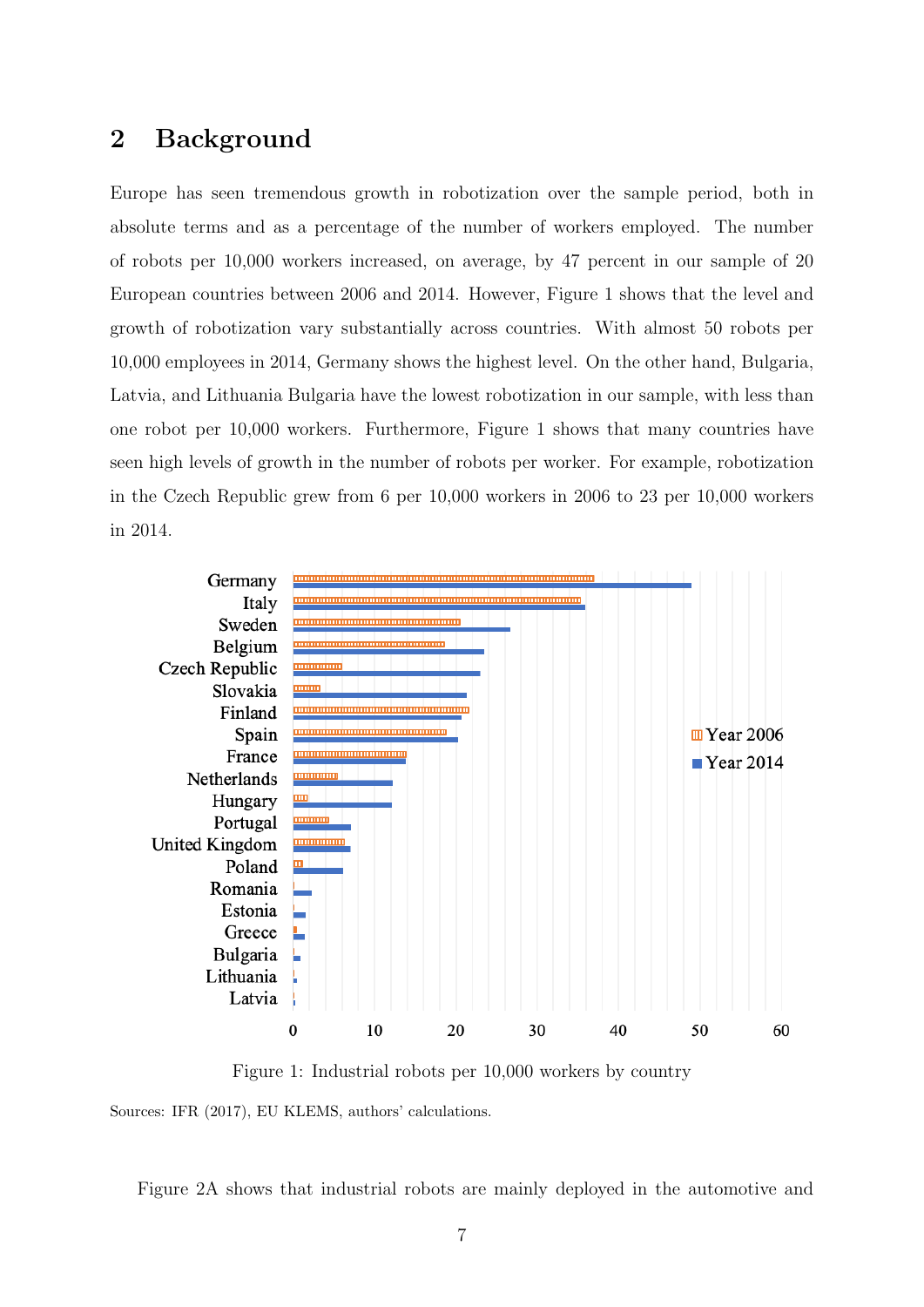## 2 Background

Europe has seen tremendous growth in robotization over the sample period, both in absolute terms and as a percentage of the number of workers employed. The number of robots per 10,000 workers increased, on average, by 47 percent in our sample of 20 European countries between 2006 and 2014. However, Figure 1 shows that the level and growth of robotization vary substantially across countries. With almost 50 robots per 10,000 employees in 2014, Germany shows the highest level. On the other hand, Bulgaria, Latvia, and Lithuania Bulgaria have the lowest robotization in our sample, with less than one robot per 10,000 workers. Furthermore, Figure 1 shows that many countries have seen high levels of growth in the number of robots per worker. For example, robotization in the Czech Republic grew from 6 per 10,000 workers in 2006 to 23 per 10,000 workers in 2014.

Figure 1: Industrial robots per 10,000 workers by country

Sources: IFR (2017), EU KLEMS, authors' calculations.

Figure 2A shows that industrial robots are mainly deployed in the automotive and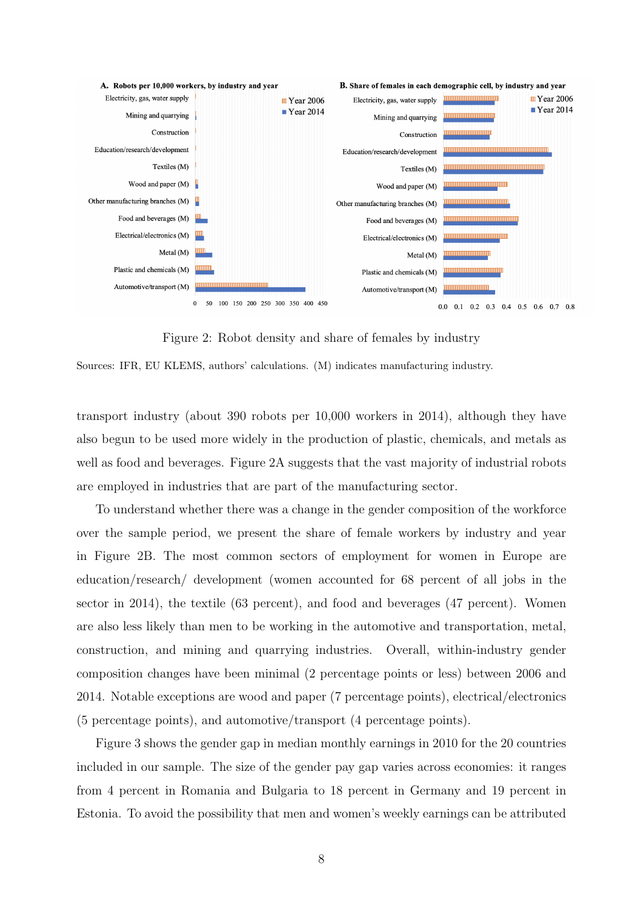Figure 2: Robot density and share of females by industry

Sources: IFR, EU KLEMS, authors' calculations. (M) indicates manufacturing industry.

transport industry (about 390 robots per 10,000 workers in 2014), although they have also begun to be used more widely in the production of plastic, chemicals, and metals as well as food and beverages. Figure 2A suggests that the vast majority of industrial robots are employed in industries that are part of the manufacturing sector.

To understand whether there was a change in the gender composition of the workforce over the sample period, we present the share of female workers by industry and year in Figure 2B. The most common sectors of employment for women in Europe are education/research/ development (women accounted for 68 percent of all jobs in the sector in 2014), the textile (63 percent), and food and beverages (47 percent). Women are also less likely than men to be working in the automotive and transportation, metal, construction, and mining and quarrying industries. Overall, within-industry gender composition changes have been minimal (2 percentage points or less) between 2006 and 2014. Notable exceptions are wood and paper (7 percentage points), electrical/electronics (5 percentage points), and automotive/transport (4 percentage points).

Figure 3 shows the gender gap in median monthly earnings in 2010 for the 20 countries included in our sample. The size of the gender pay gap varies across economies: it ranges from 4 percent in Romania and Bulgaria to 18 percent in Germany and 19 percent in Estonia. To avoid the possibility that men and women's weekly earnings can be attributed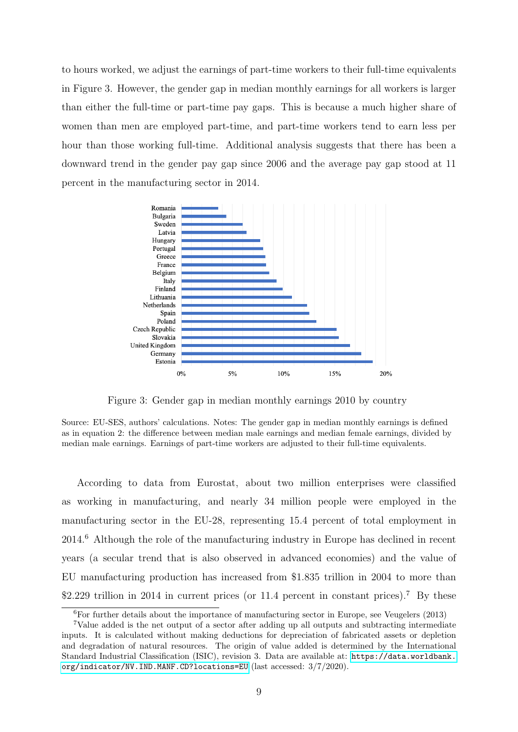to hours worked, we adjust the earnings of part-time workers to their full-time equivalents in Figure 3. However, the gender gap in median monthly earnings for all workers is larger than either the full-time or part-time pay gaps. This is because a much higher share of women than men are employed part-time, and part-time workers tend to earn less per hour than those working full-time. Additional analysis suggests that there has been a downward trend in the gender pay gap since 2006 and the average pay gap stood at 11 percent in the manufacturing sector in 2014.

Figure 3: Gender gap in median monthly earnings 2010 by country

Source: EU-SES, authors' calculations. Notes: The gender gap in median monthly earnings is defined as in equation 2: the difference between median male earnings and median female earnings, divided by median male earnings. Earnings of part-time workers are adjusted to their full-time equivalents.

According to data from Eurostat, about two million enterprises were classified as working in manufacturing, and nearly 34 million people were employed in the manufacturing sector in the EU-28, representing 15.4 percent of total employment in 2014.[6] Although the role of the manufacturing industry in Europe has declined in recent years (a secular trend that is also observed in advanced economies) and the value of EU manufacturing production has increased from \$1.835 trillion in 2004 to more than \$2.229 trillion in 2014 in current prices (or 11.4 percent in constant prices).[7] By these

[6]For further details about the importance of manufacturing sector in Europe, see Veugelers (2013)

[7]Value added is the net output of a sector after adding up all outputs and subtracting intermediate inputs. It is calculated without making deductions for depreciation of fabricated assets or depletion and degradation of natural resources. The origin of value added is determined by the International Standard Industrial Classification (ISIC), revision 3. Data are available at: https://data.worldbank.org/indicator/NV.IND.MANF.CD?locations=EU (last accessed: 3/7/2020).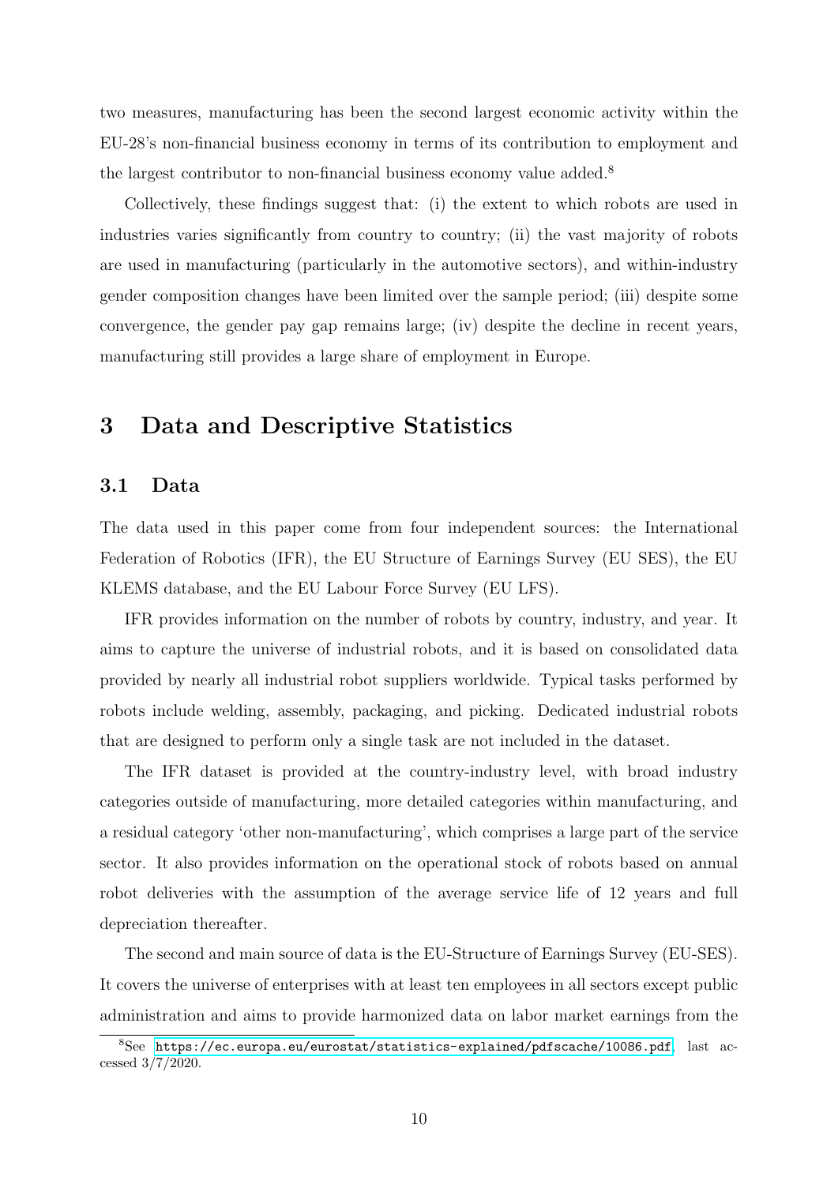two measures, manufacturing has been the second largest economic activity within the EU-28's non-financial business economy in terms of its contribution to employment and the largest contributor to non-financial business economy value added.[8]

Collectively, these findings suggest that: (i) the extent to which robots are used in industries varies significantly from country to country; (ii) the vast majority of robots are used in manufacturing (particularly in the automotive sectors), and within-industry gender composition changes have been limited over the sample period; (iii) despite some convergence, the gender pay gap remains large; (iv) despite the decline in recent years, manufacturing still provides a large share of employment in Europe.

# 3 Data and Descriptive Statistics

## 3.1 Data

The data used in this paper come from four independent sources: the International Federation of Robotics (IFR), the EU Structure of Earnings Survey (EU SES), the EU KLEMS database, and the EU Labour Force Survey (EU LFS).

IFR provides information on the number of robots by country, industry, and year. It aims to capture the universe of industrial robots, and it is based on consolidated data provided by nearly all industrial robot suppliers worldwide. Typical tasks performed by robots include welding, assembly, packaging, and picking. Dedicated industrial robots that are designed to perform only a single task are not included in the dataset.

The IFR dataset is provided at the country-industry level, with broad industry categories outside of manufacturing, more detailed categories within manufacturing, and a residual category 'other non-manufacturing', which comprises a large part of the service sector. It also provides information on the operational stock of robots based on annual robot deliveries with the assumption of the average service life of 12 years and full depreciation thereafter.

The second and main source of data is the EU-Structure of Earnings Survey (EU-SES). It covers the universe of enterprises with at least ten employees in all sectors except public administration and aims to provide harmonized data on labor market earnings from the

[8] See https://ec.europa.eu/eurostat/statistics-explained/pdfscache/10086.pdf, last accessed 3/7/2020.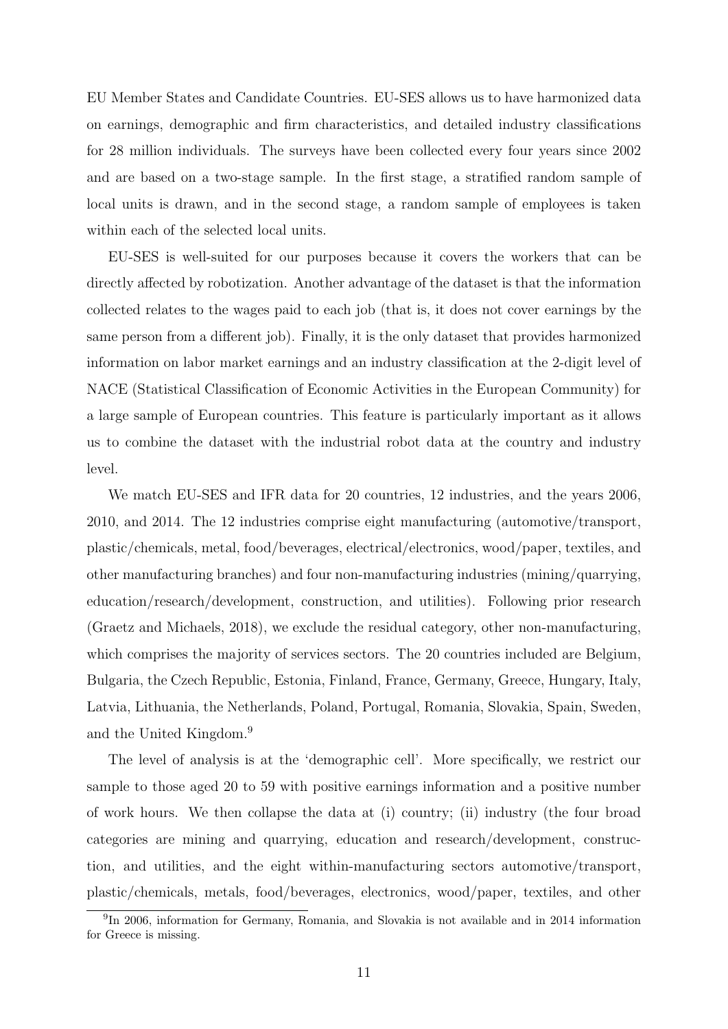EU Member States and Candidate Countries. EU-SES allows us to have harmonized data on earnings, demographic and firm characteristics, and detailed industry classifications for 28 million individuals. The surveys have been collected every four years since 2002 and are based on a two-stage sample. In the first stage, a stratified random sample of local units is drawn, and in the second stage, a random sample of employees is taken within each of the selected local units.

EU-SES is well-suited for our purposes because it covers the workers that can be directly affected by robotization. Another advantage of the dataset is that the information collected relates to the wages paid to each job (that is, it does not cover earnings by the same person from a different job). Finally, it is the only dataset that provides harmonized information on labor market earnings and an industry classification at the 2-digit level of NACE (Statistical Classification of Economic Activities in the European Community) for a large sample of European countries. This feature is particularly important as it allows us to combine the dataset with the industrial robot data at the country and industry level.

We match EU-SES and IFR data for 20 countries, 12 industries, and the years 2006, 2010, and 2014. The 12 industries comprise eight manufacturing (automotive/transport, plastic/chemicals, metal, food/beverages, electrical/electronics, wood/paper, textiles, and other manufacturing branches) and four non-manufacturing industries (mining/quarrying, education/research/development, construction, and utilities). Following prior research (Graetz and Michaels, 2018), we exclude the residual category, other non-manufacturing, which comprises the majority of services sectors. The 20 countries included are Belgium, Bulgaria, the Czech Republic, Estonia, Finland, France, Germany, Greece, Hungary, Italy, Latvia, Lithuania, the Netherlands, Poland, Portugal, Romania, Slovakia, Spain, Sweden, and the United Kingdom.[9]

The level of analysis is at the 'demographic cell'. More specifically, we restrict our sample to those aged 20 to 59 with positive earnings information and a positive number of work hours. We then collapse the data at (i) country; (ii) industry (the four broad categories are mining and quarrying, education and research/development, construction, and utilities, and the eight within-manufacturing sectors automotive/transport, plastic/chemicals, metals, food/beverages, electronics, wood/paper, textiles, and other

[9] In 2006, information for Germany, Romania, and Slovakia is not available and in 2014 information for Greece is missing.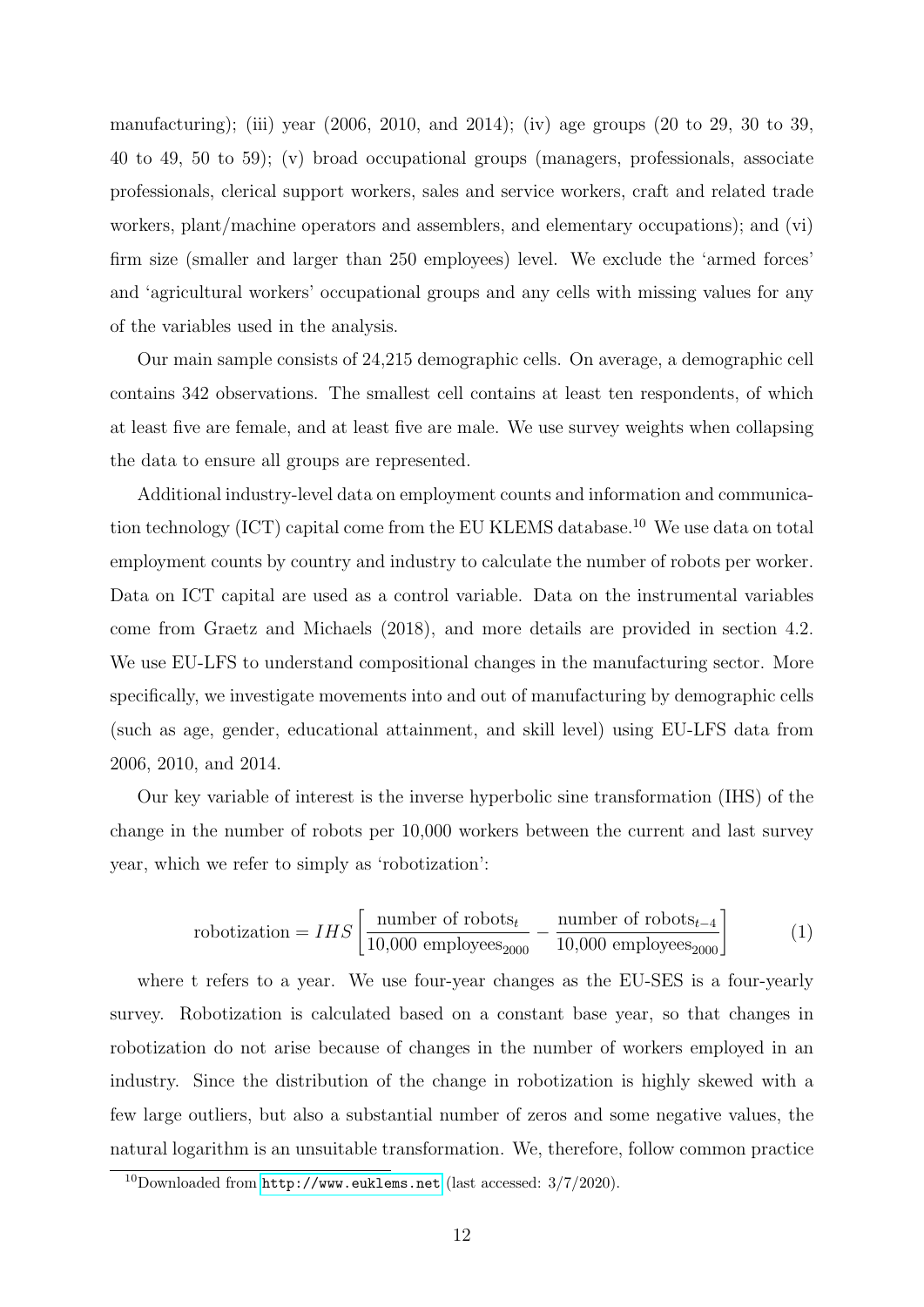manufacturing); (iii) year (2006, 2010, and 2014); (iv) age groups (20 to 29, 30 to 39, 40 to 49, 50 to 59); (v) broad occupational groups (managers, professionals, associate professionals, clerical support workers, sales and service workers, craft and related trade workers, plant/machine operators and assemblers, and elementary occupations); and (vi) firm size (smaller and larger than 250 employees) level. We exclude the 'armed forces' and 'agricultural workers' occupational groups and any cells with missing values for any of the variables used in the analysis.

Our main sample consists of 24,215 demographic cells. On average, a demographic cell contains 342 observations. The smallest cell contains at least ten respondents, of which at least five are female, and at least five are male. We use survey weights when collapsing the data to ensure all groups are represented.

Additional industry-level data on employment counts and information and communication technology (ICT) capital come from the EU KLEMS database.[10] We use data on total employment counts by country and industry to calculate the number of robots per worker. Data on ICT capital are used as a control variable. Data on the instrumental variables come from Graetz and Michaels (2018), and more details are provided in section 4.2. We use EU-LFS to understand compositional changes in the manufacturing sector. More specifically, we investigate movements into and out of manufacturing by demographic cells (such as age, gender, educational attainment, and skill level) using EU-LFS data from 2006, 2010, and 2014.

Our key variable of interest is the inverse hyperbolic sine transformation (IHS) of the change in the number of robots per 10,000 workers between the current and last survey year, which we refer to simply as 'robotization':

$$\text{robotization} = IHS\left[\frac{\text{number of robots}_t}{\text{10,000 employees}_{2000}} - \frac{\text{number of robots}_{t-4}}{\text{10,000 employees}_{2000}}\right] \tag{1}$$

where t refers to a year. We use four-year changes as the EU-SES is a four-yearly survey. Robotization is calculated based on a constant base year, so that changes in robotization do not arise because of changes in the number of workers employed in an industry. Since the distribution of the change in robotization is highly skewed with a few large outliers, but also a substantial number of zeros and some negative values, the natural logarithm is an unsuitable transformation. We, therefore, follow common practice

[10] Downloaded from http://www.euklems.net (last accessed: 3/7/2020).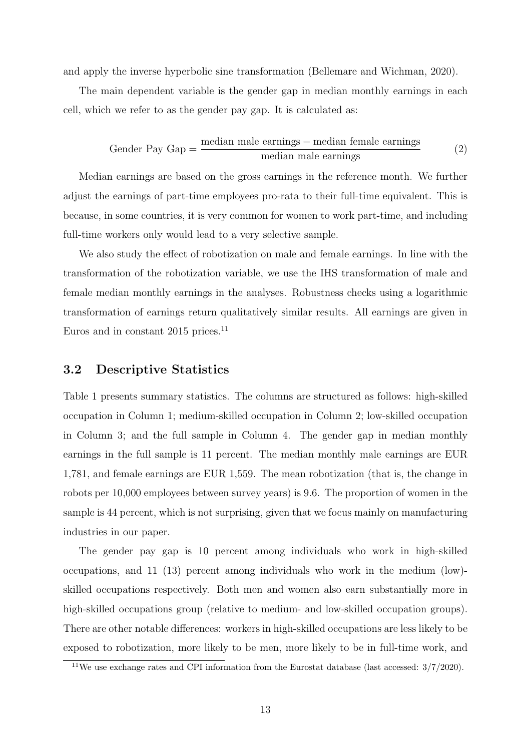and apply the inverse hyperbolic sine transformation (Bellemare and Wichman, 2020).

The main dependent variable is the gender gap in median monthly earnings in each cell, which we refer to as the gender pay gap. It is calculated as:

$$\text{Gender Pay Gap} = \frac{\text{median male earnings} - \text{median female earnings}}{\text{median male earnings}} \tag{2}$$

Median earnings are based on the gross earnings in the reference month. We further adjust the earnings of part-time employees pro-rata to their full-time equivalent. This is because, in some countries, it is very common for women to work part-time, and including full-time workers only would lead to a very selective sample.

We also study the effect of robotization on male and female earnings. In line with the transformation of the robotization variable, we use the IHS transformation of male and female median monthly earnings in the analyses. Robustness checks using a logarithmic transformation of earnings return qualitatively similar results. All earnings are given in Euros and in constant 2015 prices.[11]

## 3.2 Descriptive Statistics

Table 1 presents summary statistics. The columns are structured as follows: high-skilled occupation in Column 1; medium-skilled occupation in Column 2; low-skilled occupation in Column 3; and the full sample in Column 4. The gender gap in median monthly earnings in the full sample is 11 percent. The median monthly male earnings are EUR 1,781, and female earnings are EUR 1,559. The mean robotization (that is, the change in robots per 10,000 employees between survey years) is 9.6. The proportion of women in the sample is 44 percent, which is not surprising, given that we focus mainly on manufacturing industries in our paper.

The gender pay gap is 10 percent among individuals who work in high-skilled occupations, and 11 (13) percent among individuals who work in the medium (low)-skilled occupations respectively. Both men and women also earn substantially more in high-skilled occupations group (relative to medium- and low-skilled occupation groups). There are other notable differences: workers in high-skilled occupations are less likely to be exposed to robotization, more likely to be men, more likely to be in full-time work, and

[11] We use exchange rates and CPI information from the Eurostat database (last accessed: 3/7/2020).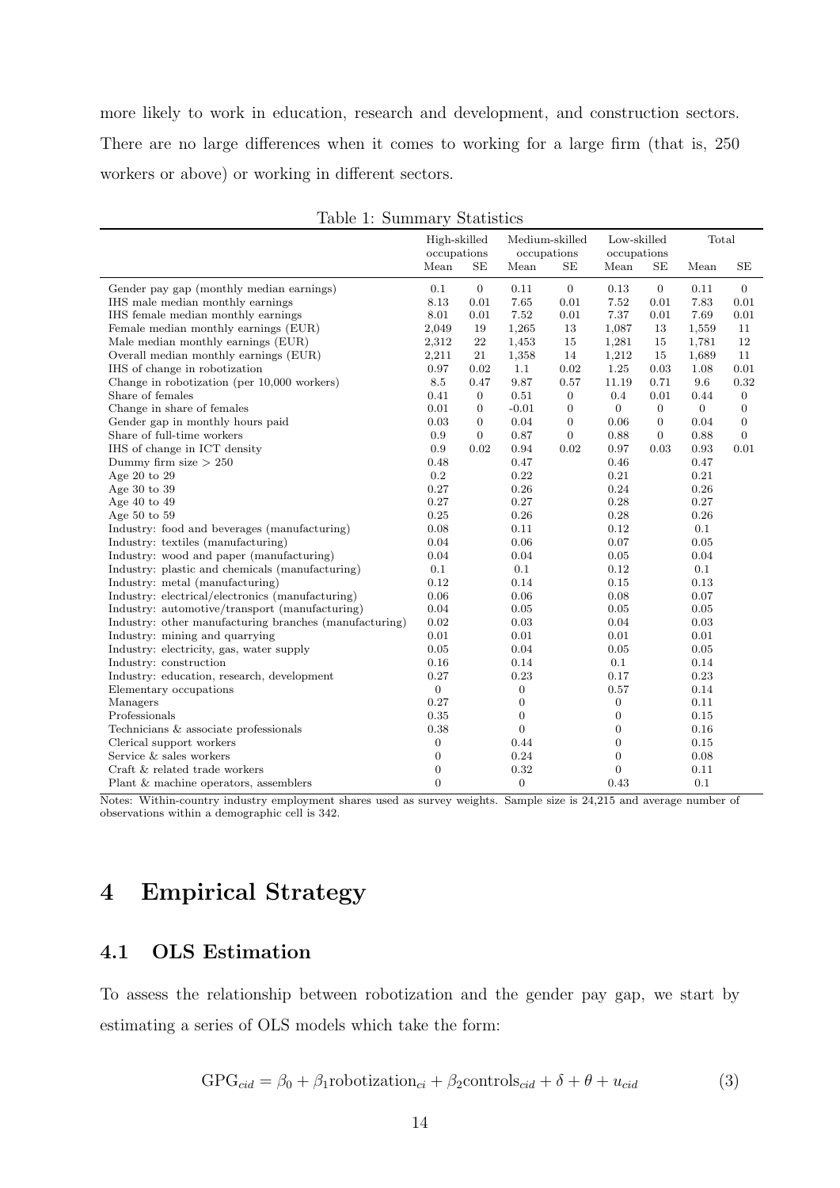more likely to work in education, research and development, and construction sectors. There are no large differences when it comes to working for a large firm (that is, 250 workers or above) or working in different sectors.

Table 1: Summary Statistics

| | High-skilled occupations | | Medium-skilled occupations | | Low-skilled occupations | | Total | |
|---|---|---|---|---|---|---|---|---|
| | Mean | SE | Mean | SE | Mean | SE | Mean | SE |
| Gender pay gap (monthly median earnings) | 0.1 | 0 | 0.11 | 0 | 0.13 | 0 | 0.11 | 0 |
| IHS male median monthly earnings | 8.13 | 0.01 | 7.65 | 0.01 | 7.52 | 0.01 | 7.83 | 0.01 |
| IHS female median monthly earnings | 8.01 | 0.01 | 7.52 | 0.01 | 7.37 | 0.01 | 7.69 | 0.01 |
| Female median monthly earnings (EUR) | 2,049 | 19 | 1,265 | 13 | 1,087 | 13 | 1,559 | 11 |
| Male median monthly earnings (EUR) | 2,312 | 22 | 1,453 | 15 | 1,281 | 15 | 1,781 | 12 |
| Overall median monthly earnings (EUR) | 2,211 | 21 | 1,358 | 14 | 1,212 | 15 | 1,689 | 11 |
| IHS of change in robotization | 0.97 | 0.02 | 1.1 | 0.02 | 1.25 | 0.03 | 1.08 | 0.01 |
| Change in robotization (per 10,000 workers) | 8.5 | 0.47 | 9.87 | 0.57 | 11.19 | 0.71 | 9.6 | 0.32 |
| Share of females | 0.41 | 0 | 0.51 | 0 | 0.4 | 0.01 | 0.44 | 0 |
| Change in share of females | 0.01 | 0 | -0.01 | 0 | 0 | 0 | 0 | 0 |
| Gender gap in monthly hours paid | 0.03 | 0 | 0.04 | 0 | 0.06 | 0 | 0.04 | 0 |
| Share of full-time workers | 0.9 | 0 | 0.87 | 0 | 0.88 | 0 | 0.88 | 0 |
| IHS of change in ICT density | 0.9 | 0.02 | 0.94 | 0.02 | 0.97 | 0.03 | 0.93 | 0.01 |
| Dummy firm size > 250 | 0.48 | | 0.47 | | 0.46 | | 0.47 | |
| Age 20 to 29 | 0.2 | | 0.22 | | 0.21 | | 0.21 | |
| Age 30 to 39 | 0.27 | | 0.26 | | 0.24 | | 0.26 | |
| Age 40 to 49 | 0.27 | | 0.27 | | 0.28 | | 0.27 | |
| Age 50 to 59 | 0.25 | | 0.26 | | 0.28 | | 0.26 | |
| Industry: food and beverages (manufacturing) | 0.08 | | 0.11 | | 0.12 | | 0.1 | |
| Industry: textiles (manufacturing) | 0.04 | | 0.06 | | 0.07 | | 0.05 | |
| Industry: wood and paper (manufacturing) | 0.04 | | 0.04 | | 0.05 | | 0.04 | |
| Industry: plastic and chemicals (manufacturing) | 0.1 | | 0.1 | | 0.12 | | 0.1 | |
| Industry: metal (manufacturing) | 0.12 | | 0.14 | | 0.15 | | 0.13 | |
| Industry: electrical/electronics (manufacturing) | 0.06 | | 0.06 | | 0.08 | | 0.07 | |
| Industry: automotive/transport (manufacturing) | 0.04 | | 0.05 | | 0.05 | | 0.05 | |
| Industry: other manufacturing branches (manufacturing) | 0.02 | | 0.03 | | 0.04 | | 0.03 | |
| Industry: mining and quarrying | 0.01 | | 0.01 | | 0.01 | | 0.01 | |
| Industry: electricity, gas, water supply | 0.05 | | 0.04 | | 0.05 | | 0.05 | |
| Industry: construction | 0.16 | | 0.14 | | 0.1 | | 0.14 | |
| Industry: education, research, development | 0.27 | | 0.23 | | 0.17 | | 0.23 | |
| Elementary occupations | 0 | | 0 | | 0.57 | | 0.14 | |
| Managers | 0.27 | | 0 | | 0 | | 0.11 | |
| Professionals | 0.35 | | 0 | | 0 | | 0.15 | |
| Technicians & associate professionals | 0.38 | | 0 | | 0 | | 0.16 | |
| Clerical support workers | 0 | | 0.44 | | 0 | | 0.15 | |
| Service & sales workers | 0 | | 0.24 | | 0 | | 0.08 | |
| Craft & related trade workers | 0 | | 0.32 | | 0 | | 0.11 | |
| Plant & machine operators, assemblers | 0 | | 0 | | 0.43 | | 0.1 | |

Notes: Within-country industry employment shares used as survey weights. Sample size is 24,215 and average number of observations within a demographic cell is 342.

# 4 Empirical Strategy

## 4.1 OLS Estimation

To assess the relationship between robotization and the gender pay gap, we start by estimating a series of OLS models which take the form:

$$\text{GPG}_{cid} = \beta_0 + \beta_1 \text{robotization}_{ci} + \beta_2 \text{controls}_{cid} + \delta + \theta + u_{cid} \tag{3}$$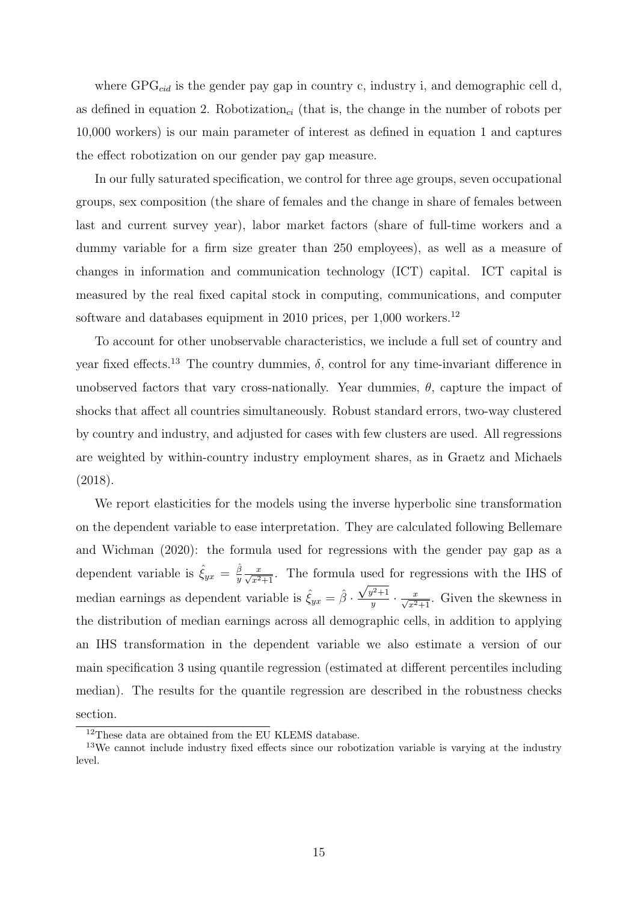where $\text{GPG}_{cid}$ is the gender pay gap in country c, industry i, and demographic cell d, as defined in equation 2. $\text{Robotization}_{ci}$ (that is, the change in the number of robots per 10,000 workers) is our main parameter of interest as defined in equation 1 and captures the effect robotization on our gender pay gap measure.

In our fully saturated specification, we control for three age groups, seven occupational groups, sex composition (the share of females and the change in share of females between last and current survey year), labor market factors (share of full-time workers and a dummy variable for a firm size greater than 250 employees), as well as a measure of changes in information and communication technology (ICT) capital. ICT capital is measured by the real fixed capital stock in computing, communications, and computer software and databases equipment in 2010 prices, per 1,000 workers.[12]

To account for other unobservable characteristics, we include a full set of country and year fixed effects.[13] The country dummies, $\delta$, control for any time-invariant difference in unobserved factors that vary cross-nationally. Year dummies, $\theta$, capture the impact of shocks that affect all countries simultaneously. Robust standard errors, two-way clustered by country and industry, and adjusted for cases with few clusters are used. All regressions are weighted by within-country industry employment shares, as in Graetz and Michaels (2018).

We report elasticities for the models using the inverse hyperbolic sine transformation on the dependent variable to ease interpretation. They are calculated following Bellemare and Wichman (2020): the formula used for regressions with the gender pay gap as a dependent variable is $\hat{\xi}_{yx} = \frac{\hat{\beta}}{y} \frac{x}{\sqrt{x^2+1}}$. The formula used for regressions with the IHS of median earnings as dependent variable is $\hat{\xi}_{yx} = \hat{\beta} \cdot \frac{\sqrt{y^2+1}}{y} \cdot \frac{x}{\sqrt{x^2+1}}$. Given the skewness in the distribution of median earnings across all demographic cells, in addition to applying an IHS transformation in the dependent variable we also estimate a version of our main specification 3 using quantile regression (estimated at different percentiles including median). The results for the quantile regression are described in the robustness checks section.

[12] These data are obtained from the EU KLEMS database.

[13] We cannot include industry fixed effects since our robotization variable is varying at the industry level.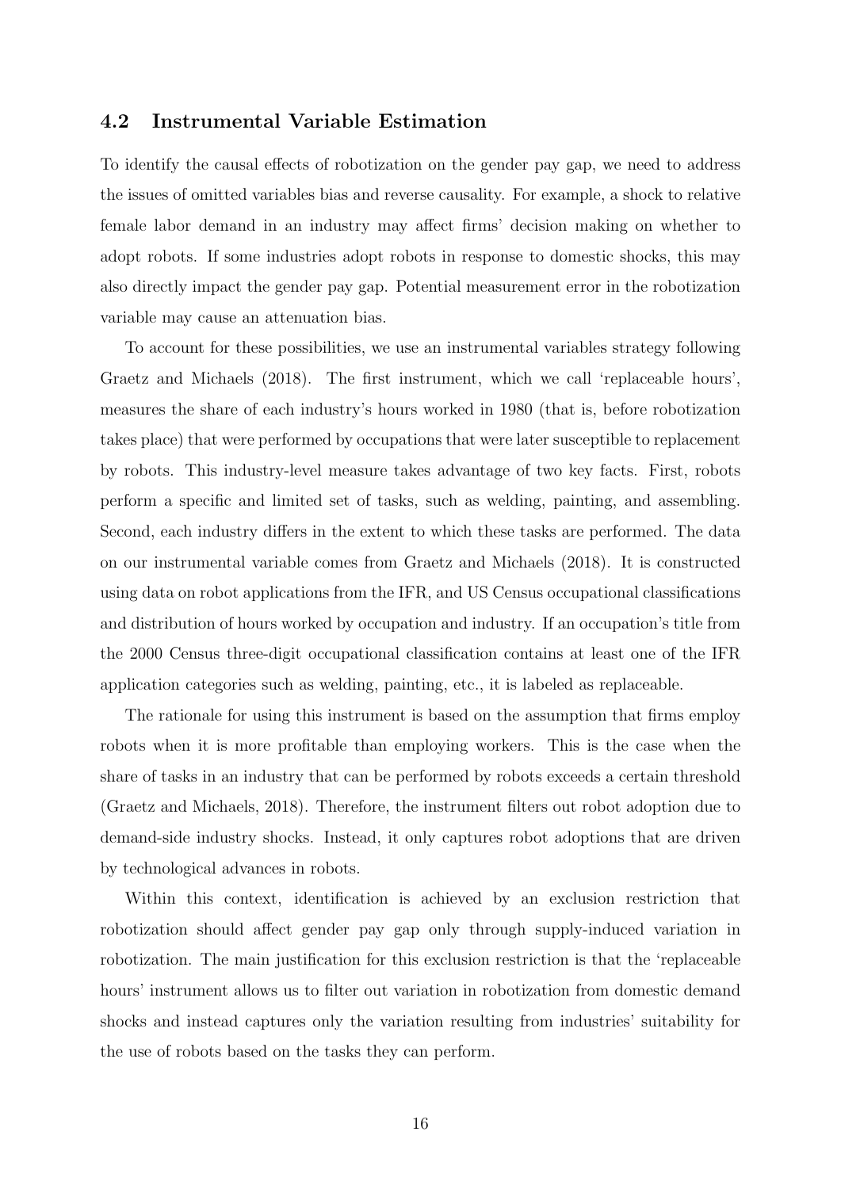### 4.2 Instrumental Variable Estimation

To identify the causal effects of robotization on the gender pay gap, we need to address the issues of omitted variables bias and reverse causality. For example, a shock to relative female labor demand in an industry may affect firms' decision making on whether to adopt robots. If some industries adopt robots in response to domestic shocks, this may also directly impact the gender pay gap. Potential measurement error in the robotization variable may cause an attenuation bias.

To account for these possibilities, we use an instrumental variables strategy following Graetz and Michaels (2018). The first instrument, which we call 'replaceable hours', measures the share of each industry's hours worked in 1980 (that is, before robotization takes place) that were performed by occupations that were later susceptible to replacement by robots. This industry-level measure takes advantage of two key facts. First, robots perform a specific and limited set of tasks, such as welding, painting, and assembling. Second, each industry differs in the extent to which these tasks are performed. The data on our instrumental variable comes from Graetz and Michaels (2018). It is constructed using data on robot applications from the IFR, and US Census occupational classifications and distribution of hours worked by occupation and industry. If an occupation's title from the 2000 Census three-digit occupational classification contains at least one of the IFR application categories such as welding, painting, etc., it is labeled as replaceable.

The rationale for using this instrument is based on the assumption that firms employ robots when it is more profitable than employing workers. This is the case when the share of tasks in an industry that can be performed by robots exceeds a certain threshold (Graetz and Michaels, 2018). Therefore, the instrument filters out robot adoption due to demand-side industry shocks. Instead, it only captures robot adoptions that are driven by technological advances in robots.

Within this context, identification is achieved by an exclusion restriction that robotization should affect gender pay gap only through supply-induced variation in robotization. The main justification for this exclusion restriction is that the 'replaceable hours' instrument allows us to filter out variation in robotization from domestic demand shocks and instead captures only the variation resulting from industries' suitability for the use of robots based on the tasks they can perform.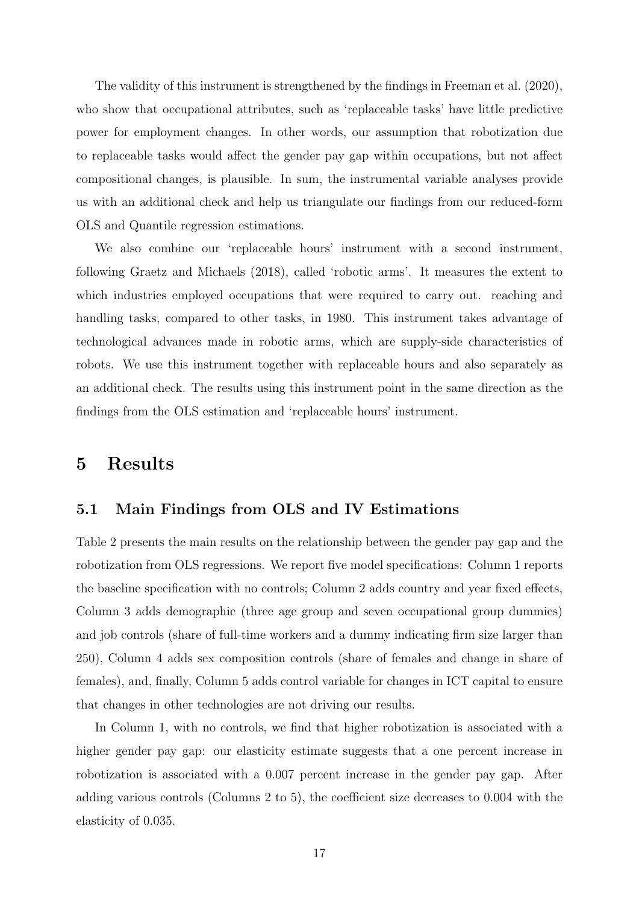The validity of this instrument is strengthened by the findings in Freeman et al. (2020), who show that occupational attributes, such as 'replaceable tasks' have little predictive power for employment changes. In other words, our assumption that robotization due to replaceable tasks would affect the gender pay gap within occupations, but not affect compositional changes, is plausible. In sum, the instrumental variable analyses provide us with an additional check and help us triangulate our findings from our reduced-form OLS and Quantile regression estimations.

We also combine our 'replaceable hours' instrument with a second instrument, following Graetz and Michaels (2018), called 'robotic arms'. It measures the extent to which industries employed occupations that were required to carry out. reaching and handling tasks, compared to other tasks, in 1980. This instrument takes advantage of technological advances made in robotic arms, which are supply-side characteristics of robots. We use this instrument together with replaceable hours and also separately as an additional check. The results using this instrument point in the same direction as the findings from the OLS estimation and 'replaceable hours' instrument.

# 5 Results

## 5.1 Main Findings from OLS and IV Estimations

Table 2 presents the main results on the relationship between the gender pay gap and the robotization from OLS regressions. We report five model specifications: Column 1 reports the baseline specification with no controls; Column 2 adds country and year fixed effects, Column 3 adds demographic (three age group and seven occupational group dummies) and job controls (share of full-time workers and a dummy indicating firm size larger than 250), Column 4 adds sex composition controls (share of females and change in share of females), and, finally, Column 5 adds control variable for changes in ICT capital to ensure that changes in other technologies are not driving our results.

In Column 1, with no controls, we find that higher robotization is associated with a higher gender pay gap: our elasticity estimate suggests that a one percent increase in robotization is associated with a 0.007 percent increase in the gender pay gap. After adding various controls (Columns 2 to 5), the coefficient size decreases to 0.004 with the elasticity of 0.035.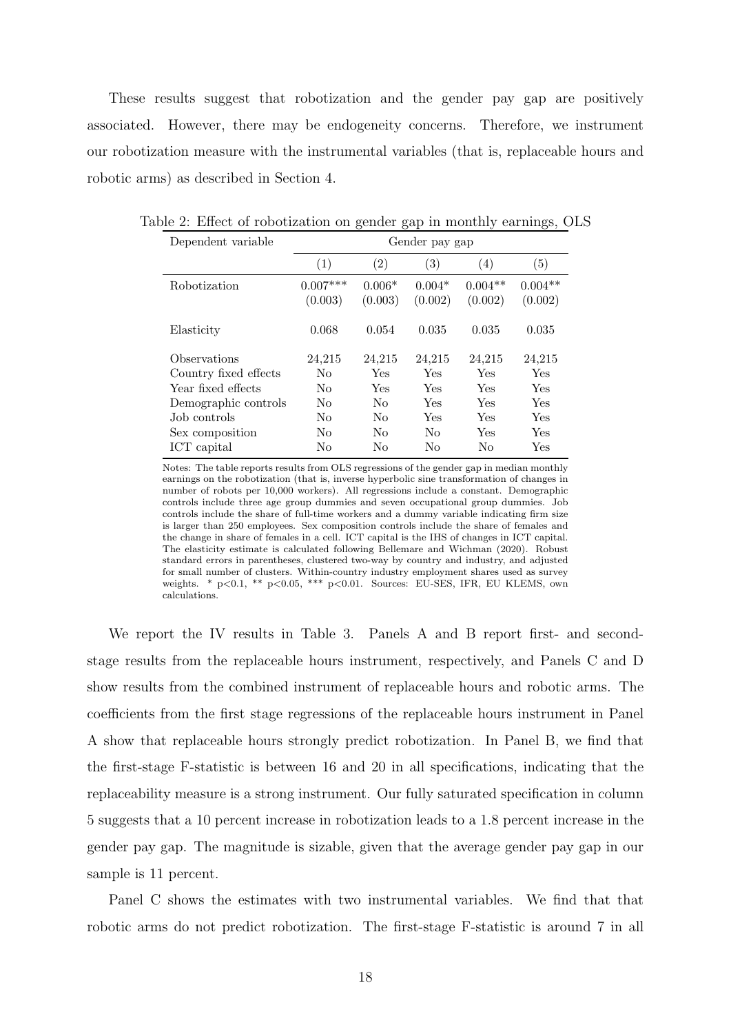These results suggest that robotization and the gender pay gap are positively associated. However, there may be endogeneity concerns. Therefore, we instrument our robotization measure with the instrumental variables (that is, replaceable hours and robotic arms) as described in Section 4.

Table 2: Effect of robotization on gender gap in monthly earnings, OLS

| Dependent variable | Gender pay gap | | | | |
|---|---|---|---|---|---|
| | (1) | (2) | (3) | (4) | (5) |
| Robotization | 0.007*** | 0.006* | 0.004* | 0.004** | 0.004** |
| | (0.003) | (0.003) | (0.002) | (0.002) | (0.002) |
| Elasticity | 0.068 | 0.054 | 0.035 | 0.035 | 0.035 |
| Observations | 24,215 | 24,215 | 24,215 | 24,215 | 24,215 |
| Country fixed effects | No | Yes | Yes | Yes | Yes |
| Year fixed effects | No | Yes | Yes | Yes | Yes |
| Demographic controls | No | No | Yes | Yes | Yes |
| Job controls | No | No | Yes | Yes | Yes |
| Sex composition | No | No | No | Yes | Yes |
| ICT capital | No | No | No | No | Yes |

Notes: The table reports results from OLS regressions of the gender gap in median monthly earnings on the robotization (that is, inverse hyperbolic sine transformation of changes in number of robots per 10,000 workers). All regressions include a constant. Demographic controls include three age group dummies and seven occupational group dummies. Job controls include the share of full-time workers and a dummy variable indicating firm size is larger than 250 employees. Sex composition controls include the share of females and the change in share of females in a cell. ICT capital is the IHS of changes in ICT capital. The elasticity estimate is calculated following Bellemare and Wichman (2020). Robust standard errors in parentheses, clustered two-way by country and industry, and adjusted for small number of clusters. Within-country industry employment shares used as survey weights. * $p<0.1$, ** $p<0.05$, *** $p<0.01$. Sources: EU-SES, IFR, EU KLEMS, own calculations.

We report the IV results in Table 3. Panels A and B report first- and second-stage results from the replaceable hours instrument, respectively, and Panels C and D show results from the combined instrument of replaceable hours and robotic arms. The coefficients from the first stage regressions of the replaceable hours instrument in Panel A show that replaceable hours strongly predict robotization. In Panel B, we find that the first-stage F-statistic is between 16 and 20 in all specifications, indicating that the replaceability measure is a strong instrument. Our fully saturated specification in column 5 suggests that a 10 percent increase in robotization leads to a 1.8 percent increase in the gender pay gap. The magnitude is sizable, given that the average gender pay gap in our sample is 11 percent.

Panel C shows the estimates with two instrumental variables. We find that that robotic arms do not predict robotization. The first-stage F-statistic is around 7 in all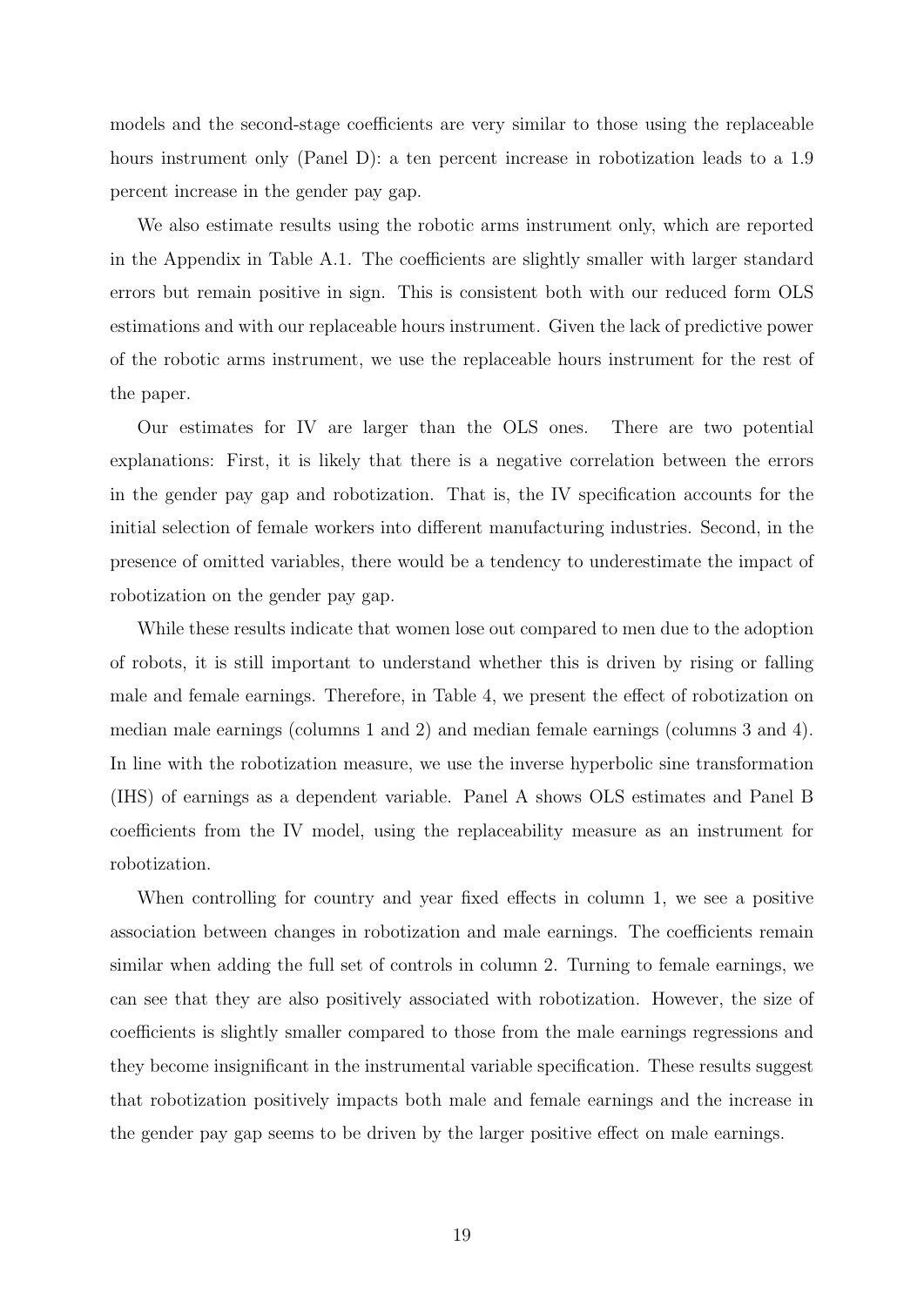models and the second-stage coefficients are very similar to those using the replaceable hours instrument only (Panel D): a ten percent increase in robotization leads to a 1.9 percent increase in the gender pay gap.

We also estimate results using the robotic arms instrument only, which are reported in the Appendix in Table A.1. The coefficients are slightly smaller with larger standard errors but remain positive in sign. This is consistent both with our reduced form OLS estimations and with our replaceable hours instrument. Given the lack of predictive power of the robotic arms instrument, we use the replaceable hours instrument for the rest of the paper.

Our estimates for IV are larger than the OLS ones. There are two potential explanations: First, it is likely that there is a negative correlation between the errors in the gender pay gap and robotization. That is, the IV specification accounts for the initial selection of female workers into different manufacturing industries. Second, in the presence of omitted variables, there would be a tendency to underestimate the impact of robotization on the gender pay gap.

While these results indicate that women lose out compared to men due to the adoption of robots, it is still important to understand whether this is driven by rising or falling male and female earnings. Therefore, in Table 4, we present the effect of robotization on median male earnings (columns 1 and 2) and median female earnings (columns 3 and 4). In line with the robotization measure, we use the inverse hyperbolic sine transformation (IHS) of earnings as a dependent variable. Panel A shows OLS estimates and Panel B coefficients from the IV model, using the replaceability measure as an instrument for robotization.

When controlling for country and year fixed effects in column 1, we see a positive association between changes in robotization and male earnings. The coefficients remain similar when adding the full set of controls in column 2. Turning to female earnings, we can see that they are also positively associated with robotization. However, the size of coefficients is slightly smaller compared to those from the male earnings regressions and they become insignificant in the instrumental variable specification. These results suggest that robotization positively impacts both male and female earnings and the increase in the gender pay gap seems to be driven by the larger positive effect on male earnings.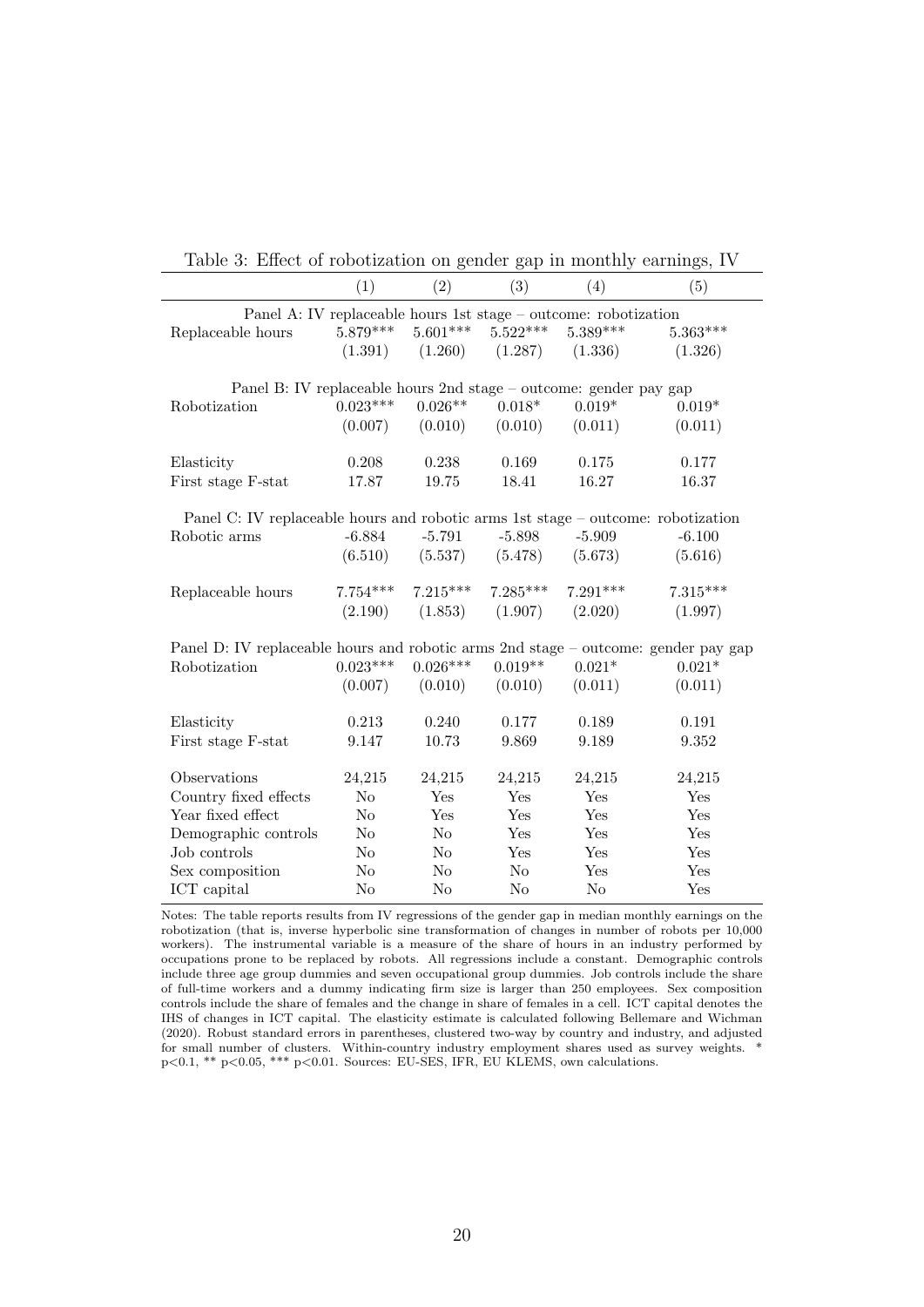Table 3: Effect of robotization on gender gap in monthly earnings, IV

| | (1) | (2) | (3) | (4) | (5) |
|---|---|---|---|---|---|
| *Panel A: IV replaceable hours 1st stage – outcome: robotization* | | | | | |
| Replaceable hours | 5.879*** | 5.601*** | 5.522*** | 5.389*** | 5.363*** |
| | (1.391) | (1.260) | (1.287) | (1.336) | (1.326) |
| *Panel B: IV replaceable hours 2nd stage – outcome: gender pay gap* | | | | | |
| Robotization | 0.023*** | 0.026** | 0.018* | 0.019* | 0.019* |
| | (0.007) | (0.010) | (0.010) | (0.011) | (0.011) |
| Elasticity | 0.208 | 0.238 | 0.169 | 0.175 | 0.177 |
| First stage F-stat | 17.87 | 19.75 | 18.41 | 16.27 | 16.37 |
| *Panel C: IV replaceable hours and robotic arms 1st stage – outcome: robotization* | | | | | |
| Robotic arms | -6.884 | -5.791 | -5.898 | -5.909 | -6.100 |
| | (6.510) | (5.537) | (5.478) | (5.673) | (5.616) |
| Replaceable hours | 7.754*** | 7.215*** | 7.285*** | 7.291*** | 7.315*** |
| | (2.190) | (1.853) | (1.907) | (2.020) | (1.997) |
| *Panel D: IV replaceable hours and robotic arms 2nd stage – outcome: gender pay gap* | | | | | |
| Robotization | 0.023*** | 0.026*** | 0.019** | 0.021* | 0.021* |
| | (0.007) | (0.010) | (0.010) | (0.011) | (0.011) |
| Elasticity | 0.213 | 0.240 | 0.177 | 0.189 | 0.191 |
| First stage F-stat | 9.147 | 10.73 | 9.869 | 9.189 | 9.352 |
| Observations | 24,215 | 24,215 | 24,215 | 24,215 | 24,215 |
| Country fixed effects | No | Yes | Yes | Yes | Yes |
| Year fixed effect | No | Yes | Yes | Yes | Yes |
| Demographic controls | No | No | Yes | Yes | Yes |
| Job controls | No | No | Yes | Yes | Yes |
| Sex composition | No | No | No | Yes | Yes |
| ICT capital | No | No | No | No | Yes |

Notes: The table reports results from IV regressions of the gender gap in median monthly earnings on the robotization (that is, inverse hyperbolic sine transformation of changes in number of robots per 10,000 workers). The instrumental variable is a measure of the share of hours in an industry performed by occupations prone to be replaced by robots. All regressions include a constant. Demographic controls include three age group dummies and seven occupational group dummies. Job controls include the share of full-time workers and a dummy indicating firm size is larger than 250 employees. Sex composition controls include the share of females and the change in share of females in a cell. ICT capital denotes the IHS of changes in ICT capital. The elasticity estimate is calculated following Bellemare and Wichman (2020). Robust standard errors in parentheses, clustered two-way by country and industry, and adjusted for small number of clusters. Within-country industry employment shares used as survey weights. * p<0.1, ** p<0.05, *** p<0.01. Sources: EU-SES, IFR, EU KLEMS, own calculations.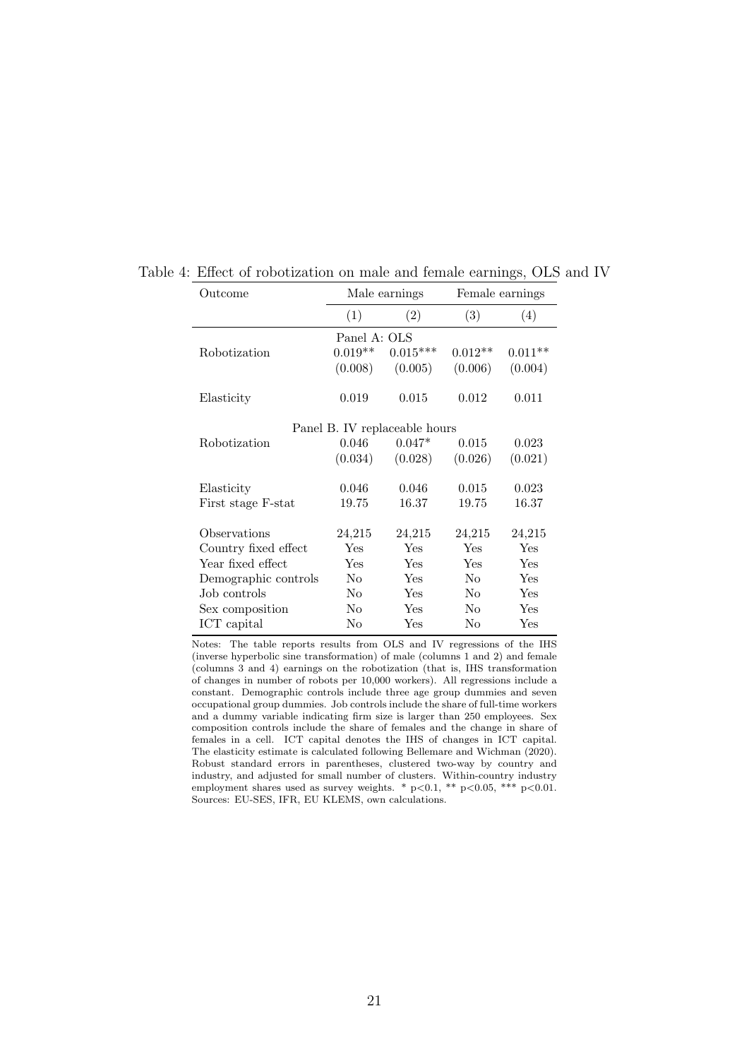Table 4: Effect of robotization on male and female earnings, OLS and IV

| Outcome | Male earnings | | Female earnings | |
|---|---|---|---|---|
| | (1) | (2) | (3) | (4) |
| **Panel A: OLS** | | | | |
| Robotization | 0.019** | 0.015*** | 0.012** | 0.011** |
| | (0.008) | (0.005) | (0.006) | (0.004) |
| Elasticity | 0.019 | 0.015 | 0.012 | 0.011 |
| **Panel B. IV replaceable hours** | | | | |
| Robotization | 0.046 | 0.047* | 0.015 | 0.023 |
| | (0.034) | (0.028) | (0.026) | (0.021) |
| Elasticity | 0.046 | 0.046 | 0.015 | 0.023 |
| First stage F-stat | 19.75 | 16.37 | 19.75 | 16.37 |
| Observations | 24,215 | 24,215 | 24,215 | 24,215 |
| Country fixed effect | Yes | Yes | Yes | Yes |
| Year fixed effect | Yes | Yes | Yes | Yes |
| Demographic controls | No | Yes | No | Yes |
| Job controls | No | Yes | No | Yes |
| Sex composition | No | Yes | No | Yes |
| ICT capital | No | Yes | No | Yes |

Notes: The table reports results from OLS and IV regressions of the IHS (inverse hyperbolic sine transformation) of male (columns 1 and 2) and female (columns 3 and 4) earnings on the robotization (that is, IHS transformation of changes in number of robots per 10,000 workers). All regressions include a constant. Demographic controls include three age group dummies and seven occupational group dummies. Job controls include the share of full-time workers and a dummy variable indicating firm size is larger than 250 employees. Sex composition controls include the share of females and the change in share of females in a cell. ICT capital denotes the IHS of changes in ICT capital. The elasticity estimate is calculated following Bellemare and Wichman (2020). Robust standard errors in parentheses, clustered two-way by country and industry, and adjusted for small number of clusters. Within-country industry employment shares used as survey weights. * p<0.1, ** p<0.05, *** p<0.01. Sources: EU-SES, IFR, EU KLEMS, own calculations.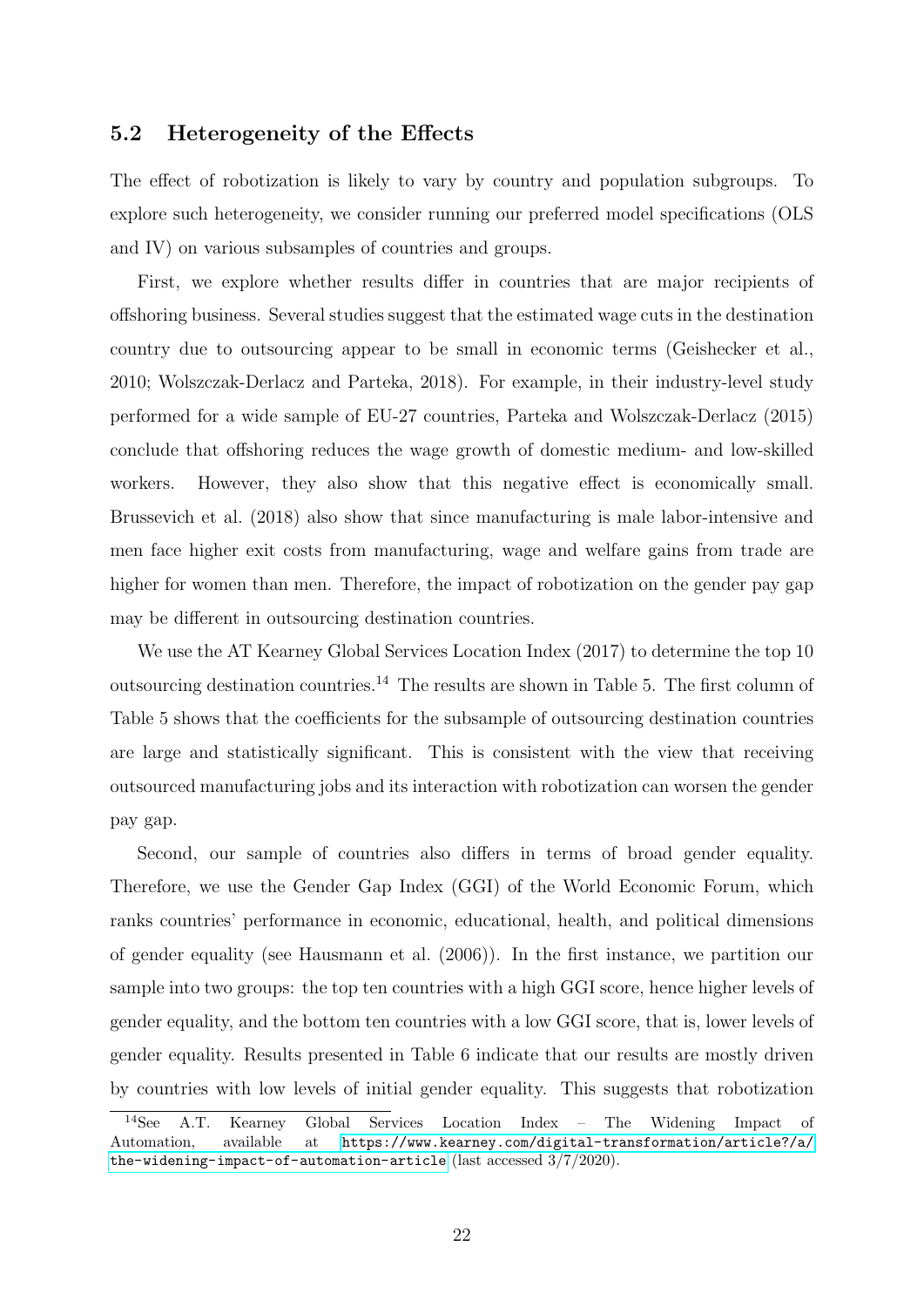## 5.2 Heterogeneity of the Effects

The effect of robotization is likely to vary by country and population subgroups. To explore such heterogeneity, we consider running our preferred model specifications (OLS and IV) on various subsamples of countries and groups.

First, we explore whether results differ in countries that are major recipients of offshoring business. Several studies suggest that the estimated wage cuts in the destination country due to outsourcing appear to be small in economic terms (Geishecker et al., 2010; Wolszczak-Derlacz and Parteka, 2018). For example, in their industry-level study performed for a wide sample of EU-27 countries, Parteka and Wolszczak-Derlacz (2015) conclude that offshoring reduces the wage growth of domestic medium- and low-skilled workers. However, they also show that this negative effect is economically small. Brussevich et al. (2018) also show that since manufacturing is male labor-intensive and men face higher exit costs from manufacturing, wage and welfare gains from trade are higher for women than men. Therefore, the impact of robotization on the gender pay gap may be different in outsourcing destination countries.

We use the AT Kearney Global Services Location Index (2017) to determine the top 10 outsourcing destination countries.[14] The results are shown in Table 5. The first column of Table 5 shows that the coefficients for the subsample of outsourcing destination countries are large and statistically significant. This is consistent with the view that receiving outsourced manufacturing jobs and its interaction with robotization can worsen the gender pay gap.

Second, our sample of countries also differs in terms of broad gender equality. Therefore, we use the Gender Gap Index (GGI) of the World Economic Forum, which ranks countries' performance in economic, educational, health, and political dimensions of gender equality (see Hausmann et al. (2006)). In the first instance, we partition our sample into two groups: the top ten countries with a high GGI score, hence higher levels of gender equality, and the bottom ten countries with a low GGI score, that is, lower levels of gender equality. Results presented in Table 6 indicate that our results are mostly driven by countries with low levels of initial gender equality. This suggests that robotization

[14] See A.T. Kearney Global Services Location Index – The Widening Impact of Automation, available at https://www.kearney.com/digital-transformation/article?/a/the-widening-impact-of-automation-article (last accessed 3/7/2020).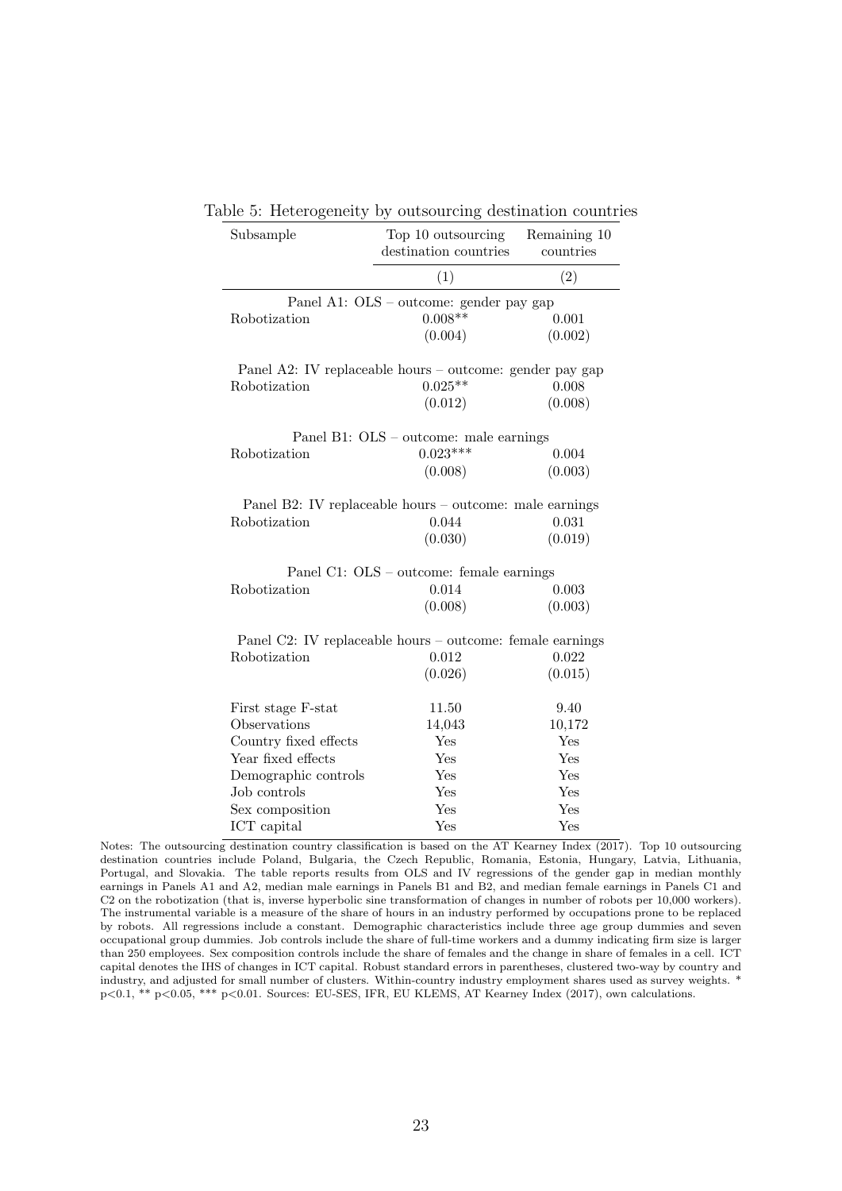Table 5: Heterogeneity by outsourcing destination countries

| Subsample | Top 10 outsourcing destination countries | Remaining 10 countries |
|---|---|---|
| | (1) | (2) |
| Panel A1: OLS – outcome: gender pay gap | | |
| Robotization | 0.008** | 0.001 |
| | (0.004) | (0.002) |
| Panel A2: IV replaceable hours – outcome: gender pay gap | | |
| Robotization | 0.025** | 0.008 |
| | (0.012) | (0.008) |
| Panel B1: OLS – outcome: male earnings | | |
| Robotization | 0.023*** | 0.004 |
| | (0.008) | (0.003) |
| Panel B2: IV replaceable hours – outcome: male earnings | | |
| Robotization | 0.044 | 0.031 |
| | (0.030) | (0.019) |
| Panel C1: OLS – outcome: female earnings | | |
| Robotization | 0.014 | 0.003 |
| | (0.008) | (0.003) |
| Panel C2: IV replaceable hours – outcome: female earnings | | |
| Robotization | 0.012 | 0.022 |
| | (0.026) | (0.015) |
| First stage F-stat | 11.50 | 9.40 |
| Observations | 14,043 | 10,172 |
| Country fixed effects | Yes | Yes |
| Year fixed effects | Yes | Yes |
| Demographic controls | Yes | Yes |
| Job controls | Yes | Yes |
| Sex composition | Yes | Yes |
| ICT capital | Yes | Yes |

Notes: The outsourcing destination country classification is based on the AT Kearney Index (2017). Top 10 outsourcing destination countries include Poland, Bulgaria, the Czech Republic, Romania, Estonia, Hungary, Latvia, Lithuania, Portugal, and Slovakia. The table reports results from OLS and IV regressions of the gender gap in median monthly earnings in Panels A1 and A2, median male earnings in Panels B1 and B2, and median female earnings in Panels C1 and C2 on the robotization (that is, inverse hyperbolic sine transformation of changes in number of robots per 10,000 workers). The instrumental variable is a measure of the share of hours in an industry performed by occupations prone to be replaced by robots. All regressions include a constant. Demographic characteristics include three age group dummies and seven occupational group dummies. Job controls include the share of full-time workers and a dummy indicating firm size is larger than 250 employees. Sex composition controls include the share of females and the change in share of females in a cell. ICT capital denotes the IHS of changes in ICT capital. Robust standard errors in parentheses, clustered two-way by country and industry, and adjusted for small number of clusters. Within-country industry employment shares used as survey weights. * p<0.1, ** p<0.05, *** p<0.01. Sources: EU-SES, IFR, EU KLEMS, AT Kearney Index (2017), own calculations.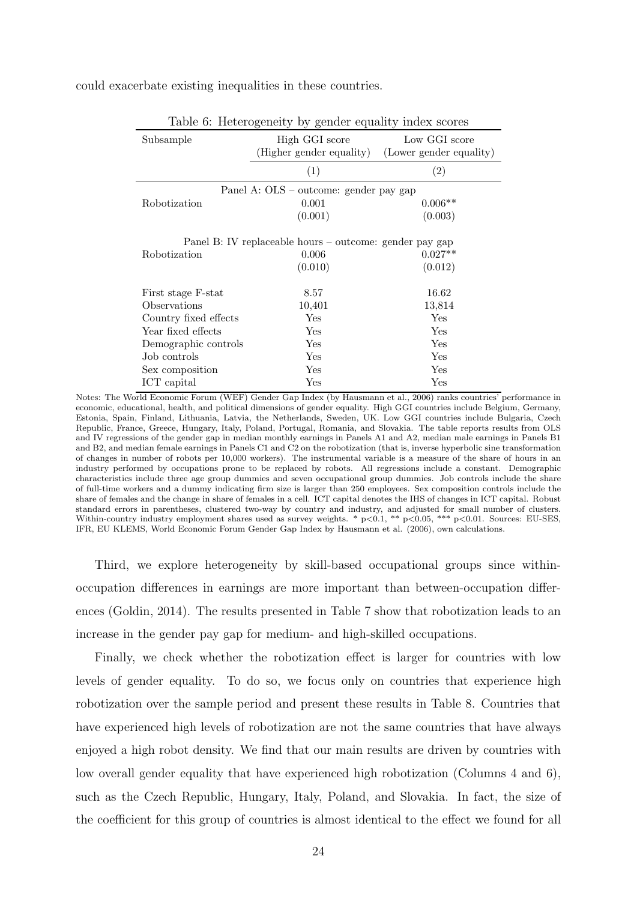could exacerbate existing inequalities in these countries.

Table 6: Heterogeneity by gender equality index scores

| Subsample | High GGI score (Higher gender equality) | Low GGI score (Lower gender equality) |
|---|---|---|
| | (1) | (2) |
| Panel A: OLS – outcome: gender pay gap | | |
| Robotization | 0.001 | 0.006** |
| | (0.001) | (0.003) |
| Panel B: IV replaceable hours – outcome: gender pay gap | | |
| Robotization | 0.006 | 0.027** |
| | (0.010) | (0.012) |
| First stage F-stat | 8.57 | 16.62 |
| Observations | 10,401 | 13,814 |
| Country fixed effects | Yes | Yes |
| Year fixed effects | Yes | Yes |
| Demographic controls | Yes | Yes |
| Job controls | Yes | Yes |
| Sex composition | Yes | Yes |
| ICT capital | Yes | Yes |

Notes: The World Economic Forum (WEF) Gender Gap Index (by Hausmann et al., 2006) ranks countries' performance in economic, educational, health, and political dimensions of gender equality. High GGI countries include Belgium, Germany, Estonia, Spain, Finland, Lithuania, Latvia, the Netherlands, Sweden, UK. Low GGI countries include Bulgaria, Czech Republic, France, Greece, Hungary, Italy, Poland, Portugal, Romania, and Slovakia. The table reports results from OLS and IV regressions of the gender gap in median monthly earnings in Panels A1 and A2, median male earnings in Panels B1 and B2, and median female earnings in Panels C1 and C2 on the robotization (that is, inverse hyperbolic sine transformation of changes in number of robots per 10,000 workers). The instrumental variable is a measure of the share of hours in an industry performed by occupations prone to be replaced by robots. All regressions include a constant. Demographic characteristics include three age group dummies and seven occupational group dummies. Job controls include the share of full-time workers and a dummy indicating firm size is larger than 250 employees. Sex composition controls include the share of females and the change in share of females in a cell. ICT capital denotes the IHS of changes in ICT capital. Robust standard errors in parentheses, clustered two-way by country and industry, and adjusted for small number of clusters. Within-country industry employment shares used as survey weights. * p<0.1, ** p<0.05, *** p<0.01. Sources: EU-SES, IFR, EU KLEMS, World Economic Forum Gender Gap Index by Hausmann et al. (2006), own calculations.

Third, we explore heterogeneity by skill-based occupational groups since within-occupation differences in earnings are more important than between-occupation differences (Goldin, 2014). The results presented in Table 7 show that robotization leads to an increase in the gender pay gap for medium- and high-skilled occupations.

Finally, we check whether the robotization effect is larger for countries with low levels of gender equality. To do so, we focus only on countries that experience high robotization over the sample period and present these results in Table 8. Countries that have experienced high levels of robotization are not the same countries that have always enjoyed a high robot density. We find that our main results are driven by countries with low overall gender equality that have experienced high robotization (Columns 4 and 6), such as the Czech Republic, Hungary, Italy, Poland, and Slovakia. In fact, the size of the coefficient for this group of countries is almost identical to the effect we found for all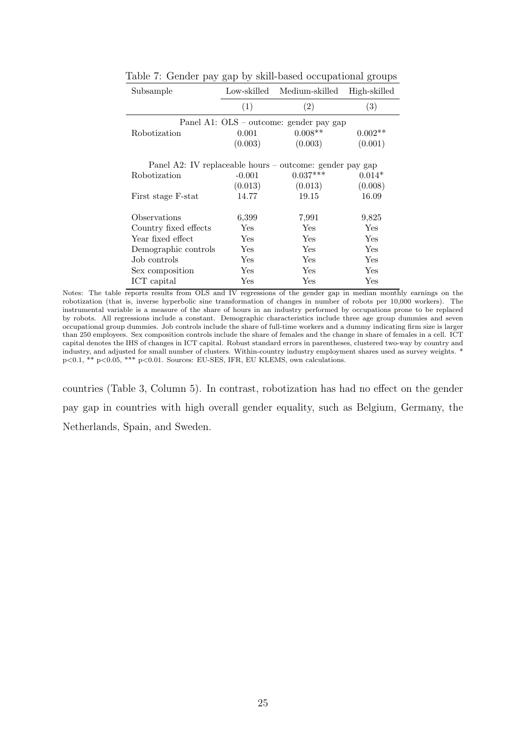Table 7: Gender pay gap by skill-based occupational groups

| Subsample | Low-skilled | Medium-skilled | High-skilled |
|---|---|---|---|
| | (1) | (2) | (3) |
| Panel A1: OLS – outcome: gender pay gap | | | |
| Robotization | 0.001 | 0.008** | 0.002** |
| | (0.003) | (0.003) | (0.001) |
| Panel A2: IV replaceable hours – outcome: gender pay gap | | | |
| Robotization | -0.001 | 0.037*** | 0.014* |
| | (0.013) | (0.013) | (0.008) |
| First stage F-stat | 14.77 | 19.15 | 16.09 |
| Observations | 6,399 | 7,991 | 9,825 |
| Country fixed effects | Yes | Yes | Yes |
| Year fixed effect | Yes | Yes | Yes |
| Demographic controls | Yes | Yes | Yes |
| Job controls | Yes | Yes | Yes |
| Sex composition | Yes | Yes | Yes |
| ICT capital | Yes | Yes | Yes |

Notes: The table reports results from OLS and IV regressions of the gender gap in median monthly earnings on the robotization (that is, inverse hyperbolic sine transformation of changes in number of robots per 10,000 workers). The instrumental variable is a measure of the share of hours in an industry performed by occupations prone to be replaced by robots. All regressions include a constant. Demographic characteristics include three age group dummies and seven occupational group dummies. Job controls include the share of full-time workers and a dummy indicating firm size is larger than 250 employees. Sex composition controls include the share of females and the change in share of females in a cell. ICT capital denotes the IHS of changes in ICT capital. Robust standard errors in parentheses, clustered two-way by country and industry, and adjusted for small number of clusters. Within-country industry employment shares used as survey weights. * p<0.1, ** p<0.05, *** p<0.01. Sources: EU-SES, IFR, EU KLEMS, own calculations.

countries (Table 3, Column 5). In contrast, robotization has had no effect on the gender pay gap in countries with high overall gender equality, such as Belgium, Germany, the Netherlands, Spain, and Sweden.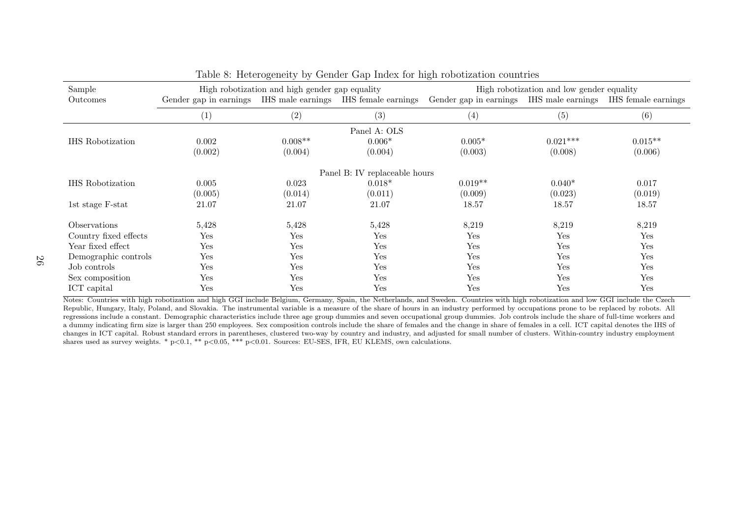Table 8: Heterogeneity by Gender Gap Index for high robotization countries

| Sample | High robotization and high gender gap equality | | | High robotization and low gender equality | | |
|---|---|---|---|---|---|---|
| Outcomes | Gender gap in earnings | IHS male earnings | IHS female earnings | Gender gap in earnings | IHS male earnings | IHS female earnings |
| | (1) | (2) | (3) | (4) | (5) | (6) |
| | | | Panel A: OLS | | | |
| IHS Robotization | 0.002 | 0.008** | 0.006* | 0.005* | 0.021*** | 0.015** |
| | (0.002) | (0.004) | (0.004) | (0.003) | (0.008) | (0.006) |
| | | | Panel B: IV replaceable hours | | | |
| IHS Robotization | 0.005 | 0.023 | 0.018* | 0.019** | 0.040* | 0.017 |
| | (0.005) | (0.014) | (0.011) | (0.009) | (0.023) | (0.019) |
| 1st stage F-stat | 21.07 | 21.07 | 21.07 | 18.57 | 18.57 | 18.57 |
| Observations | 5,428 | 5,428 | 5,428 | 8,219 | 8,219 | 8,219 |
| Country fixed effects | Yes | Yes | Yes | Yes | Yes | Yes |
| Year fixed effect | Yes | Yes | Yes | Yes | Yes | Yes |
| Demographic controls | Yes | Yes | Yes | Yes | Yes | Yes |
| Job controls | Yes | Yes | Yes | Yes | Yes | Yes |
| Sex composition | Yes | Yes | Yes | Yes | Yes | Yes |
| ICT capital | Yes | Yes | Yes | Yes | Yes | Yes |

Notes: Countries with high robotization and high GGI include Belgium, Germany, Spain, the Netherlands, and Sweden. Countries with high robotization and low GGI include the Czech Republic, Hungary, Italy, Poland, and Slovakia. The instrumental variable is a measure of the share of hours in an industry performed by occupations prone to be replaced by robots. All regressions include a constant. Demographic characteristics include three age group dummies and seven occupational group dummies. Job controls include the share of full-time workers and a dummy indicating firm size is larger than 250 employees. Sex composition controls include the share of females and the change in share of females in a cell. ICT capital denotes the IHS of changes in ICT capital. Robust standard errors in parentheses, clustered two-way by country and industry, and adjusted for small number of clusters. Within-country industry employment shares used as survey weights. * p<0.1, ** p<0.05, *** p<0.01. Sources: EU-SES, IFR, EU KLEMS, own calculations.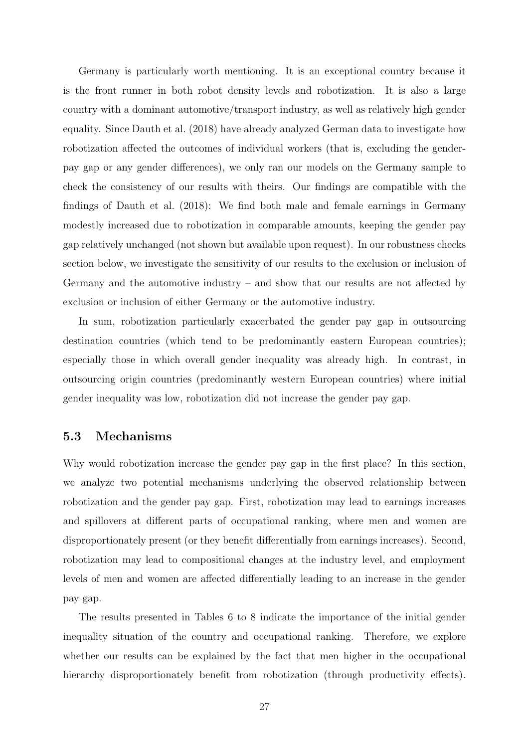Germany is particularly worth mentioning. It is an exceptional country because it is the front runner in both robot density levels and robotization. It is also a large country with a dominant automotive/transport industry, as well as relatively high gender equality. Since Dauth et al. (2018) have already analyzed German data to investigate how robotization affected the outcomes of individual workers (that is, excluding the gender-pay gap or any gender differences), we only ran our models on the Germany sample to check the consistency of our results with theirs. Our findings are compatible with the findings of Dauth et al. (2018): We find both male and female earnings in Germany modestly increased due to robotization in comparable amounts, keeping the gender pay gap relatively unchanged (not shown but available upon request). In our robustness checks section below, we investigate the sensitivity of our results to the exclusion or inclusion of Germany and the automotive industry – and show that our results are not affected by exclusion or inclusion of either Germany or the automotive industry.

In sum, robotization particularly exacerbated the gender pay gap in outsourcing destination countries (which tend to be predominantly eastern European countries); especially those in which overall gender inequality was already high. In contrast, in outsourcing origin countries (predominantly western European countries) where initial gender inequality was low, robotization did not increase the gender pay gap.

### 5.3 Mechanisms

Why would robotization increase the gender pay gap in the first place? In this section, we analyze two potential mechanisms underlying the observed relationship between robotization and the gender pay gap. First, robotization may lead to earnings increases and spillovers at different parts of occupational ranking, where men and women are disproportionately present (or they benefit differentially from earnings increases). Second, robotization may lead to compositional changes at the industry level, and employment levels of men and women are affected differentially leading to an increase in the gender pay gap.

The results presented in Tables 6 to 8 indicate the importance of the initial gender inequality situation of the country and occupational ranking. Therefore, we explore whether our results can be explained by the fact that men higher in the occupational hierarchy disproportionately benefit from robotization (through productivity effects).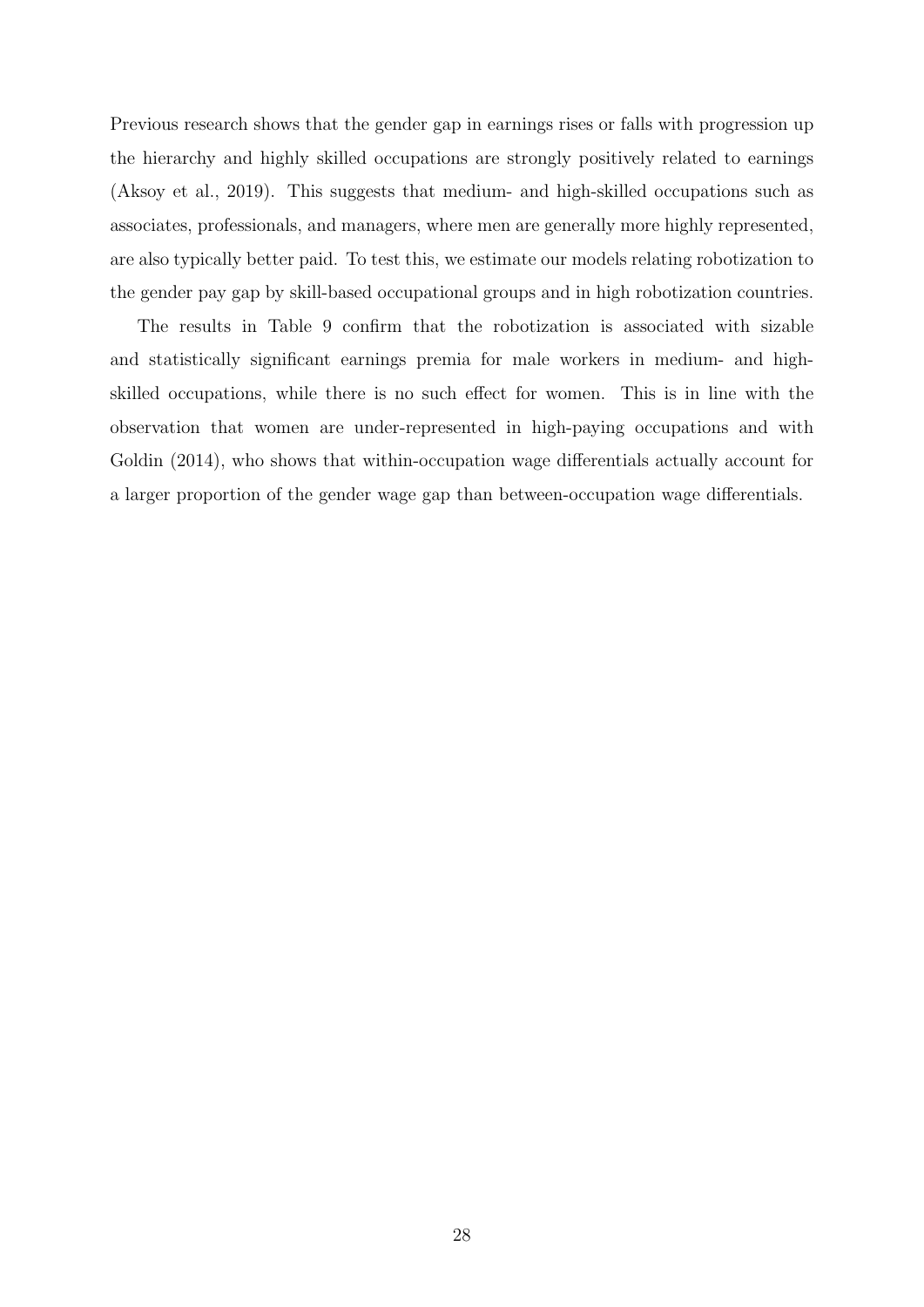Previous research shows that the gender gap in earnings rises or falls with progression up the hierarchy and highly skilled occupations are strongly positively related to earnings (Aksoy et al., 2019). This suggests that medium- and high-skilled occupations such as associates, professionals, and managers, where men are generally more highly represented, are also typically better paid. To test this, we estimate our models relating robotization to the gender pay gap by skill-based occupational groups and in high robotization countries.

The results in Table 9 confirm that the robotization is associated with sizable and statistically significant earnings premia for male workers in medium- and high-skilled occupations, while there is no such effect for women. This is in line with the observation that women are under-represented in high-paying occupations and with Goldin (2014), who shows that within-occupation wage differentials actually account for a larger proportion of the gender wage gap than between-occupation wage differentials.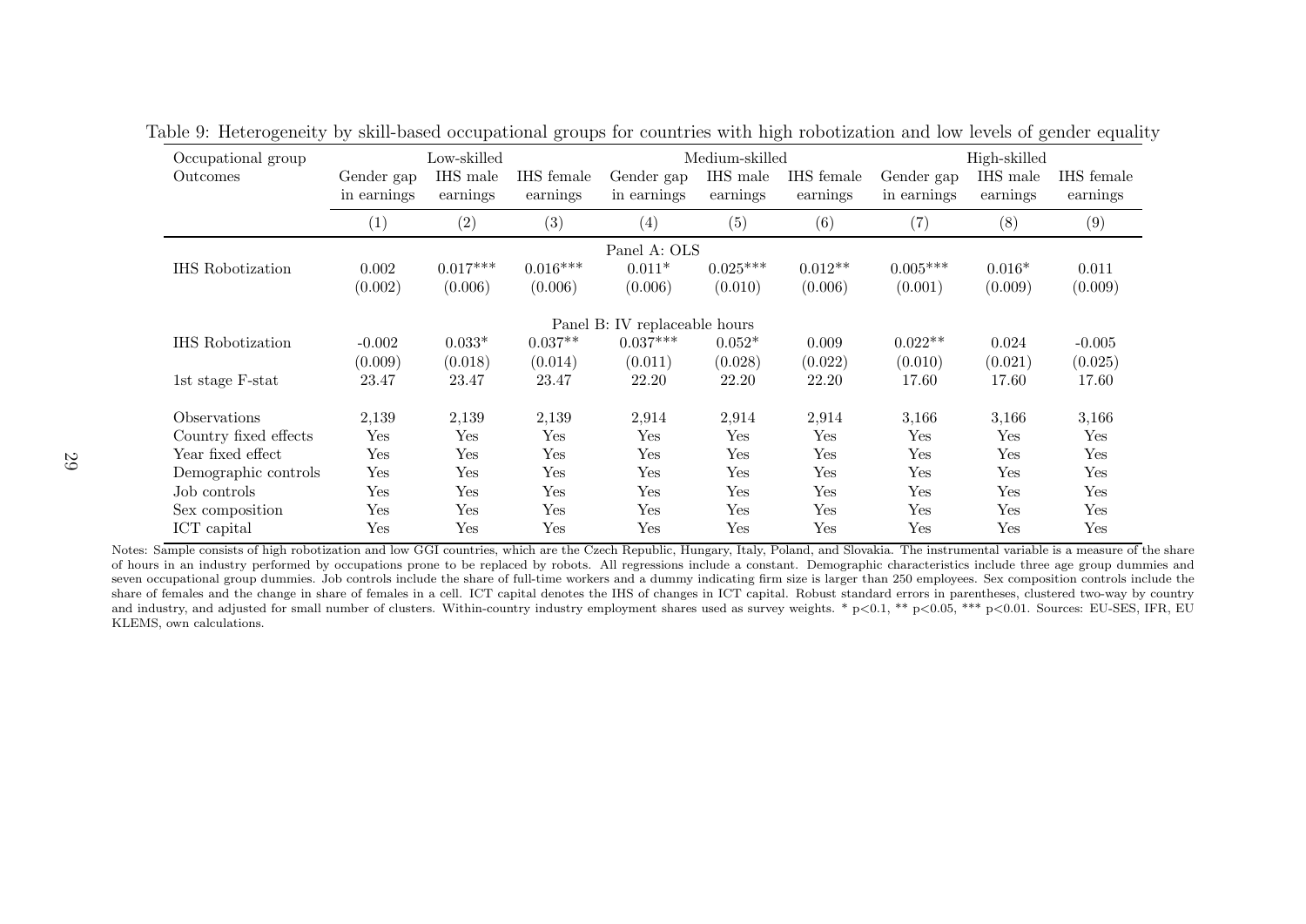Table 9: Heterogeneity by skill-based occupational groups for countries with high robotization and low levels of gender equality

| Occupational group | Low-skilled | | | Medium-skilled | | | High-skilled | | |
|---|---|---|---|---|---|---|---|---|---|
| Outcomes | Gender gap in earnings | IHS male earnings | IHS female earnings | Gender gap in earnings | IHS male earnings | IHS female earnings | Gender gap in earnings | IHS male earnings | IHS female earnings |
| | (1) | (2) | (3) | (4) | (5) | (6) | (7) | (8) | (9) |
| | | | | Panel A: OLS | | | | | |
| IHS Robotization | 0.002 | 0.017*** | 0.016*** | 0.011* | 0.025*** | 0.012** | 0.005*** | 0.016* | 0.011 |
| | (0.002) | (0.006) | (0.006) | (0.006) | (0.010) | (0.006) | (0.001) | (0.009) | (0.009) |
| | | | | Panel B: IV replaceable hours | | | | | |
| IHS Robotization | -0.002 | 0.033* | 0.037** | 0.037*** | 0.052* | 0.009 | 0.022** | 0.024 | -0.005 |
| | (0.009) | (0.018) | (0.014) | (0.011) | (0.028) | (0.022) | (0.010) | (0.021) | (0.025) |
| 1st stage F-stat | 23.47 | 23.47 | 23.47 | 22.20 | 22.20 | 22.20 | 17.60 | 17.60 | 17.60 |
| Observations | 2,139 | 2,139 | 2,139 | 2,914 | 2,914 | 2,914 | 3,166 | 3,166 | 3,166 |
| Country fixed effects | Yes | Yes | Yes | Yes | Yes | Yes | Yes | Yes | Yes |
| Year fixed effect | Yes | Yes | Yes | Yes | Yes | Yes | Yes | Yes | Yes |
| Demographic controls | Yes | Yes | Yes | Yes | Yes | Yes | Yes | Yes | Yes |
| Job controls | Yes | Yes | Yes | Yes | Yes | Yes | Yes | Yes | Yes |
| Sex composition | Yes | Yes | Yes | Yes | Yes | Yes | Yes | Yes | Yes |
| ICT capital | Yes | Yes | Yes | Yes | Yes | Yes | Yes | Yes | Yes |

Notes: Sample consists of high robotization and low GGI countries, which are the Czech Republic, Hungary, Italy, Poland, and Slovakia. The instrumental variable is a measure of the share of hours in an industry performed by occupations prone to be replaced by robots. All regressions include a constant. Demographic characteristics include three age group dummies and seven occupational group dummies. Job controls include the share of full-time workers and a dummy indicating firm size is larger than 250 employees. Sex composition controls include the share of females and the change in share of females in a cell. ICT capital denotes the IHS of changes in ICT capital. Robust standard errors in parentheses, clustered two-way by country and industry, and adjusted for small number of clusters. Within-country industry employment shares used as survey weights. * p<0.1, ** p<0.05, *** p<0.01. Sources: EU-SES, IFR, EU KLEMS, own calculations.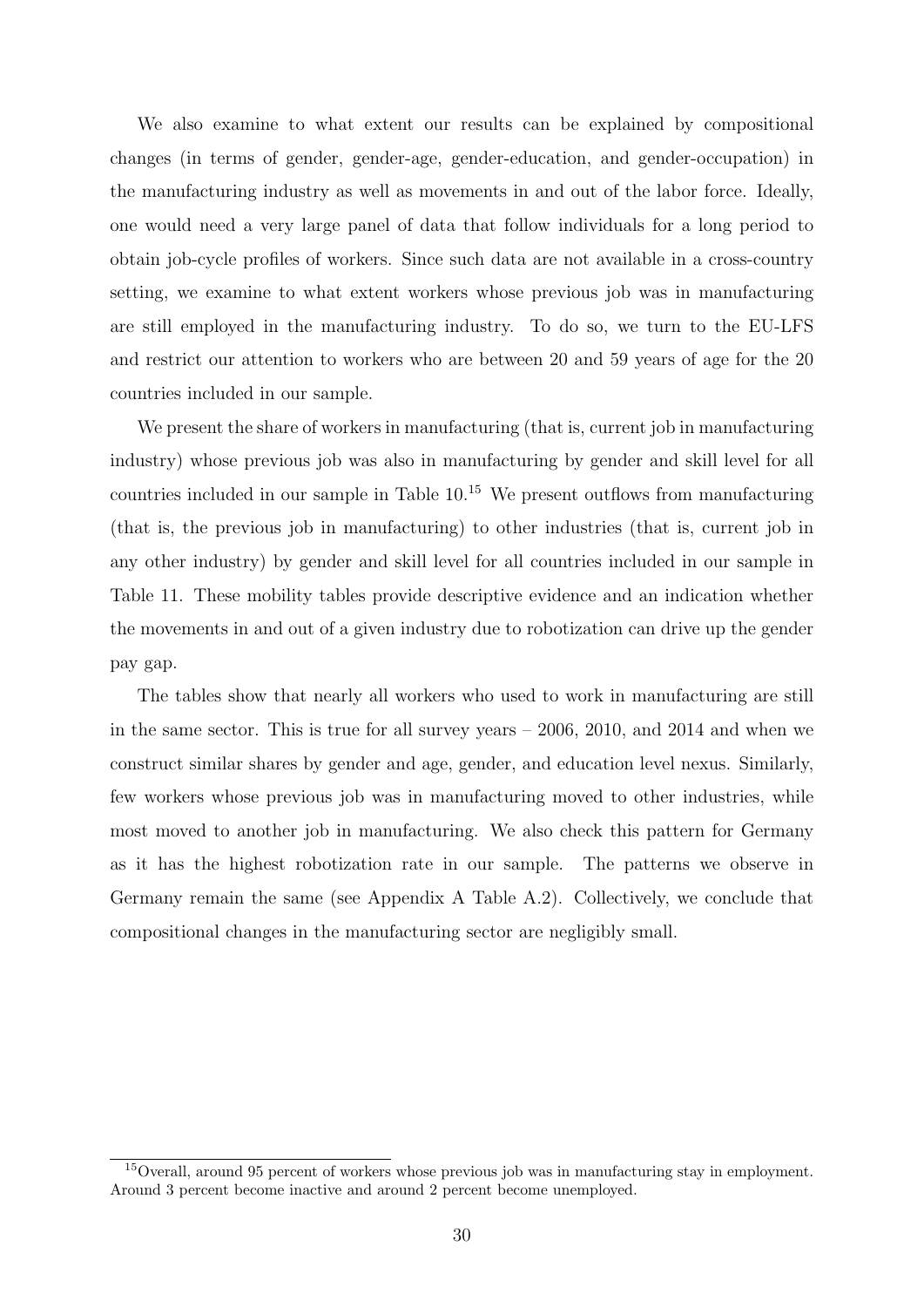We also examine to what extent our results can be explained by compositional changes (in terms of gender, gender-age, gender-education, and gender-occupation) in the manufacturing industry as well as movements in and out of the labor force. Ideally, one would need a very large panel of data that follow individuals for a long period to obtain job-cycle profiles of workers. Since such data are not available in a cross-country setting, we examine to what extent workers whose previous job was in manufacturing are still employed in the manufacturing industry. To do so, we turn to the EU-LFS and restrict our attention to workers who are between 20 and 59 years of age for the 20 countries included in our sample.

We present the share of workers in manufacturing (that is, current job in manufacturing industry) whose previous job was also in manufacturing by gender and skill level for all countries included in our sample in Table 10.[15] We present outflows from manufacturing (that is, the previous job in manufacturing) to other industries (that is, current job in any other industry) by gender and skill level for all countries included in our sample in Table 11. These mobility tables provide descriptive evidence and an indication whether the movements in and out of a given industry due to robotization can drive up the gender pay gap.

The tables show that nearly all workers who used to work in manufacturing are still in the same sector. This is true for all survey years – 2006, 2010, and 2014 and when we construct similar shares by gender and age, gender, and education level nexus. Similarly, few workers whose previous job was in manufacturing moved to other industries, while most moved to another job in manufacturing. We also check this pattern for Germany as it has the highest robotization rate in our sample. The patterns we observe in Germany remain the same (see Appendix A Table A.2). Collectively, we conclude that compositional changes in the manufacturing sector are negligibly small.

[15] Overall, around 95 percent of workers whose previous job was in manufacturing stay in employment. Around 3 percent become inactive and around 2 percent become unemployed.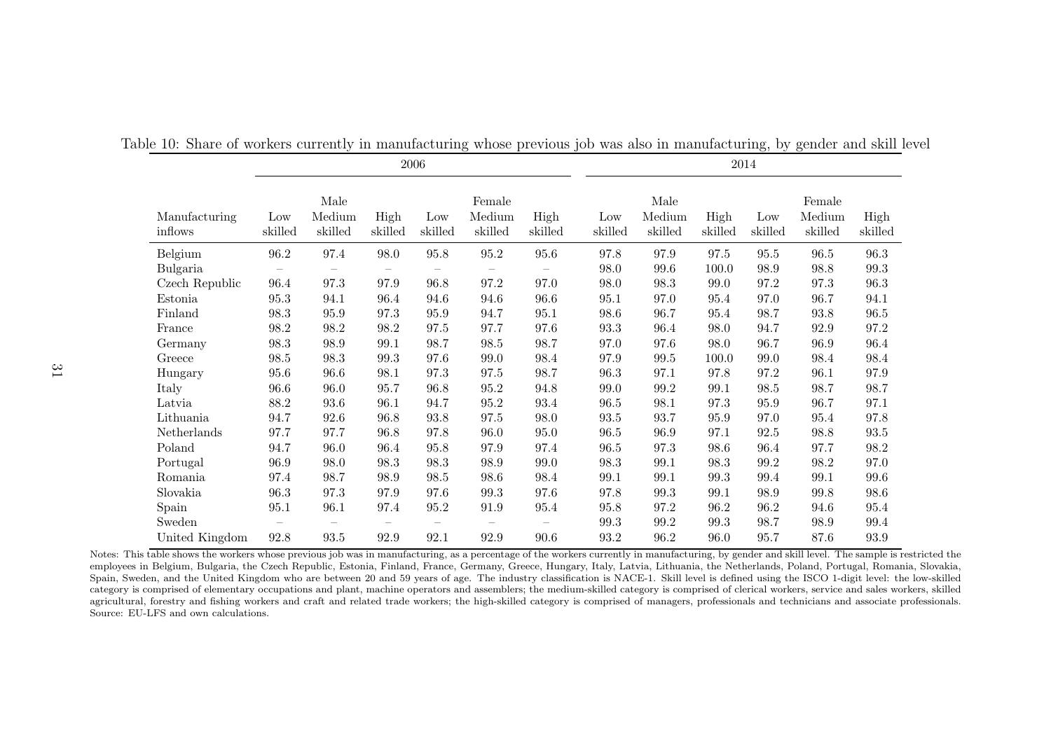Table 10: Share of workers currently in manufacturing whose previous job was also in manufacturing, by gender and skill level

| | 2006 | | | | | | 2014 | | | | | |
|---|---|---|---|---|---|---|---|---|---|---|---|---|
| | Male | | | Female | | | Male | | | Female | | |
| Manufacturing inflows | Low skilled | Medium skilled | High skilled | Low skilled | Medium skilled | High skilled | Low skilled | Medium skilled | High skilled | Low skilled | Medium skilled | High skilled |
| Belgium | 96.2 | 97.4 | 98.0 | 95.8 | 95.2 | 95.6 | 97.8 | 97.9 | 97.5 | 95.5 | 96.5 | 96.3 |
| Bulgaria | – | – | – | – | – | – | 98.0 | 99.6 | 100.0 | 98.9 | 98.8 | 99.3 |
| Czech Republic | 96.4 | 97.3 | 97.9 | 96.8 | 97.2 | 97.0 | 98.0 | 98.3 | 99.0 | 97.2 | 97.3 | 96.3 |
| Estonia | 95.3 | 94.1 | 96.4 | 94.6 | 94.6 | 96.6 | 95.1 | 97.0 | 95.4 | 97.0 | 96.7 | 94.1 |
| Finland | 98.3 | 95.9 | 97.3 | 95.9 | 94.7 | 95.1 | 98.6 | 96.7 | 95.4 | 98.7 | 93.8 | 96.5 |
| France | 98.2 | 98.2 | 98.2 | 97.5 | 97.7 | 97.6 | 93.3 | 96.4 | 98.0 | 94.7 | 92.9 | 97.2 |
| Germany | 98.3 | 98.9 | 99.1 | 98.7 | 98.5 | 98.7 | 97.0 | 97.6 | 98.0 | 96.7 | 96.9 | 96.4 |
| Greece | 98.5 | 98.3 | 99.3 | 97.6 | 99.0 | 98.4 | 97.9 | 99.5 | 100.0 | 99.0 | 98.4 | 98.4 |
| Hungary | 95.6 | 96.6 | 98.1 | 97.3 | 97.5 | 98.7 | 96.3 | 97.1 | 97.8 | 97.2 | 96.1 | 97.9 |
| Italy | 96.6 | 96.0 | 95.7 | 96.8 | 95.2 | 94.8 | 99.0 | 99.2 | 99.1 | 98.5 | 98.7 | 98.7 |
| Latvia | 88.2 | 93.6 | 96.1 | 94.7 | 95.2 | 93.4 | 96.5 | 98.1 | 97.3 | 95.9 | 96.7 | 97.1 |
| Lithuania | 94.7 | 92.6 | 96.8 | 93.8 | 97.5 | 98.0 | 93.5 | 93.7 | 95.9 | 97.0 | 95.4 | 97.8 |
| Netherlands | 97.7 | 97.7 | 96.8 | 97.8 | 96.0 | 95.0 | 96.5 | 96.9 | 97.1 | 92.5 | 98.8 | 93.5 |
| Poland | 94.7 | 96.0 | 96.4 | 95.8 | 97.9 | 97.4 | 96.5 | 97.3 | 98.6 | 96.4 | 97.7 | 98.2 |
| Portugal | 96.9 | 98.0 | 98.3 | 98.3 | 98.9 | 99.0 | 98.3 | 99.1 | 98.3 | 99.2 | 98.2 | 97.0 |
| Romania | 97.4 | 98.7 | 98.9 | 98.5 | 98.6 | 98.4 | 99.1 | 99.1 | 99.3 | 99.4 | 99.1 | 99.6 |
| Slovakia | 96.3 | 97.3 | 97.9 | 97.6 | 99.3 | 97.6 | 97.8 | 99.3 | 99.1 | 98.9 | 99.8 | 98.6 |
| Spain | 95.1 | 96.1 | 97.4 | 95.2 | 91.9 | 95.4 | 95.8 | 97.2 | 96.2 | 96.2 | 94.6 | 95.4 |
| Sweden | – | – | – | – | – | – | 99.3 | 99.2 | 99.3 | 98.7 | 98.9 | 99.4 |
| United Kingdom | 92.8 | 93.5 | 92.9 | 92.1 | 92.9 | 90.6 | 93.2 | 96.2 | 96.0 | 95.7 | 87.6 | 93.9 |

Notes: This table shows the workers whose previous job was in manufacturing, as a percentage of the workers currently in manufacturing, by gender and skill level. The sample is restricted the employees in Belgium, Bulgaria, the Czech Republic, Estonia, Finland, France, Germany, Greece, Hungary, Italy, Latvia, Lithuania, the Netherlands, Poland, Portugal, Romania, Slovakia, Spain, Sweden, and the United Kingdom who are between 20 and 59 years of age. The industry classification is NACE-1. Skill level is defined using the ISCO 1-digit level: the low-skilled category is comprised of elementary occupations and plant, machine operators and assemblers; the medium-skilled category is comprised of clerical workers, service and sales workers, skilled agricultural, forestry and fishing workers and craft and related trade workers; the high-skilled category is comprised of managers, professionals and technicians and associate professionals. Source: EU-LFS and own calculations.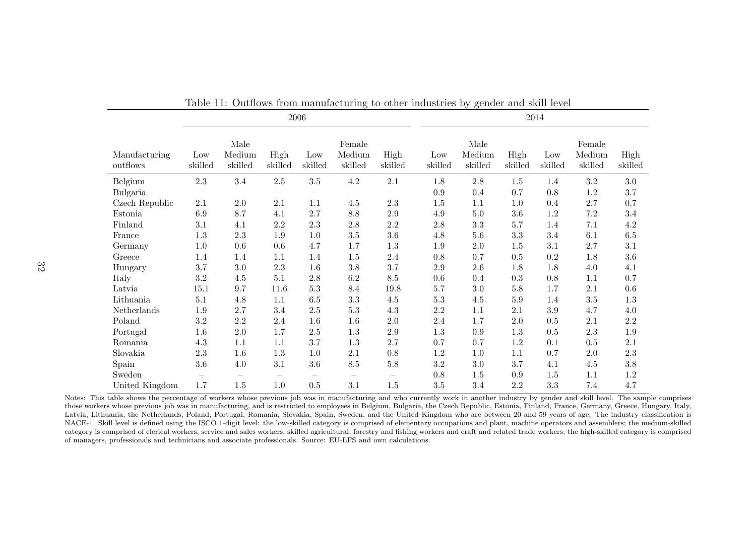Table 11: Outflows from manufacturing to other industries by gender and skill level

| | 2006 | | | | | | 2014 | | | | | |
|---|---|---|---|---|---|---|---|---|---|---|---|---|
| | Male | | | Female | | | Male | | | Female | | |
| Manufacturing outflows | Low skilled | Medium skilled | High skilled | Low skilled | Medium skilled | High skilled | Low skilled | Medium skilled | High skilled | Low skilled | Medium skilled | High skilled |
| Belgium | 2.3 | 3.4 | 2.5 | 3.5 | 4.2 | 2.1 | 1.8 | 2.8 | 1.5 | 1.4 | 3.2 | 3.0 |
| Bulgaria | – | – | – | – | – | – | 0.9 | 0.4 | 0.7 | 0.8 | 1.2 | 3.7 |
| Czech Republic | 2.1 | 2.0 | 2.1 | 1.1 | 4.5 | 2.3 | 1.5 | 1.1 | 1.0 | 0.4 | 2.7 | 0.7 |
| Estonia | 6.9 | 8.7 | 4.1 | 2.7 | 8.8 | 2.9 | 4.9 | 5.0 | 3.6 | 1.2 | 7.2 | 3.4 |
| Finland | 3.1 | 4.1 | 2.2 | 2.3 | 2.8 | 2.2 | 2.8 | 3.3 | 5.7 | 1.4 | 7.1 | 4.2 |
| France | 1.3 | 2.3 | 1.9 | 1.0 | 3.5 | 3.6 | 4.8 | 5.6 | 3.3 | 3.4 | 6.1 | 6.5 |
| Germany | 1.0 | 0.6 | 0.6 | 4.7 | 1.7 | 1.3 | 1.9 | 2.0 | 1.5 | 3.1 | 2.7 | 3.1 |
| Greece | 1.4 | 1.4 | 1.1 | 1.4 | 1.5 | 2.4 | 0.8 | 0.7 | 0.5 | 0.2 | 1.8 | 3.6 |
| Hungary | 3.7 | 3.0 | 2.3 | 1.6 | 3.8 | 3.7 | 2.9 | 2.6 | 1.8 | 1.8 | 4.0 | 4.1 |
| Italy | 3.2 | 4.5 | 5.1 | 2.8 | 6.2 | 8.5 | 0.6 | 0.4 | 0.3 | 0.8 | 1.1 | 0.7 |
| Latvia | 15.1 | 9.7 | 11.6 | 5.3 | 8.4 | 19.8 | 5.7 | 3.0 | 5.8 | 1.7 | 2.1 | 0.6 |
| Lithuania | 5.1 | 4.8 | 1.1 | 6.5 | 3.3 | 4.5 | 5.3 | 4.5 | 5.9 | 1.4 | 3.5 | 1.3 |
| Netherlands | 1.9 | 2.7 | 3.4 | 2.5 | 5.3 | 4.3 | 2.2 | 1.1 | 2.1 | 3.9 | 4.7 | 4.0 |
| Poland | 3.2 | 2.2 | 2.4 | 1.6 | 1.6 | 2.0 | 2.4 | 1.7 | 2.0 | 0.5 | 2.1 | 2.2 |
| Portugal | 1.6 | 2.0 | 1.7 | 2.5 | 1.3 | 2.9 | 1.3 | 0.9 | 1.3 | 0.5 | 2.3 | 1.9 |
| Romania | 4.3 | 1.1 | 1.1 | 3.7 | 1.3 | 2.7 | 0.7 | 0.7 | 1.2 | 0.1 | 0.5 | 2.1 |
| Slovakia | 2.3 | 1.6 | 1.3 | 1.0 | 2.1 | 0.8 | 1.2 | 1.0 | 1.1 | 0.7 | 2.0 | 2.3 |
| Spain | 3.6 | 4.0 | 3.1 | 3.6 | 8.5 | 5.8 | 3.2 | 3.0 | 3.7 | 4.1 | 4.5 | 3.8 |
| Sweden | – | – | – | – | – | – | 0.8 | 1.5 | 0.9 | 1.5 | 1.1 | 1.2 |
| United Kingdom | 1.7 | 1.5 | 1.0 | 0.5 | 3.1 | 1.5 | 3.5 | 3.4 | 2.2 | 3.3 | 7.4 | 4.7 |

Notes: This table shows the percentage of workers whose previous job was in manufacturing and who currently work in another industry by gender and skill level. The sample comprises those workers whose previous job was in manufacturing, and is restricted to employees in Belgium, Bulgaria, the Czech Republic, Estonia, Finland, France, Germany, Greece, Hungary, Italy, Latvia, Lithuania, the Netherlands, Poland, Portugal, Romania, Slovakia, Spain, Sweden, and the United Kingdom who are between 20 and 59 years of age. The industry classification is NACE-1. Skill level is defined using the ISCO 1-digit level: the low-skilled category is comprised of elementary occupations and plant, machine operators and assemblers; the medium-skilled category is comprised of clerical workers, service and sales workers, skilled agricultural, forestry and fishing workers and craft and related trade workers; the high-skilled category is comprised of managers, professionals and technicians and associate professionals. Source: EU-LFS and own calculations.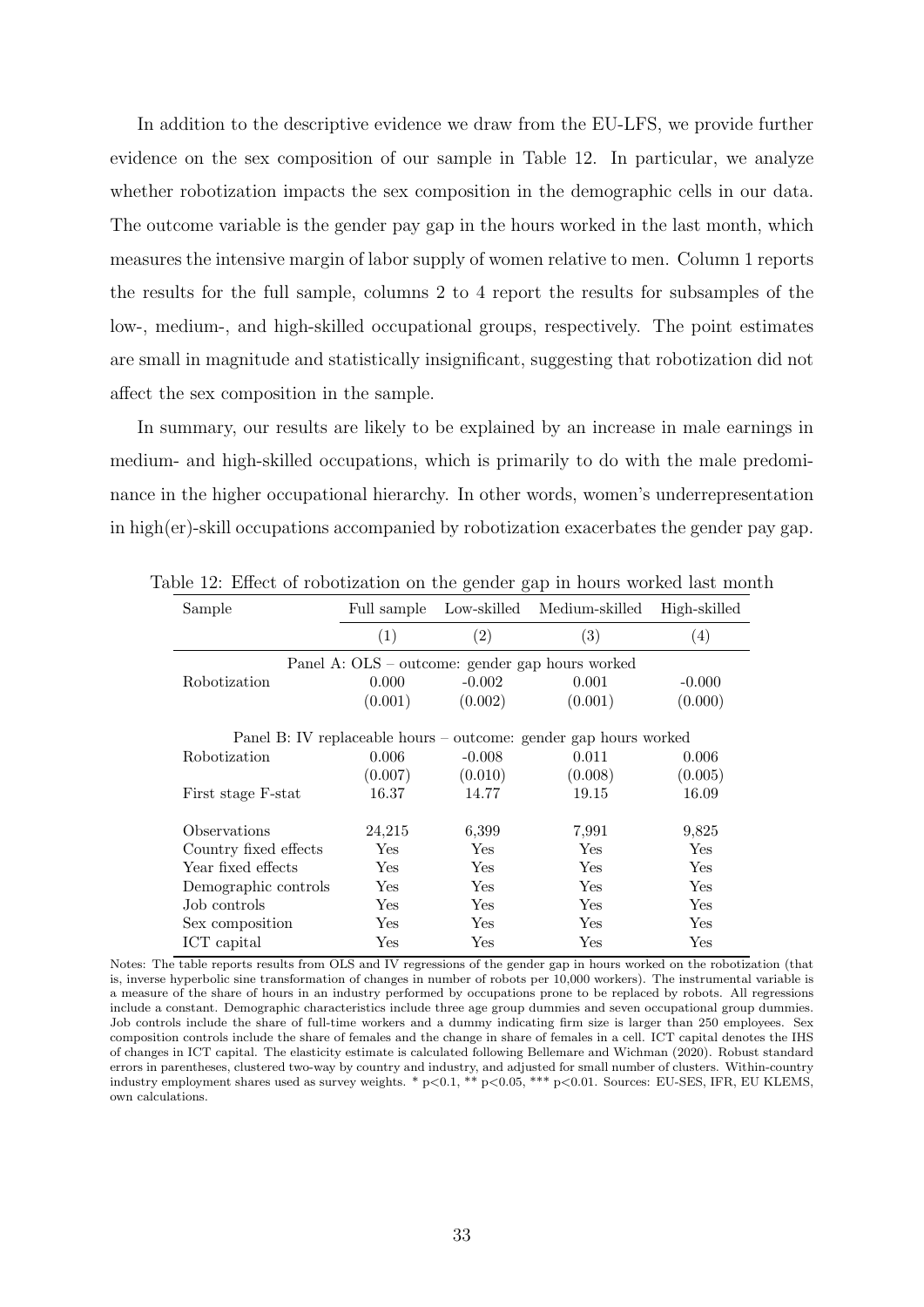In addition to the descriptive evidence we draw from the EU-LFS, we provide further evidence on the sex composition of our sample in Table 12. In particular, we analyze whether robotization impacts the sex composition in the demographic cells in our data. The outcome variable is the gender pay gap in the hours worked in the last month, which measures the intensive margin of labor supply of women relative to men. Column 1 reports the results for the full sample, columns 2 to 4 report the results for subsamples of the low-, medium-, and high-skilled occupational groups, respectively. The point estimates are small in magnitude and statistically insignificant, suggesting that robotization did not affect the sex composition in the sample.

In summary, our results are likely to be explained by an increase in male earnings in medium- and high-skilled occupations, which is primarily to do with the male predominance in the higher occupational hierarchy. In other words, women's underrepresentation in high(er)-skill occupations accompanied by robotization exacerbates the gender pay gap.

Table 12: Effect of robotization on the gender gap in hours worked last month

| Sample | Full sample | Low-skilled | Medium-skilled | High-skilled |
|---|---|---|---|---|
| | (1) | (2) | (3) | (4) |
| Panel A: OLS – outcome: gender gap hours worked | | | | |
| Robotization | 0.000 | -0.002 | 0.001 | -0.000 |
| | (0.001) | (0.002) | (0.001) | (0.000) |
| Panel B: IV replaceable hours – outcome: gender gap hours worked | | | | |
| Robotization | 0.006 | -0.008 | 0.011 | 0.006 |
| | (0.007) | (0.010) | (0.008) | (0.005) |
| First stage F-stat | 16.37 | 14.77 | 19.15 | 16.09 |
| Observations | 24,215 | 6,399 | 7,991 | 9,825 |
| Country fixed effects | Yes | Yes | Yes | Yes |
| Year fixed effects | Yes | Yes | Yes | Yes |
| Demographic controls | Yes | Yes | Yes | Yes |
| Job controls | Yes | Yes | Yes | Yes |
| Sex composition | Yes | Yes | Yes | Yes |
| ICT capital | Yes | Yes | Yes | Yes |

Notes: The table reports results from OLS and IV regressions of the gender gap in hours worked on the robotization (that is, inverse hyperbolic sine transformation of changes in number of robots per 10,000 workers). The instrumental variable is a measure of the share of hours in an industry performed by occupations prone to be replaced by robots. All regressions include a constant. Demographic characteristics include three age group dummies and seven occupational group dummies. Job controls include the share of full-time workers and a dummy indicating firm size is larger than 250 employees. Sex composition controls include the share of females and the change in share of females in a cell. ICT capital denotes the IHS of changes in ICT capital. The elasticity estimate is calculated following Bellemare and Wichman (2020). Robust standard errors in parentheses, clustered two-way by country and industry, and adjusted for small number of clusters. Within-country industry employment shares used as survey weights. * $p<0.1$, ** $p<0.05$, *** $p<0.01$. Sources: EU-SES, IFR, EU KLEMS, own calculations.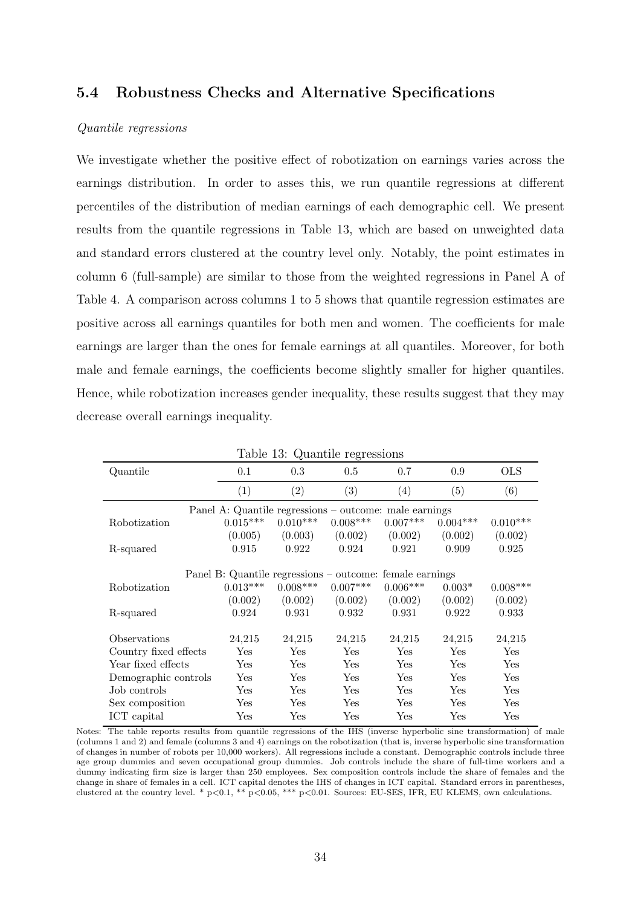## 5.4 Robustness Checks and Alternative Specifications

*Quantile regressions*

We investigate whether the positive effect of robotization on earnings varies across the earnings distribution. In order to asses this, we run quantile regressions at different percentiles of the distribution of median earnings of each demographic cell. We present results from the quantile regressions in Table 13, which are based on unweighted data and standard errors clustered at the country level only. Notably, the point estimates in column 6 (full-sample) are similar to those from the weighted regressions in Panel A of Table 4. A comparison across columns 1 to 5 shows that quantile regression estimates are positive across all earnings quantiles for both men and women. The coefficients for male earnings are larger than the ones for female earnings at all quantiles. Moreover, for both male and female earnings, the coefficients become slightly smaller for higher quantiles. Hence, while robotization increases gender inequality, these results suggest that they may decrease overall earnings inequality.

Table 13: Quantile regressions

| Quantile | 0.1 | 0.3 | 0.5 | 0.7 | 0.9 | OLS |
|---|---|---|---|---|---|---|
| | (1) | (2) | (3) | (4) | (5) | (6) |
| Panel A: Quantile regressions – outcome: male earnings | | | | | | |
| Robotization | 0.015*** | 0.010*** | 0.008*** | 0.007*** | 0.004*** | 0.010*** |
| | (0.005) | (0.003) | (0.002) | (0.002) | (0.002) | (0.002) |
| R-squared | 0.915 | 0.922 | 0.924 | 0.921 | 0.909 | 0.925 |
| Panel B: Quantile regressions – outcome: female earnings | | | | | | |
| Robotization | 0.013*** | 0.008*** | 0.007*** | 0.006*** | 0.003* | 0.008*** |
| | (0.002) | (0.002) | (0.002) | (0.002) | (0.002) | (0.002) |
| R-squared | 0.924 | 0.931 | 0.932 | 0.931 | 0.922 | 0.933 |
| Observations | 24,215 | 24,215 | 24,215 | 24,215 | 24,215 | 24,215 |
| Country fixed effects | Yes | Yes | Yes | Yes | Yes | Yes |
| Year fixed effects | Yes | Yes | Yes | Yes | Yes | Yes |
| Demographic controls | Yes | Yes | Yes | Yes | Yes | Yes |
| Job controls | Yes | Yes | Yes | Yes | Yes | Yes |
| Sex composition | Yes | Yes | Yes | Yes | Yes | Yes |
| ICT capital | Yes | Yes | Yes | Yes | Yes | Yes |

Notes: The table reports results from quantile regressions of the IHS (inverse hyperbolic sine transformation) of male (columns 1 and 2) and female (columns 3 and 4) earnings on the robotization (that is, inverse hyperbolic sine transformation of changes in number of robots per 10,000 workers). All regressions include a constant. Demographic controls include three age group dummies and seven occupational group dummies. Job controls include the share of full-time workers and a dummy indicating firm size is larger than 250 employees. Sex composition controls include the share of females and the change in share of females in a cell. ICT capital denotes the IHS of changes in ICT capital. Standard errors in parentheses, clustered at the country level. * p<0.1, ** p<0.05, *** p<0.01. Sources: EU-SES, IFR, EU KLEMS, own calculations.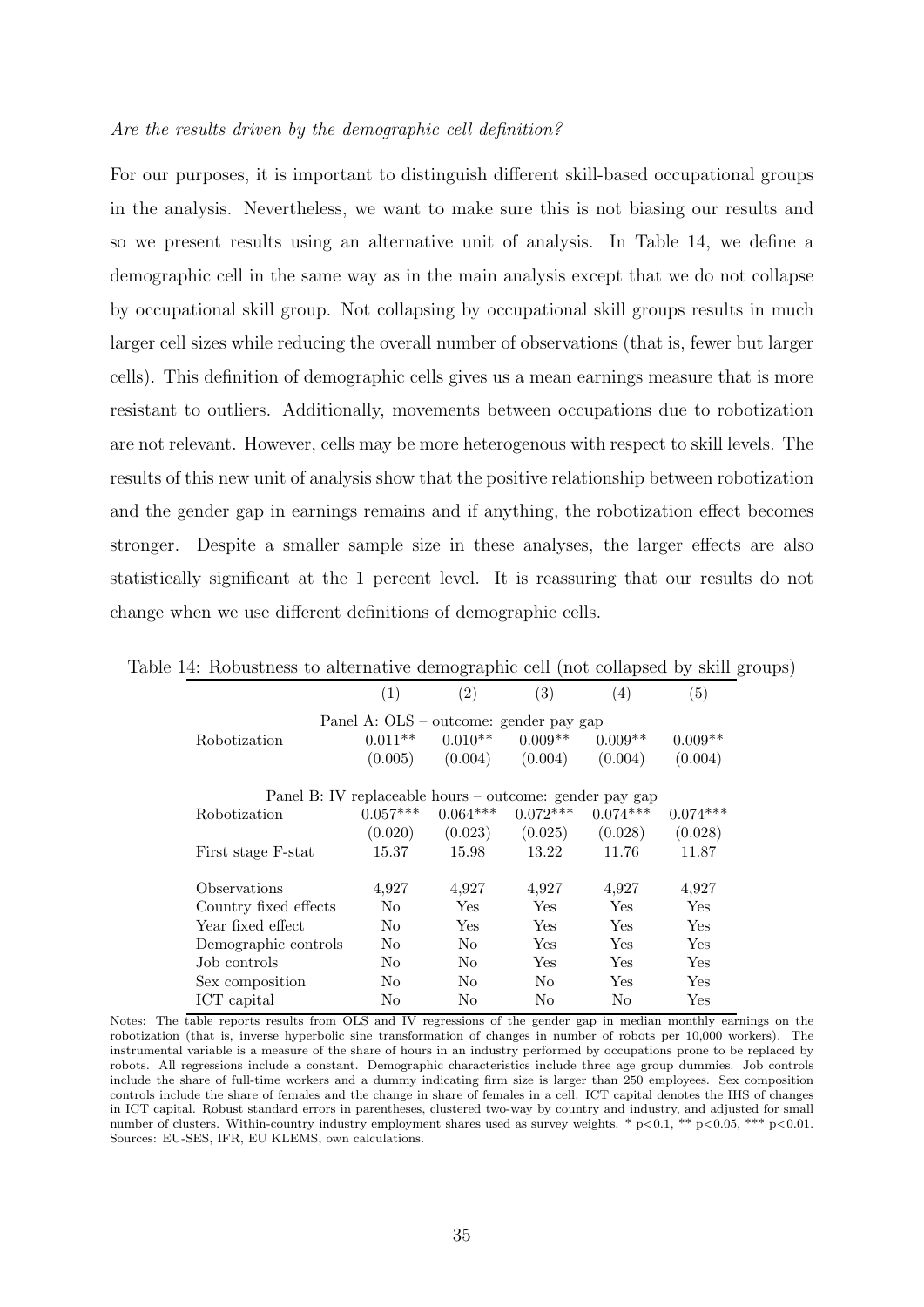*Are the results driven by the demographic cell definition?*

For our purposes, it is important to distinguish different skill-based occupational groups in the analysis. Nevertheless, we want to make sure this is not biasing our results and so we present results using an alternative unit of analysis. In Table 14, we define a demographic cell in the same way as in the main analysis except that we do not collapse by occupational skill group. Not collapsing by occupational skill groups results in much larger cell sizes while reducing the overall number of observations (that is, fewer but larger cells). This definition of demographic cells gives us a mean earnings measure that is more resistant to outliers. Additionally, movements between occupations due to robotization are not relevant. However, cells may be more heterogenous with respect to skill levels. The results of this new unit of analysis show that the positive relationship between robotization and the gender gap in earnings remains and if anything, the robotization effect becomes stronger. Despite a smaller sample size in these analyses, the larger effects are also statistically significant at the 1 percent level. It is reassuring that our results do not change when we use different definitions of demographic cells.

Table 14: Robustness to alternative demographic cell (not collapsed by skill groups)

| | (1) | (2) | (3) | (4) | (5) |
|---|---|---|---|---|---|
| Panel A: OLS – outcome: gender pay gap | | | | | |
| Robotization | 0.011** | 0.010** | 0.009** | 0.009** | 0.009** |
| | (0.005) | (0.004) | (0.004) | (0.004) | (0.004) |
| Panel B: IV replaceable hours – outcome: gender pay gap | | | | | |
| Robotization | 0.057*** | 0.064*** | 0.072*** | 0.074*** | 0.074*** |
| | (0.020) | (0.023) | (0.025) | (0.028) | (0.028) |
| First stage F-stat | 15.37 | 15.98 | 13.22 | 11.76 | 11.87 |
| Observations | 4,927 | 4,927 | 4,927 | 4,927 | 4,927 |
| Country fixed effects | No | Yes | Yes | Yes | Yes |
| Year fixed effect | No | Yes | Yes | Yes | Yes |
| Demographic controls | No | No | Yes | Yes | Yes |
| Job controls | No | No | Yes | Yes | Yes |
| Sex composition | No | No | No | Yes | Yes |
| ICT capital | No | No | No | No | Yes |

Notes: The table reports results from OLS and IV regressions of the gender gap in median monthly earnings on the robotization (that is, inverse hyperbolic sine transformation of changes in number of robots per 10,000 workers). The instrumental variable is a measure of the share of hours in an industry performed by occupations prone to be replaced by robots. All regressions include a constant. Demographic characteristics include three age group dummies. Job controls include the share of full-time workers and a dummy indicating firm size is larger than 250 employees. Sex composition controls include the share of females and the change in share of females in a cell. ICT capital denotes the IHS of changes in ICT capital. Robust standard errors in parentheses, clustered two-way by country and industry, and adjusted for small number of clusters. Within-country industry employment shares used as survey weights. * p<0.1, ** p<0.05, *** p<0.01. Sources: EU-SES, IFR, EU KLEMS, own calculations.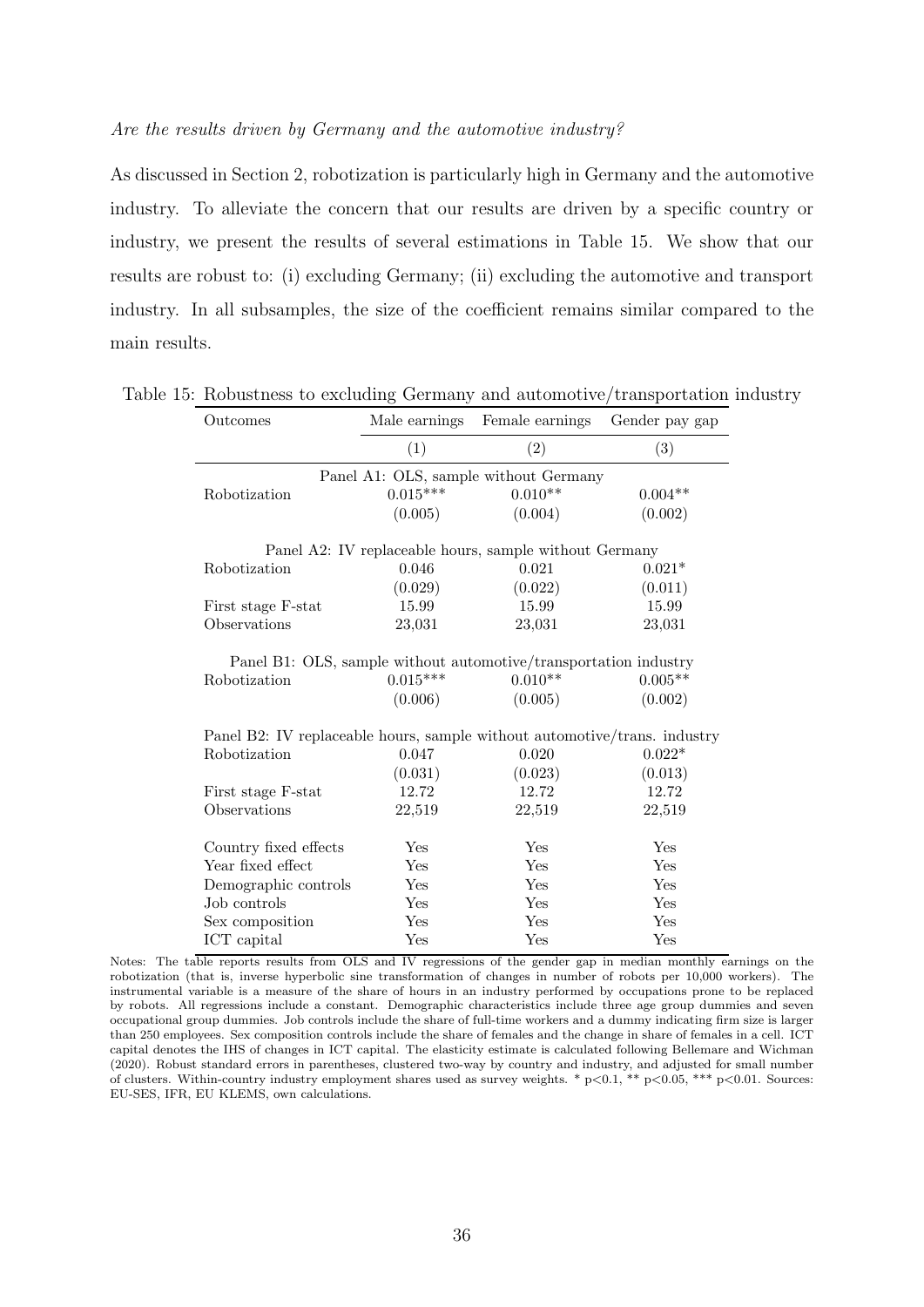*Are the results driven by Germany and the automotive industry?*

As discussed in Section 2, robotization is particularly high in Germany and the automotive industry. To alleviate the concern that our results are driven by a specific country or industry, we present the results of several estimations in Table 15. We show that our results are robust to: (i) excluding Germany; (ii) excluding the automotive and transport industry. In all subsamples, the size of the coefficient remains similar compared to the main results.

Table 15: Robustness to excluding Germany and automotive/transportation industry

| Outcomes | Male earnings | Female earnings | Gender pay gap |
|---|---|---|---|
| | (1) | (2) | (3) |
| Panel A1: OLS, sample without Germany | | | |
| Robotization | 0.015*** | 0.010** | 0.004** |
| | (0.005) | (0.004) | (0.002) |
| Panel A2: IV replaceable hours, sample without Germany | | | |
| Robotization | 0.046 | 0.021 | 0.021* |
| | (0.029) | (0.022) | (0.011) |
| First stage F-stat | 15.99 | 15.99 | 15.99 |
| Observations | 23,031 | 23,031 | 23,031 |
| Panel B1: OLS, sample without automotive/transportation industry | | | |
| Robotization | 0.015*** | 0.010** | 0.005** |
| | (0.006) | (0.005) | (0.002) |
| Panel B2: IV replaceable hours, sample without automotive/trans. industry | | | |
| Robotization | 0.047 | 0.020 | 0.022* |
| | (0.031) | (0.023) | (0.013) |
| First stage F-stat | 12.72 | 12.72 | 12.72 |
| Observations | 22,519 | 22,519 | 22,519 |
| Country fixed effects | Yes | Yes | Yes |
| Year fixed effect | Yes | Yes | Yes |
| Demographic controls | Yes | Yes | Yes |
| Job controls | Yes | Yes | Yes |
| Sex composition | Yes | Yes | Yes |
| ICT capital | Yes | Yes | Yes |

Notes: The table reports results from OLS and IV regressions of the gender gap in median monthly earnings on the robotization (that is, inverse hyperbolic sine transformation of changes in number of robots per 10,000 workers). The instrumental variable is a measure of the share of hours in an industry performed by occupations prone to be replaced by robots. All regressions include a constant. Demographic characteristics include three age group dummies and seven occupational group dummies. Job controls include the share of full-time workers and a dummy indicating firm size is larger than 250 employees. Sex composition controls include the share of females and the change in share of females in a cell. ICT capital denotes the IHS of changes in ICT capital. The elasticity estimate is calculated following Bellemare and Wichman (2020). Robust standard errors in parentheses, clustered two-way by country and industry, and adjusted for small number of clusters. Within-country industry employment shares used as survey weights. * p<0.1, ** p<0.05, *** p<0.01. Sources: EU-SES, IFR, EU KLEMS, own calculations.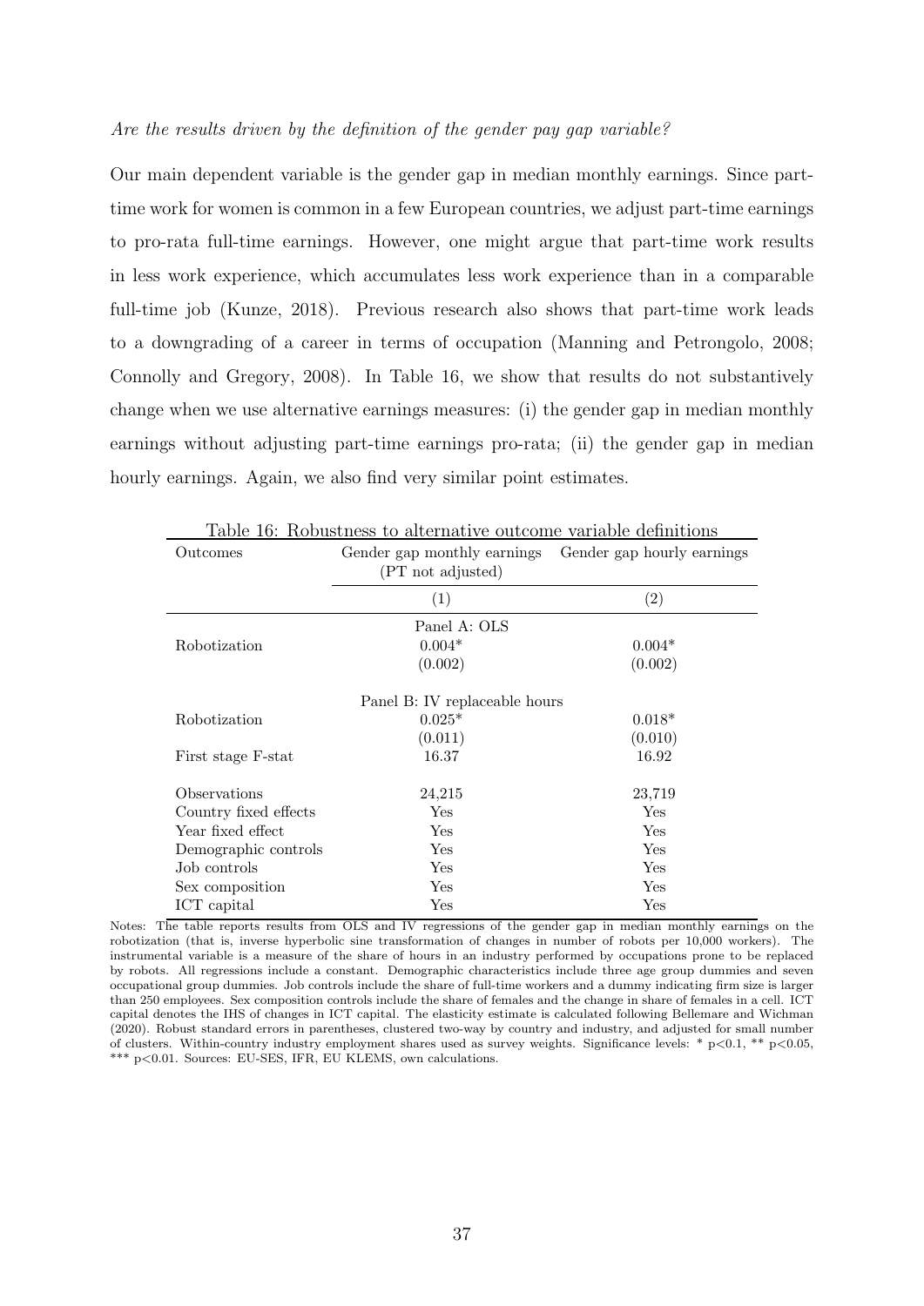*Are the results driven by the definition of the gender pay gap variable?*

Our main dependent variable is the gender gap in median monthly earnings. Since part-time work for women is common in a few European countries, we adjust part-time earnings to pro-rata full-time earnings. However, one might argue that part-time work results in less work experience, which accumulates less work experience than in a comparable full-time job (Kunze, 2018). Previous research also shows that part-time work leads to a downgrading of a career in terms of occupation (Manning and Petrongolo, 2008; Connolly and Gregory, 2008). In Table 16, we show that results do not substantively change when we use alternative earnings measures: (i) the gender gap in median monthly earnings without adjusting part-time earnings pro-rata; (ii) the gender gap in median hourly earnings. Again, we also find very similar point estimates.

Table 16: Robustness to alternative outcome variable definitions

| Outcomes | Gender gap monthly earnings (PT not adjusted) | Gender gap hourly earnings |
|---|---|---|
| | (1) | (2) |
| | Panel A: OLS | |
| Robotization | 0.004* | 0.004* |
| | (0.002) | (0.002) |
| | Panel B: IV replaceable hours | |
| Robotization | 0.025* | 0.018* |
| | (0.011) | (0.010) |
| First stage F-stat | 16.37 | 16.92 |
| Observations | 24,215 | 23,719 |
| Country fixed effects | Yes | Yes |
| Year fixed effect | Yes | Yes |
| Demographic controls | Yes | Yes |
| Job controls | Yes | Yes |
| Sex composition | Yes | Yes |
| ICT capital | Yes | Yes |

Notes: The table reports results from OLS and IV regressions of the gender gap in median monthly earnings on the robotization (that is, inverse hyperbolic sine transformation of changes in number of robots per 10,000 workers). The instrumental variable is a measure of the share of hours in an industry performed by occupations prone to be replaced by robots. All regressions include a constant. Demographic characteristics include three age group dummies and seven occupational group dummies. Job controls include the share of full-time workers and a dummy indicating firm size is larger than 250 employees. Sex composition controls include the share of females and the change in share of females in a cell. ICT capital denotes the IHS of changes in ICT capital. The elasticity estimate is calculated following Bellemare and Wichman (2020). Robust standard errors in parentheses, clustered two-way by country and industry, and adjusted for small number of clusters. Within-country industry employment shares used as survey weights. Significance levels: * $p<0.1$, ** $p<0.05$, *** $p<0.01$. Sources: EU-SES, IFR, EU KLEMS, own calculations.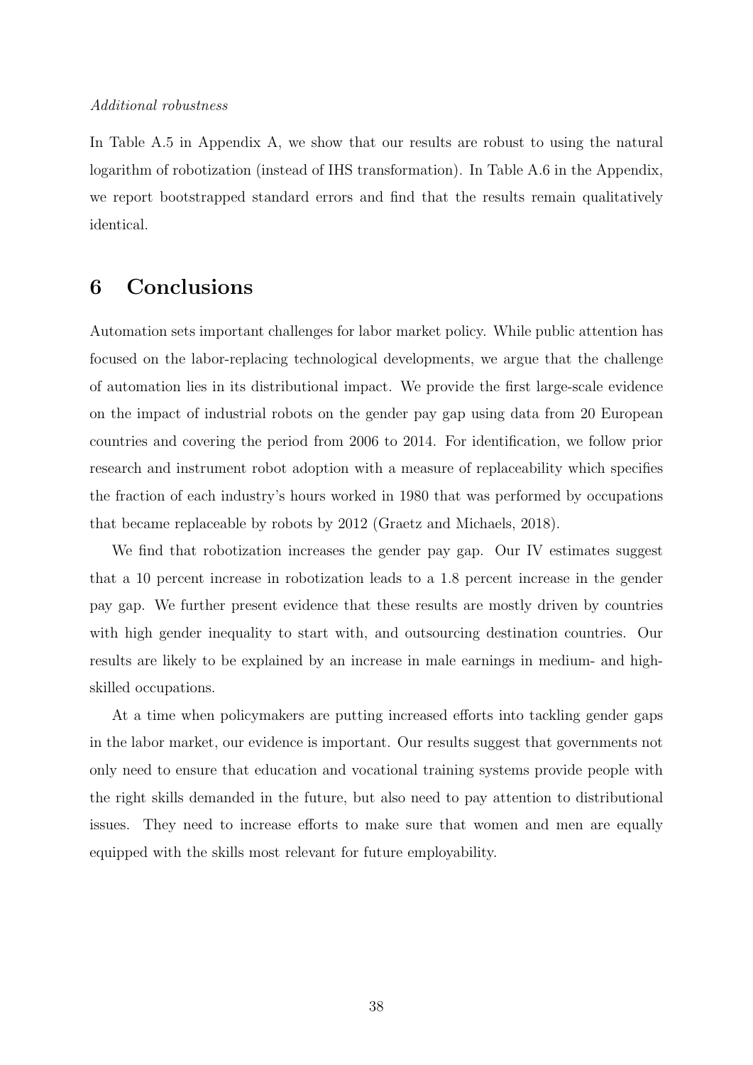*Additional robustness*

In Table A.5 in Appendix A, we show that our results are robust to using the natural logarithm of robotization (instead of IHS transformation). In Table A.6 in the Appendix, we report bootstrapped standard errors and find that the results remain qualitatively identical.

# 6 Conclusions

Automation sets important challenges for labor market policy. While public attention has focused on the labor-replacing technological developments, we argue that the challenge of automation lies in its distributional impact. We provide the first large-scale evidence on the impact of industrial robots on the gender pay gap using data from 20 European countries and covering the period from 2006 to 2014. For identification, we follow prior research and instrument robot adoption with a measure of replaceability which specifies the fraction of each industry's hours worked in 1980 that was performed by occupations that became replaceable by robots by 2012 (Graetz and Michaels, 2018).

We find that robotization increases the gender pay gap. Our IV estimates suggest that a 10 percent increase in robotization leads to a 1.8 percent increase in the gender pay gap. We further present evidence that these results are mostly driven by countries with high gender inequality to start with, and outsourcing destination countries. Our results are likely to be explained by an increase in male earnings in medium- and high-skilled occupations.

At a time when policymakers are putting increased efforts into tackling gender gaps in the labor market, our evidence is important. Our results suggest that governments not only need to ensure that education and vocational training systems provide people with the right skills demanded in the future, but also need to pay attention to distributional issues. They need to increase efforts to make sure that women and men are equally equipped with the skills most relevant for future employability.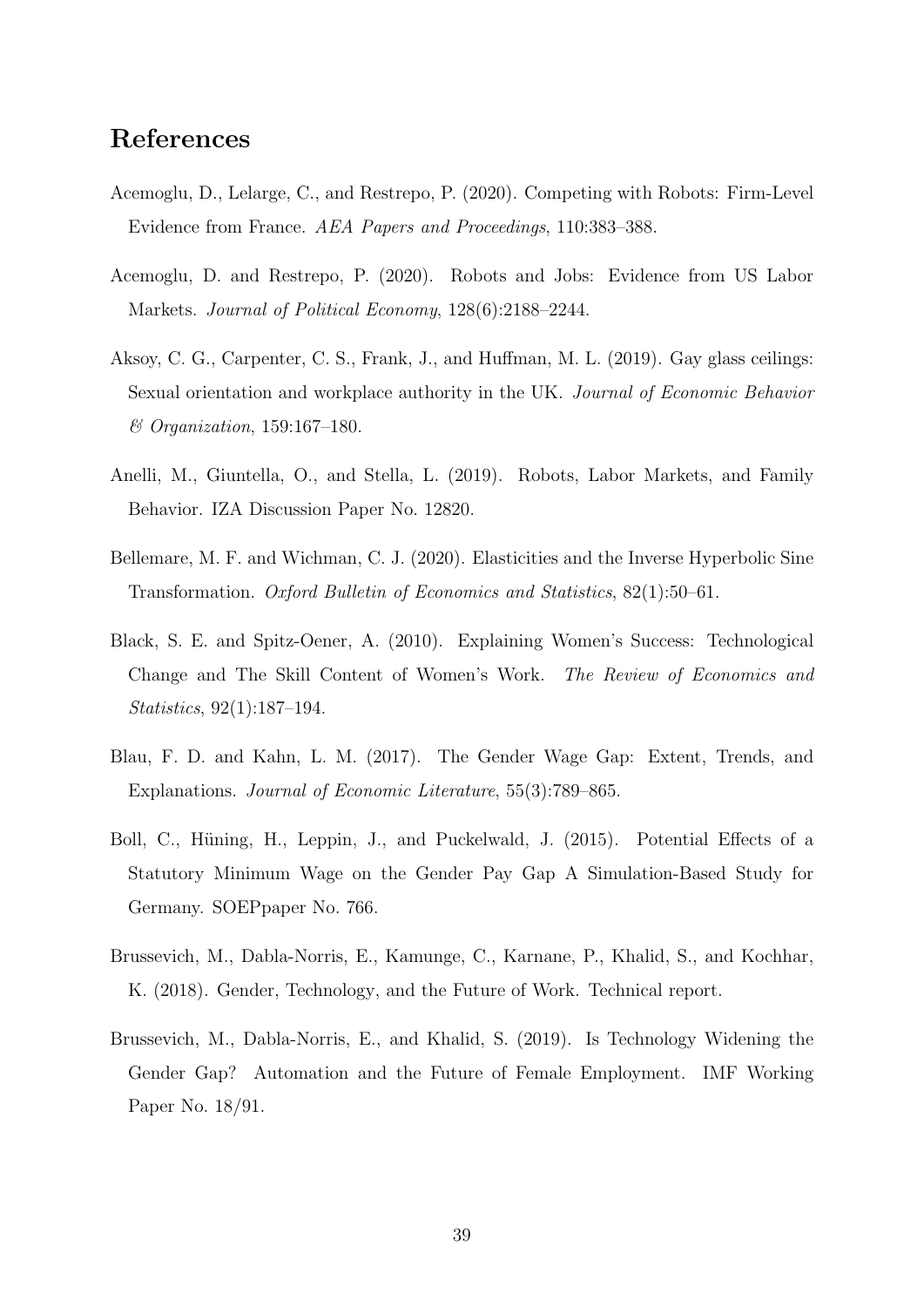# References

Acemoglu, D., Lelarge, C., and Restrepo, P. (2020). Competing with Robots: Firm-Level Evidence from France. *AEA Papers and Proceedings*, 110:383–388.

Acemoglu, D. and Restrepo, P. (2020). Robots and Jobs: Evidence from US Labor Markets. *Journal of Political Economy*, 128(6):2188–2244.

Aksoy, C. G., Carpenter, C. S., Frank, J., and Huffman, M. L. (2019). Gay glass ceilings: Sexual orientation and workplace authority in the UK. *Journal of Economic Behavior & Organization*, 159:167–180.

Anelli, M., Giuntella, O., and Stella, L. (2019). Robots, Labor Markets, and Family Behavior. IZA Discussion Paper No. 12820.

Bellemare, M. F. and Wichman, C. J. (2020). Elasticities and the Inverse Hyperbolic Sine Transformation. *Oxford Bulletin of Economics and Statistics*, 82(1):50–61.

Black, S. E. and Spitz-Oener, A. (2010). Explaining Women's Success: Technological Change and The Skill Content of Women's Work. *The Review of Economics and Statistics*, 92(1):187–194.

Blau, F. D. and Kahn, L. M. (2017). The Gender Wage Gap: Extent, Trends, and Explanations. *Journal of Economic Literature*, 55(3):789–865.

Boll, C., Hüning, H., Leppin, J., and Puckelwald, J. (2015). Potential Effects of a Statutory Minimum Wage on the Gender Pay Gap A Simulation-Based Study for Germany. SOEPpaper No. 766.

Brussevich, M., Dabla-Norris, E., Kamunge, C., Karnane, P., Khalid, S., and Kochhar, K. (2018). Gender, Technology, and the Future of Work. Technical report.

Brussevich, M., Dabla-Norris, E., and Khalid, S. (2019). Is Technology Widening the Gender Gap? Automation and the Future of Female Employment. IMF Working Paper No. 18/91.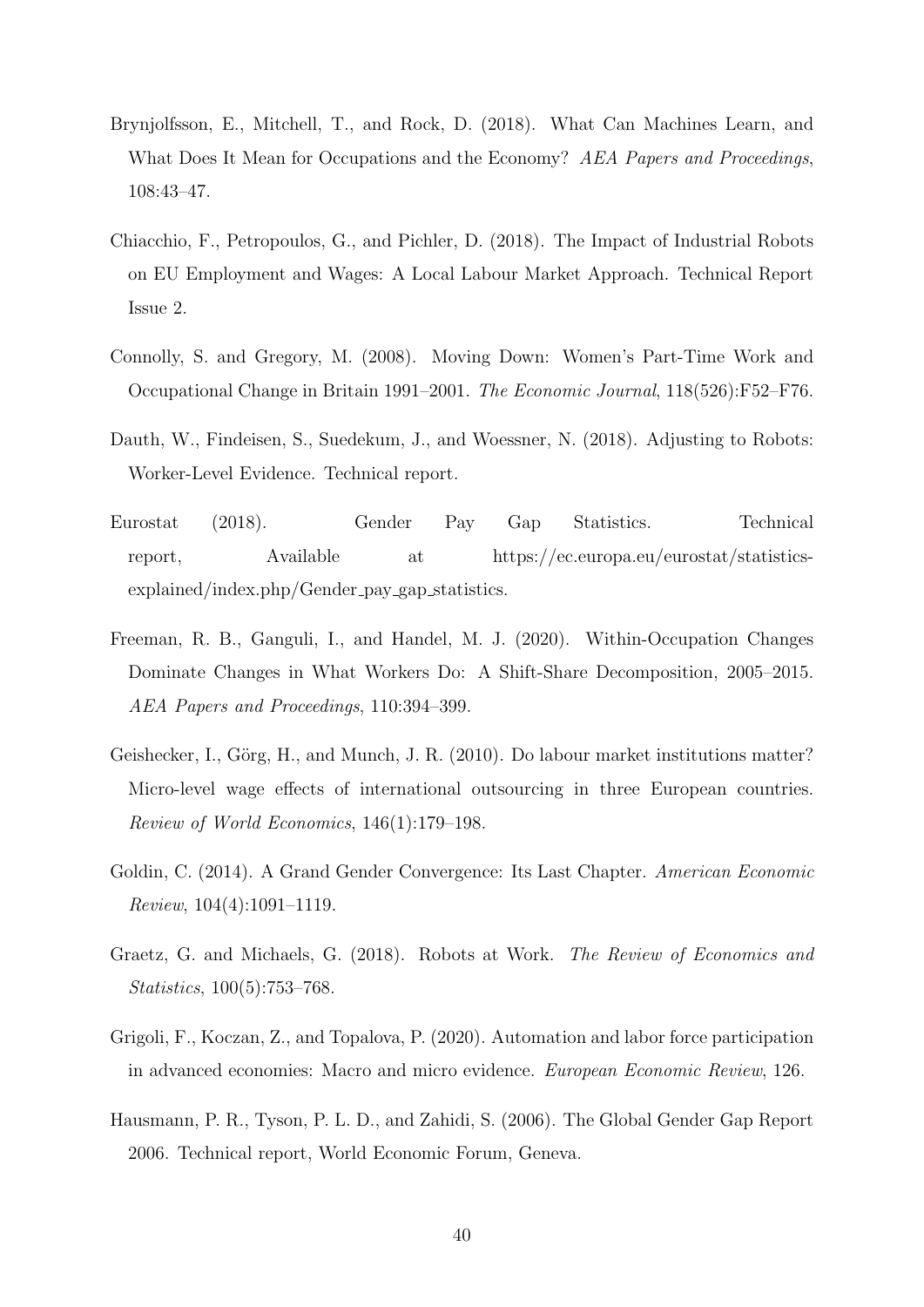Brynjolfsson, E., Mitchell, T., and Rock, D. (2018). What Can Machines Learn, and What Does It Mean for Occupations and the Economy? *AEA Papers and Proceedings*, 108:43–47.

Chiacchio, F., Petropoulos, G., and Pichler, D. (2018). The Impact of Industrial Robots on EU Employment and Wages: A Local Labour Market Approach. Technical Report Issue 2.

Connolly, S. and Gregory, M. (2008). Moving Down: Women's Part-Time Work and Occupational Change in Britain 1991–2001. *The Economic Journal*, 118(526):F52–F76.

Dauth, W., Findeisen, S., Suedekum, J., and Woessner, N. (2018). Adjusting to Robots: Worker-Level Evidence. Technical report.

Eurostat (2018). Gender Pay Gap Statistics. Technical report, Available at https://ec.europa.eu/eurostat/statistics-explained/index.php/Gender_pay_gap_statistics.

Freeman, R. B., Ganguli, I., and Handel, M. J. (2020). Within-Occupation Changes Dominate Changes in What Workers Do: A Shift-Share Decomposition, 2005–2015. *AEA Papers and Proceedings*, 110:394–399.

Geishecker, I., Görg, H., and Munch, J. R. (2010). Do labour market institutions matter? Micro-level wage effects of international outsourcing in three European countries. *Review of World Economics*, 146(1):179–198.

Goldin, C. (2014). A Grand Gender Convergence: Its Last Chapter. *American Economic Review*, 104(4):1091–1119.

Graetz, G. and Michaels, G. (2018). Robots at Work. *The Review of Economics and Statistics*, 100(5):753–768.

Grigoli, F., Koczan, Z., and Topalova, P. (2020). Automation and labor force participation in advanced economies: Macro and micro evidence. *European Economic Review*, 126.

Hausmann, P. R., Tyson, P. L. D., and Zahidi, S. (2006). The Global Gender Gap Report 2006. Technical report, World Economic Forum, Geneva.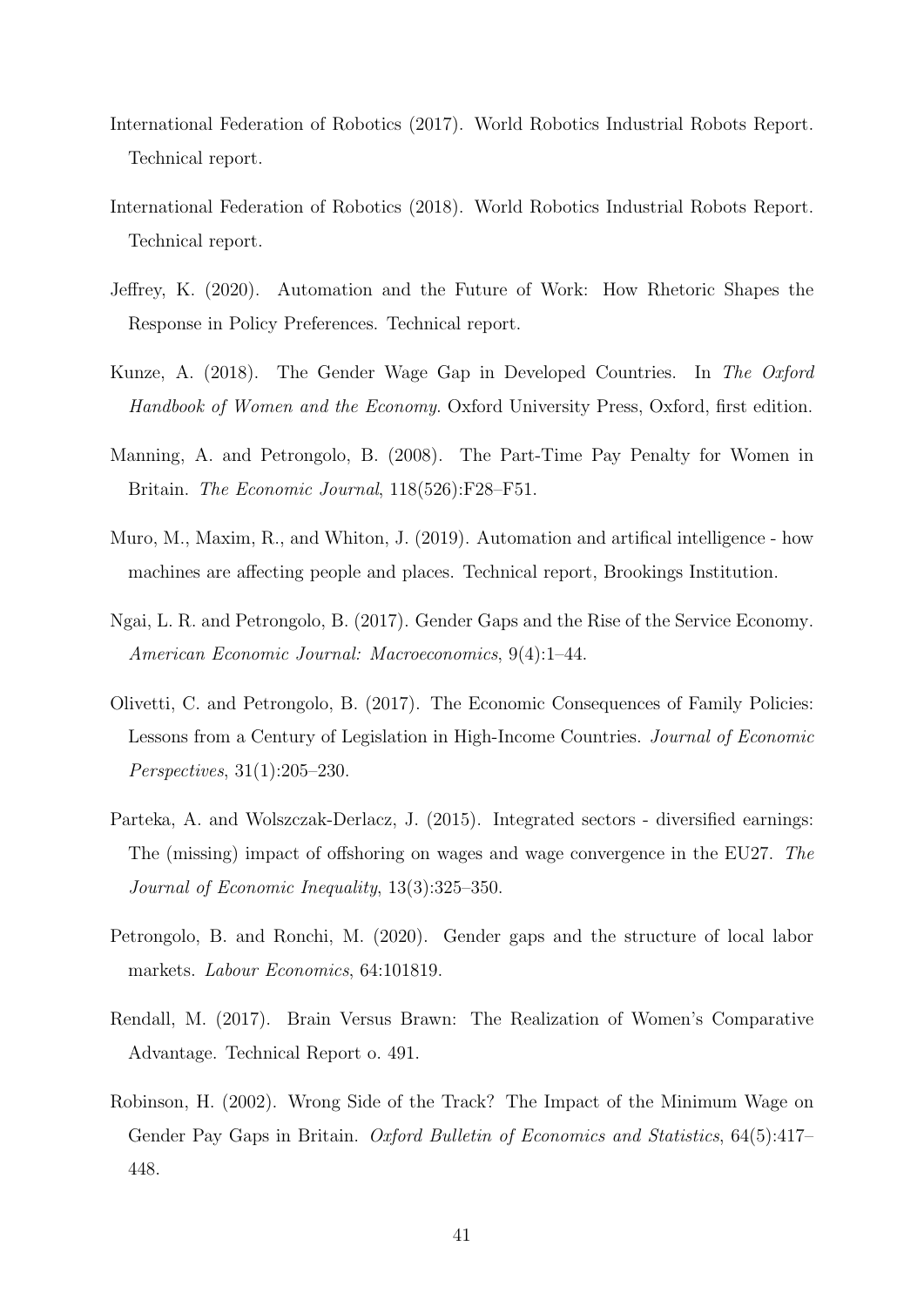International Federation of Robotics (2017). World Robotics Industrial Robots Report. Technical report.

International Federation of Robotics (2018). World Robotics Industrial Robots Report. Technical report.

Jeffrey, K. (2020). Automation and the Future of Work: How Rhetoric Shapes the Response in Policy Preferences. Technical report.

Kunze, A. (2018). The Gender Wage Gap in Developed Countries. In *The Oxford Handbook of Women and the Economy*. Oxford University Press, Oxford, first edition.

Manning, A. and Petrongolo, B. (2008). The Part-Time Pay Penalty for Women in Britain. *The Economic Journal*, 118(526):F28–F51.

Muro, M., Maxim, R., and Whiton, J. (2019). Automation and artifical intelligence - how machines are affecting people and places. Technical report, Brookings Institution.

Ngai, L. R. and Petrongolo, B. (2017). Gender Gaps and the Rise of the Service Economy. *American Economic Journal: Macroeconomics*, 9(4):1–44.

Olivetti, C. and Petrongolo, B. (2017). The Economic Consequences of Family Policies: Lessons from a Century of Legislation in High-Income Countries. *Journal of Economic Perspectives*, 31(1):205–230.

Parteka, A. and Wolszczak-Derlacz, J. (2015). Integrated sectors - diversified earnings: The (missing) impact of offshoring on wages and wage convergence in the EU27. *The Journal of Economic Inequality*, 13(3):325–350.

Petrongolo, B. and Ronchi, M. (2020). Gender gaps and the structure of local labor markets. *Labour Economics*, 64:101819.

Rendall, M. (2017). Brain Versus Brawn: The Realization of Women's Comparative Advantage. Technical Report o. 491.

Robinson, H. (2002). Wrong Side of the Track? The Impact of the Minimum Wage on Gender Pay Gaps in Britain. *Oxford Bulletin of Economics and Statistics*, 64(5):417–448.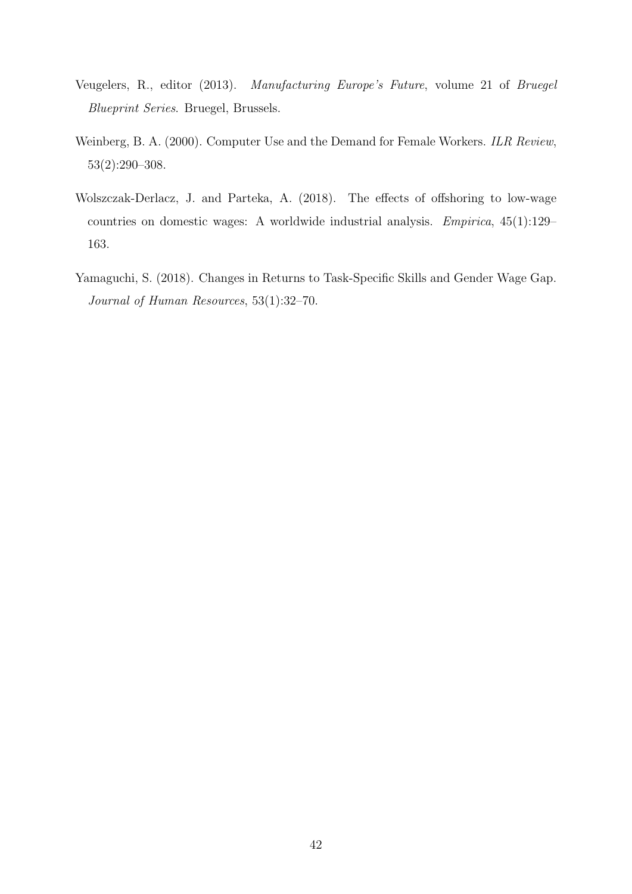Veugelers, R., editor (2013). *Manufacturing Europe's Future*, volume 21 of *Bruegel Blueprint Series*. Bruegel, Brussels.

Weinberg, B. A. (2000). Computer Use and the Demand for Female Workers. *ILR Review*, 53(2):290–308.

Wolszczak-Derlacz, J. and Parteka, A. (2018). The effects of offshoring to low-wage countries on domestic wages: A worldwide industrial analysis. *Empirica*, 45(1):129–163.

Yamaguchi, S. (2018). Changes in Returns to Task-Specific Skills and Gender Wage Gap. *Journal of Human Resources*, 53(1):32–70.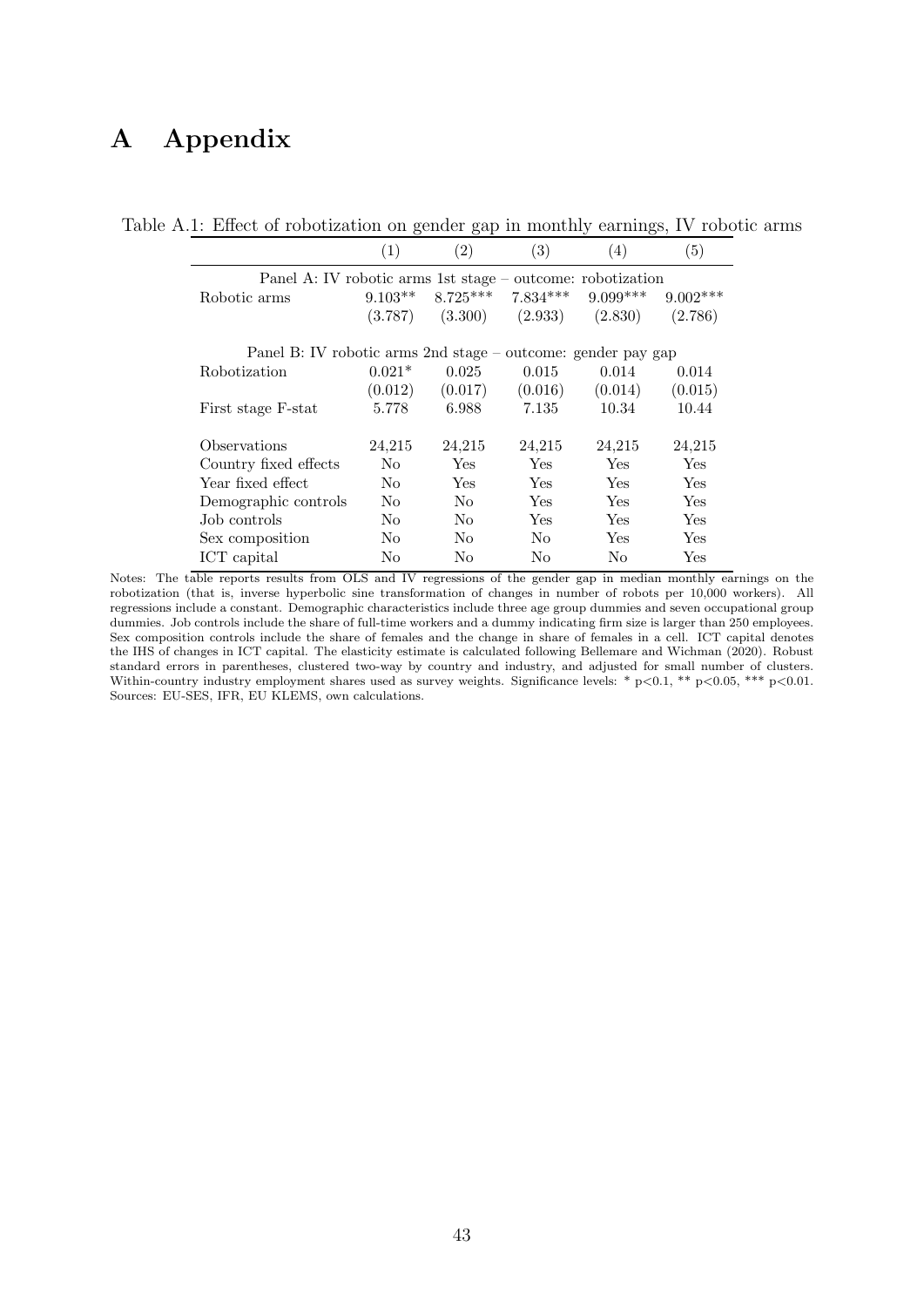# A Appendix

Table A.1: Effect of robotization on gender gap in monthly earnings, IV robotic arms

| | (1) | (2) | (3) | (4) | (5) |
|---|---|---|---|---|---|
| Panel A: IV robotic arms 1st stage – outcome: robotization | | | | | |
| Robotic arms | 9.103** | 8.725*** | 7.834*** | 9.099*** | 9.002*** |
| | (3.787) | (3.300) | (2.933) | (2.830) | (2.786) |
| Panel B: IV robotic arms 2nd stage – outcome: gender pay gap | | | | | |
| Robotization | 0.021* | 0.025 | 0.015 | 0.014 | 0.014 |
| | (0.012) | (0.017) | (0.016) | (0.014) | (0.015) |
| First stage F-stat | 5.778 | 6.988 | 7.135 | 10.34 | 10.44 |
| Observations | 24,215 | 24,215 | 24,215 | 24,215 | 24,215 |
| Country fixed effects | No | Yes | Yes | Yes | Yes |
| Year fixed effect | No | Yes | Yes | Yes | Yes |
| Demographic controls | No | No | Yes | Yes | Yes |
| Job controls | No | No | Yes | Yes | Yes |
| Sex composition | No | No | No | Yes | Yes |
| ICT capital | No | No | No | No | Yes |

Notes: The table reports results from OLS and IV regressions of the gender gap in median monthly earnings on the robotization (that is, inverse hyperbolic sine transformation of changes in number of robots per 10,000 workers). All regressions include a constant. Demographic characteristics include three age group dummies and seven occupational group dummies. Job controls include the share of full-time workers and a dummy indicating firm size is larger than 250 employees. Sex composition controls include the share of females and the change in share of females in a cell. ICT capital denotes the IHS of changes in ICT capital. The elasticity estimate is calculated following Bellemare and Wichman (2020). Robust standard errors in parentheses, clustered two-way by country and industry, and adjusted for small number of clusters. Within-country industry employment shares used as survey weights. Significance levels: * $p<0.1$, ** $p<0.05$, *** $p<0.01$. Sources: EU-SES, IFR, EU KLEMS, own calculations.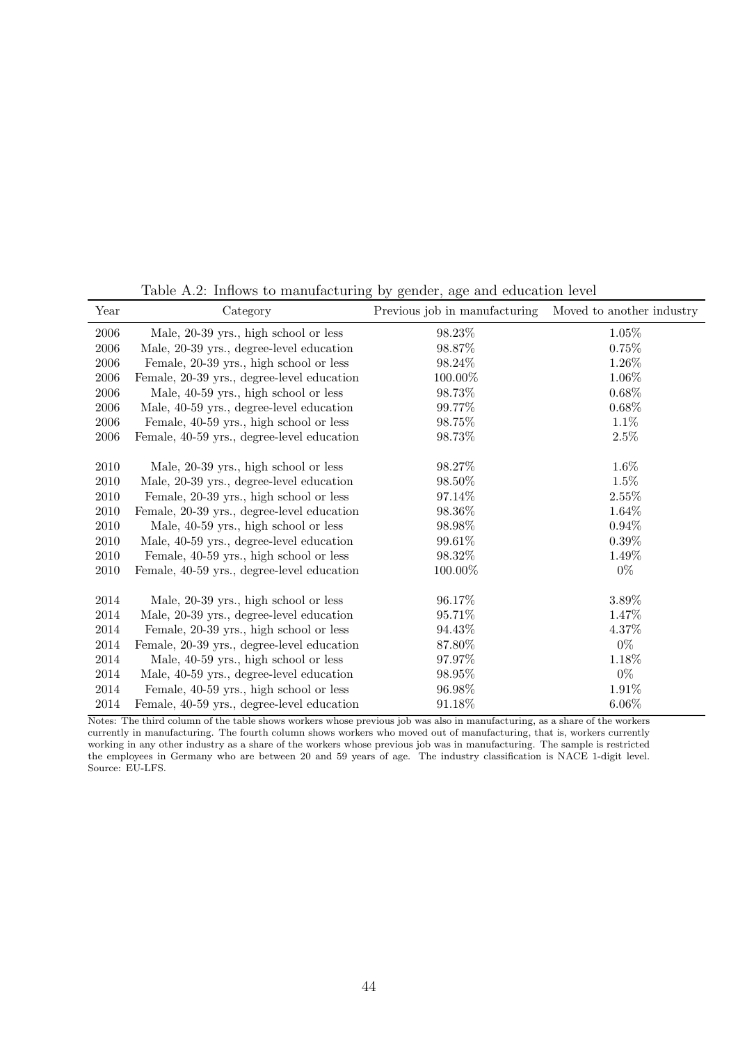Table A.2: Inflows to manufacturing by gender, age and education level

| Year | Category | Previous job in manufacturing | Moved to another industry |
|---|---|---|---|
| 2006 | Male, 20-39 yrs., high school or less | 98.23% | 1.05% |
| 2006 | Male, 20-39 yrs., degree-level education | 98.87% | 0.75% |
| 2006 | Female, 20-39 yrs., high school or less | 98.24% | 1.26% |
| 2006 | Female, 20-39 yrs., degree-level education | 100.00% | 1.06% |
| 2006 | Male, 40-59 yrs., high school or less | 98.73% | 0.68% |
| 2006 | Male, 40-59 yrs., degree-level education | 99.77% | 0.68% |
| 2006 | Female, 40-59 yrs., high school or less | 98.75% | 1.1% |
| 2006 | Female, 40-59 yrs., degree-level education | 98.73% | 2.5% |
| 2010 | Male, 20-39 yrs., high school or less | 98.27% | 1.6% |
| 2010 | Male, 20-39 yrs., degree-level education | 98.50% | 1.5% |
| 2010 | Female, 20-39 yrs., high school or less | 97.14% | 2.55% |
| 2010 | Female, 20-39 yrs., degree-level education | 98.36% | 1.64% |
| 2010 | Male, 40-59 yrs., high school or less | 98.98% | 0.94% |
| 2010 | Male, 40-59 yrs., degree-level education | 99.61% | 0.39% |
| 2010 | Female, 40-59 yrs., high school or less | 98.32% | 1.49% |
| 2010 | Female, 40-59 yrs., degree-level education | 100.00% | 0% |
| 2014 | Male, 20-39 yrs., high school or less | 96.17% | 3.89% |
| 2014 | Male, 20-39 yrs., degree-level education | 95.71% | 1.47% |
| 2014 | Female, 20-39 yrs., high school or less | 94.43% | 4.37% |
| 2014 | Female, 20-39 yrs., degree-level education | 87.80% | 0% |
| 2014 | Male, 40-59 yrs., high school or less | 97.97% | 1.18% |
| 2014 | Male, 40-59 yrs., degree-level education | 98.95% | 0% |
| 2014 | Female, 40-59 yrs., high school or less | 96.98% | 1.91% |
| 2014 | Female, 40-59 yrs., degree-level education | 91.18% | 6.06% |

Notes: The third column of the table shows workers whose previous job was also in manufacturing, as a share of the workers currently in manufacturing. The fourth column shows workers who moved out of manufacturing, that is, workers currently working in any other industry as a share of the workers whose previous job was in manufacturing. The sample is restricted the employees in Germany who are between 20 and 59 years of age. The industry classification is NACE 1-digit level. Source: EU-LFS.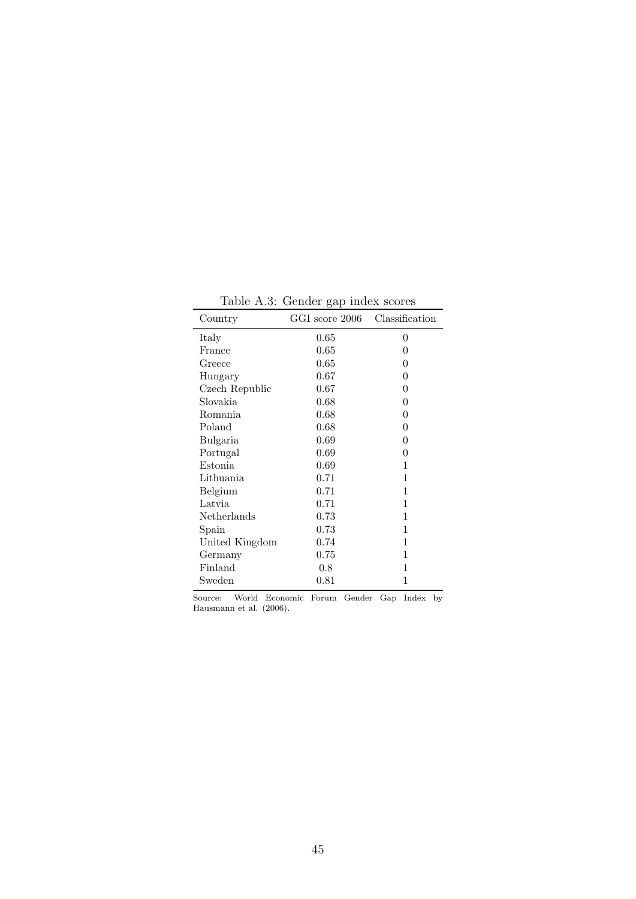Table A.3: Gender gap index scores

| Country | GGI score 2006 | Classification |
|---|---|---|
| Italy | 0.65 | 0 |
| France | 0.65 | 0 |
| Greece | 0.65 | 0 |
| Hungary | 0.67 | 0 |
| Czech Republic | 0.67 | 0 |
| Slovakia | 0.68 | 0 |
| Romania | 0.68 | 0 |
| Poland | 0.68 | 0 |
| Bulgaria | 0.69 | 0 |
| Portugal | 0.69 | 0 |
| Estonia | 0.69 | 1 |
| Lithuania | 0.71 | 1 |
| Belgium | 0.71 | 1 |
| Latvia | 0.71 | 1 |
| Netherlands | 0.73 | 1 |
| Spain | 0.73 | 1 |
| United Kingdom | 0.74 | 1 |
| Germany | 0.75 | 1 |
| Finland | 0.8 | 1 |
| Sweden | 0.81 | 1 |

Source: World Economic Forum Gender Gap Index by Hausmann et al. (2006).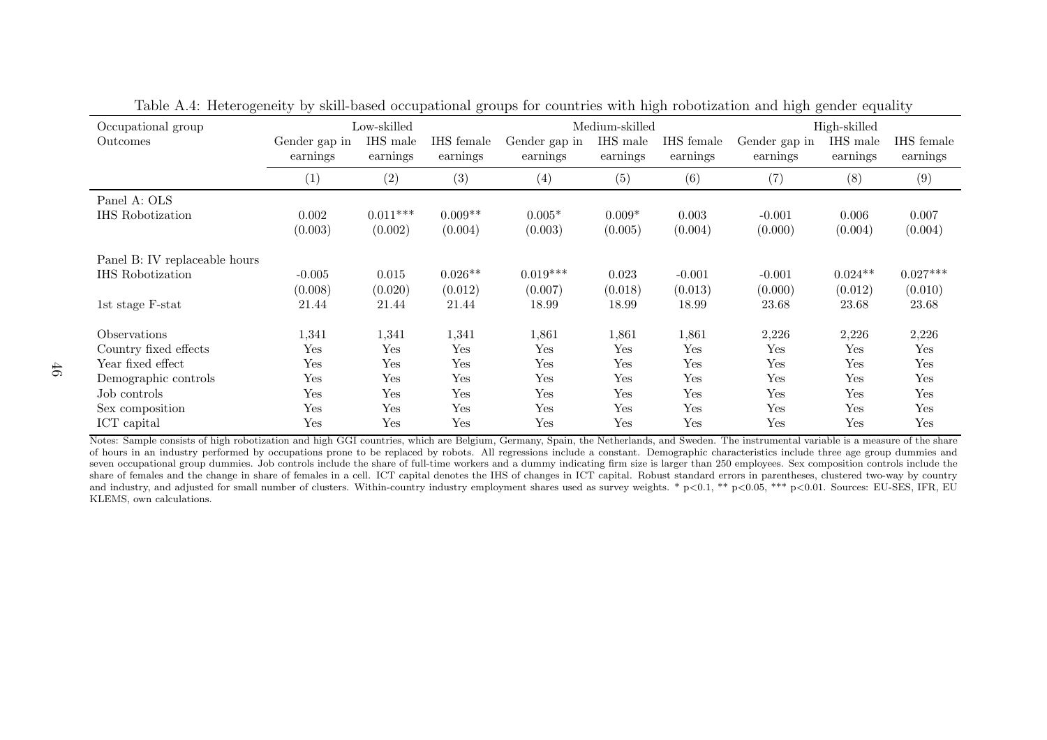Table A.4: Heterogeneity by skill-based occupational groups for countries with high robotization and high gender equality

| Occupational group | Low-skilled | | | Medium-skilled | | | High-skilled | | |
|---|---|---|---|---|---|---|---|---|---|
| Outcomes | Gender gap in earnings | IHS male earnings | IHS female earnings | Gender gap in earnings | IHS male earnings | IHS female earnings | Gender gap in earnings | IHS male earnings | IHS female earnings |
| | (1) | (2) | (3) | (4) | (5) | (6) | (7) | (8) | (9) |
| Panel A: OLS | | | | | | | | | |
| IHS Robotization | 0.002 | 0.011*** | 0.009** | 0.005* | 0.009* | 0.003 | -0.001 | 0.006 | 0.007 |
| | (0.003) | (0.002) | (0.004) | (0.003) | (0.005) | (0.004) | (0.000) | (0.004) | (0.004) |
| Panel B: IV replaceable hours | | | | | | | | | |
| IHS Robotization | -0.005 | 0.015 | 0.026** | 0.019*** | 0.023 | -0.001 | -0.001 | 0.024** | 0.027*** |
| | (0.008) | (0.020) | (0.012) | (0.007) | (0.018) | (0.013) | (0.000) | (0.012) | (0.010) |
| 1st stage F-stat | 21.44 | 21.44 | 21.44 | 18.99 | 18.99 | 18.99 | 23.68 | 23.68 | 23.68 |
| Observations | 1,341 | 1,341 | 1,341 | 1,861 | 1,861 | 1,861 | 2,226 | 2,226 | 2,226 |
| Country fixed effects | Yes | Yes | Yes | Yes | Yes | Yes | Yes | Yes | Yes |
| Year fixed effect | Yes | Yes | Yes | Yes | Yes | Yes | Yes | Yes | Yes |
| Demographic controls | Yes | Yes | Yes | Yes | Yes | Yes | Yes | Yes | Yes |
| Job controls | Yes | Yes | Yes | Yes | Yes | Yes | Yes | Yes | Yes |
| Sex composition | Yes | Yes | Yes | Yes | Yes | Yes | Yes | Yes | Yes |
| ICT capital | Yes | Yes | Yes | Yes | Yes | Yes | Yes | Yes | Yes |

Notes: Sample consists of high robotization and high GGI countries, which are Belgium, Germany, Spain, the Netherlands, and Sweden. The instrumental variable is a measure of the share of hours in an industry performed by occupations prone to be replaced by robots. All regressions include a constant. Demographic characteristics include three age group dummies and seven occupational group dummies. Job controls include the share of full-time workers and a dummy indicating firm size is larger than 250 employees. Sex composition controls include the share of females and the change in share of females in a cell. ICT capital denotes the IHS of changes in ICT capital. Robust standard errors in parentheses, clustered two-way by country and industry, and adjusted for small number of clusters. Within-country industry employment shares used as survey weights. * p<0.1, ** p<0.05, *** p<0.01. Sources: EU-SES, IFR, EU KLEMS, own calculations.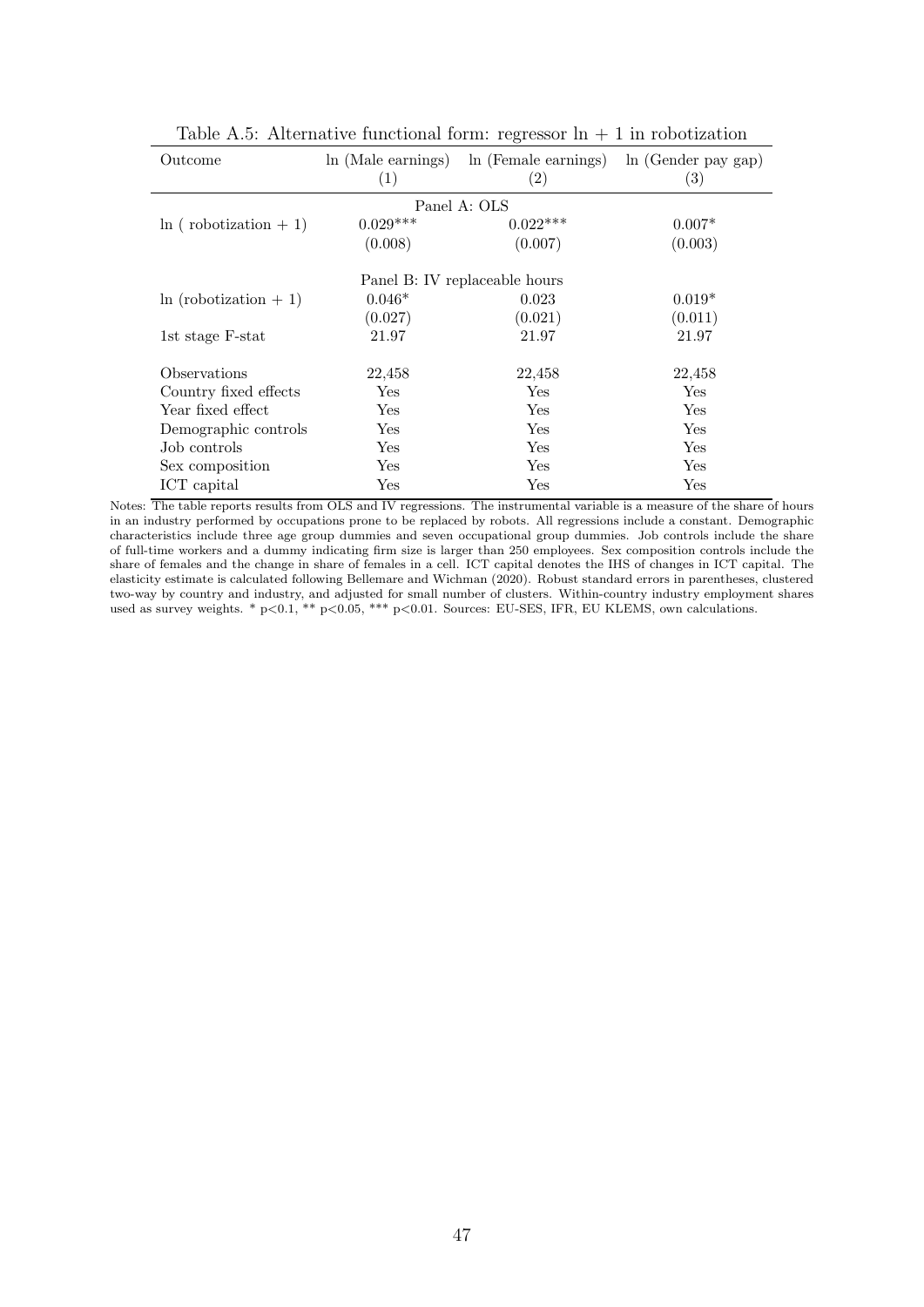Table A.5: Alternative functional form: regressor ln + 1 in robotization

| Outcome | ln (Male earnings) | ln (Female earnings) | ln (Gender pay gap) |
|---|---|---|---|
| | (1) | (2) | (3) |
| | | Panel A: OLS | |
| ln ( robotization + 1) | 0.029*** | 0.022*** | 0.007* |
| | (0.008) | (0.007) | (0.003) |
| | | Panel B: IV replaceable hours | |
| ln (robotization + 1) | 0.046* | 0.023 | 0.019* |
| | (0.027) | (0.021) | (0.011) |
| 1st stage F-stat | 21.97 | 21.97 | 21.97 |
| Observations | 22,458 | 22,458 | 22,458 |
| Country fixed effects | Yes | Yes | Yes |
| Year fixed effect | Yes | Yes | Yes |
| Demographic controls | Yes | Yes | Yes |
| Job controls | Yes | Yes | Yes |
| Sex composition | Yes | Yes | Yes |
| ICT capital | Yes | Yes | Yes |

Notes: The table reports results from OLS and IV regressions. The instrumental variable is a measure of the share of hours in an industry performed by occupations prone to be replaced by robots. All regressions include a constant. Demographic characteristics include three age group dummies and seven occupational group dummies. Job controls include the share of full-time workers and a dummy indicating firm size is larger than 250 employees. Sex composition controls include the share of females and the change in share of females in a cell. ICT capital denotes the IHS of changes in ICT capital. The elasticity estimate is calculated following Bellemare and Wichman (2020). Robust standard errors in parentheses, clustered two-way by country and industry, and adjusted for small number of clusters. Within-country industry employment shares used as survey weights. * p<0.1, ** p<0.05, *** p<0.01. Sources: EU-SES, IFR, EU KLEMS, own calculations.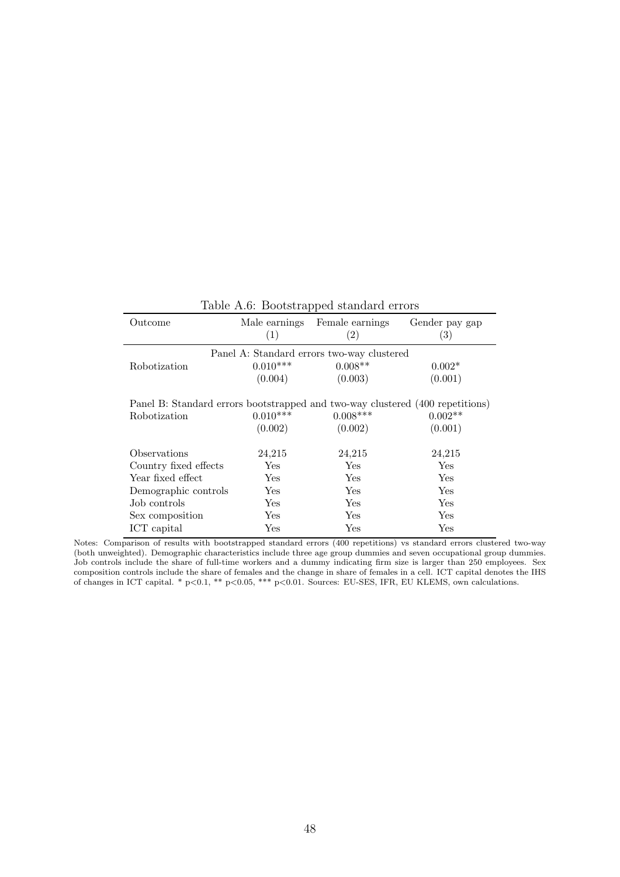Table A.6: Bootstrapped standard errors

| Outcome | Male earnings (1) | Female earnings (2) | Gender pay gap (3) |
|---|---|---|---|
| Panel A: Standard errors two-way clustered | | | |
| Robotization | 0.010*** | 0.008** | 0.002* |
| | (0.004) | (0.003) | (0.001) |
| Panel B: Standard errors bootstrapped and two-way clustered (400 repetitions) | | | |
| Robotization | 0.010*** | 0.008*** | 0.002** |
| | (0.002) | (0.002) | (0.001) |
| Observations | 24,215 | 24,215 | 24,215 |
| Country fixed effects | Yes | Yes | Yes |
| Year fixed effect | Yes | Yes | Yes |
| Demographic controls | Yes | Yes | Yes |
| Job controls | Yes | Yes | Yes |
| Sex composition | Yes | Yes | Yes |
| ICT capital | Yes | Yes | Yes |

Notes: Comparison of results with bootstrapped standard errors (400 repetitions) vs standard errors clustered two-way (both unweighted). Demographic characteristics include three age group dummies and seven occupational group dummies. Job controls include the share of full-time workers and a dummy indicating firm size is larger than 250 employees. Sex composition controls include the share of females and the change in share of females in a cell. ICT capital denotes the IHS of changes in ICT capital. * p<0.1, ** p<0.05, *** p<0.01. Sources: EU-SES, IFR, EU KLEMS, own calculations.